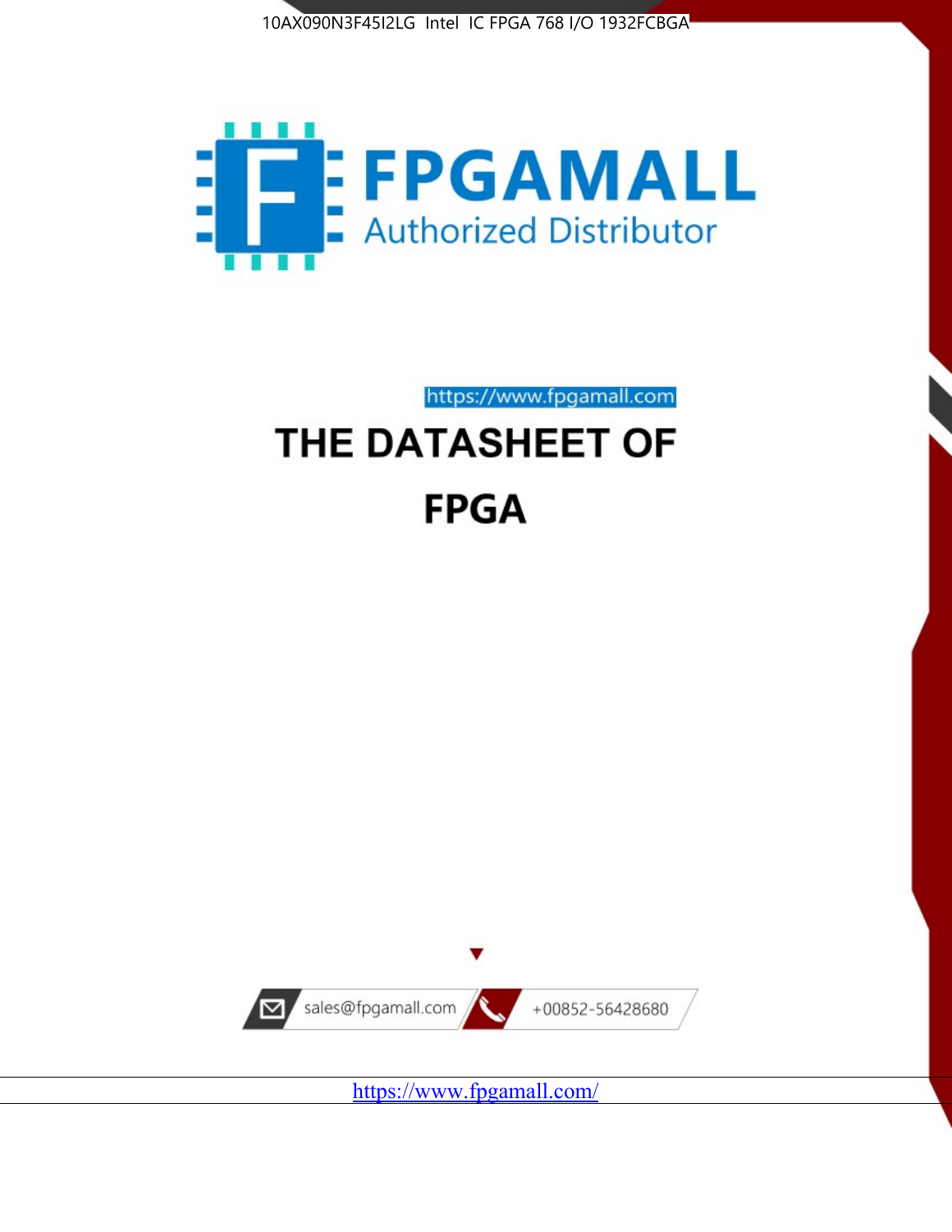10AX090N3F45I2LG Intel IC FPGA 768 I/O 1932FCBGA

FPGAMALL

Authorized Distributor

https://www.fpgamall.com

# THE DATASHEET OF

# FPGA

sales@fpgamall.com

+00852-56428680

https://www.fpgamall.com/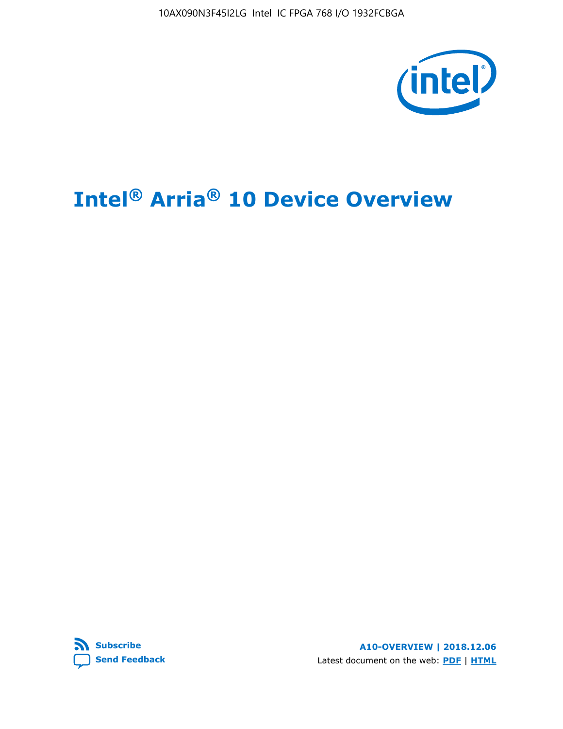10AX090N3F45I2LG Intel IC FPGA 768 I/O 1932FCBGA

# Intel® Arria® 10 Device Overview

Subscribe

Send Feedback

**A10-OVERVIEW | 2018.12.06**

Latest document on the web: **PDF** | **HTML**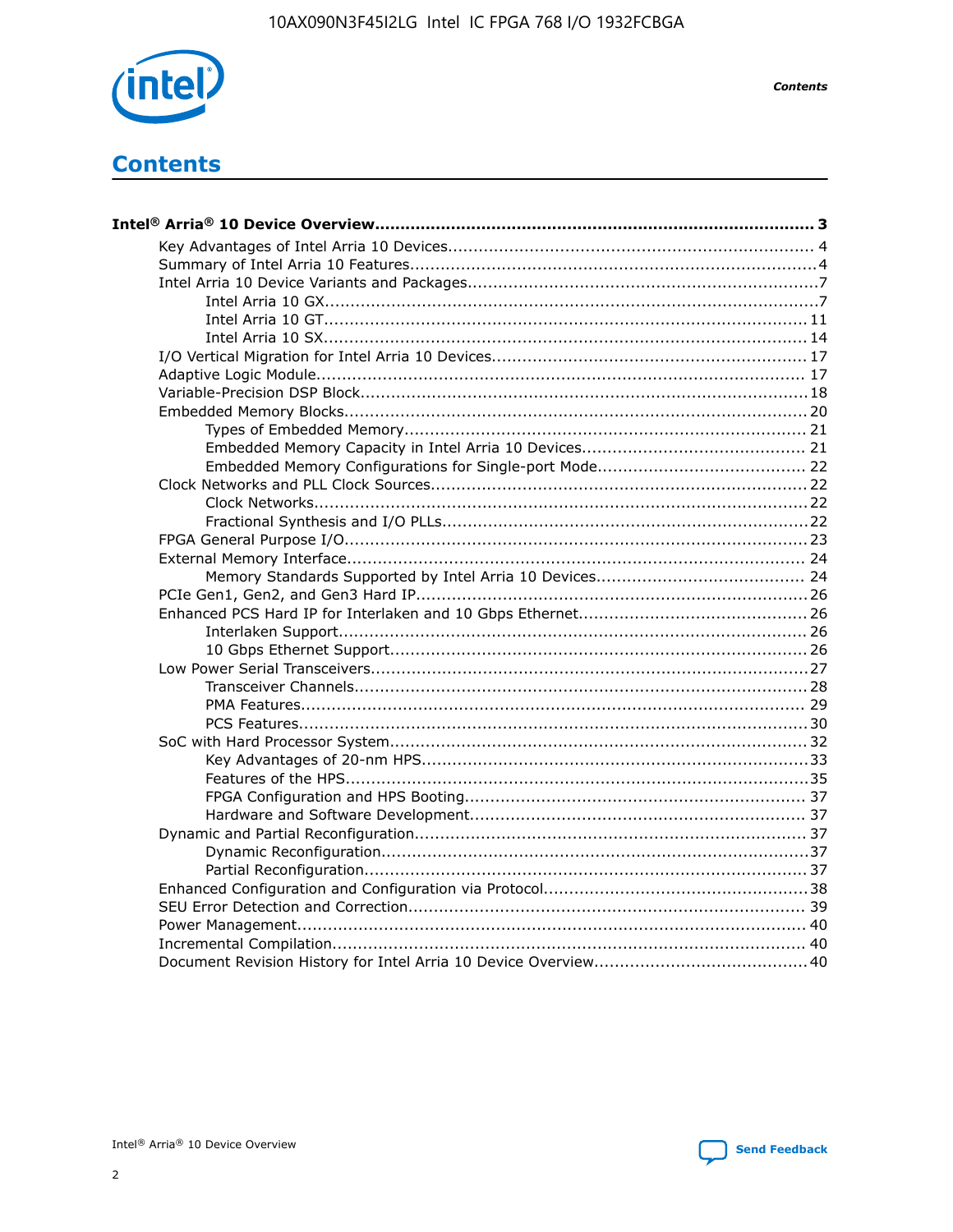# Contents

**Intel® Arria® 10 Device Overview....................................................................................... 3**

- Key Advantages of Intel Arria 10 Devices........................................................................ 4
- Summary of Intel Arria 10 Features................................................................................4
- Intel Arria 10 Device Variants and Packages.....................................................................7
    - Intel Arria 10 GX.................................................................................................7
    - Intel Arria 10 GT............................................................................................... 11
    - Intel Arria 10 SX............................................................................................... 14
- I/O Vertical Migration for Intel Arria 10 Devices.............................................................. 17
- Adaptive Logic Module................................................................................................ 17
- Variable-Precision DSP Block........................................................................................18
- Embedded Memory Blocks........................................................................................... 20
    - Types of Embedded Memory............................................................................... 21
    - Embedded Memory Capacity in Intel Arria 10 Devices............................................ 21
    - Embedded Memory Configurations for Single-port Mode......................................... 22
- Clock Networks and PLL Clock Sources.......................................................................... 22
    - Clock Networks................................................................................................. 22
    - Fractional Synthesis and I/O PLLs........................................................................22
- FPGA General Purpose I/O.......................................................................................... 23
- External Memory Interface.......................................................................................... 24
    - Memory Standards Supported by Intel Arria 10 Devices......................................... 24
- PCIe Gen1, Gen2, and Gen3 Hard IP............................................................................. 26
- Enhanced PCS Hard IP for Interlaken and 10 Gbps Ethernet............................................. 26
    - Interlaken Support............................................................................................ 26
    - 10 Gbps Ethernet Support.................................................................................. 26
- Low Power Serial Transceivers..................................................................................... 27
    - Transceiver Channels......................................................................................... 28
    - PMA Features................................................................................................... 29
    - PCS Features.................................................................................................... 30
- SoC with Hard Processor System.................................................................................. 32
    - Key Advantages of 20-nm HPS............................................................................ 33
    - Features of the HPS........................................................................................... 35
    - FPGA Configuration and HPS Booting................................................................... 37
    - Hardware and Software Development.................................................................. 37
- Dynamic and Partial Reconfiguration............................................................................. 37
    - Dynamic Reconfiguration.................................................................................... 37
    - Partial Reconfiguration....................................................................................... 37
- Enhanced Configuration and Configuration via Protocol.................................................... 38
- SEU Error Detection and Correction.............................................................................. 39
- Power Management.................................................................................................... 40
- Incremental Compilation............................................................................................. 40
- Document Revision History for Intel Arria 10 Device Overview.......................................... 40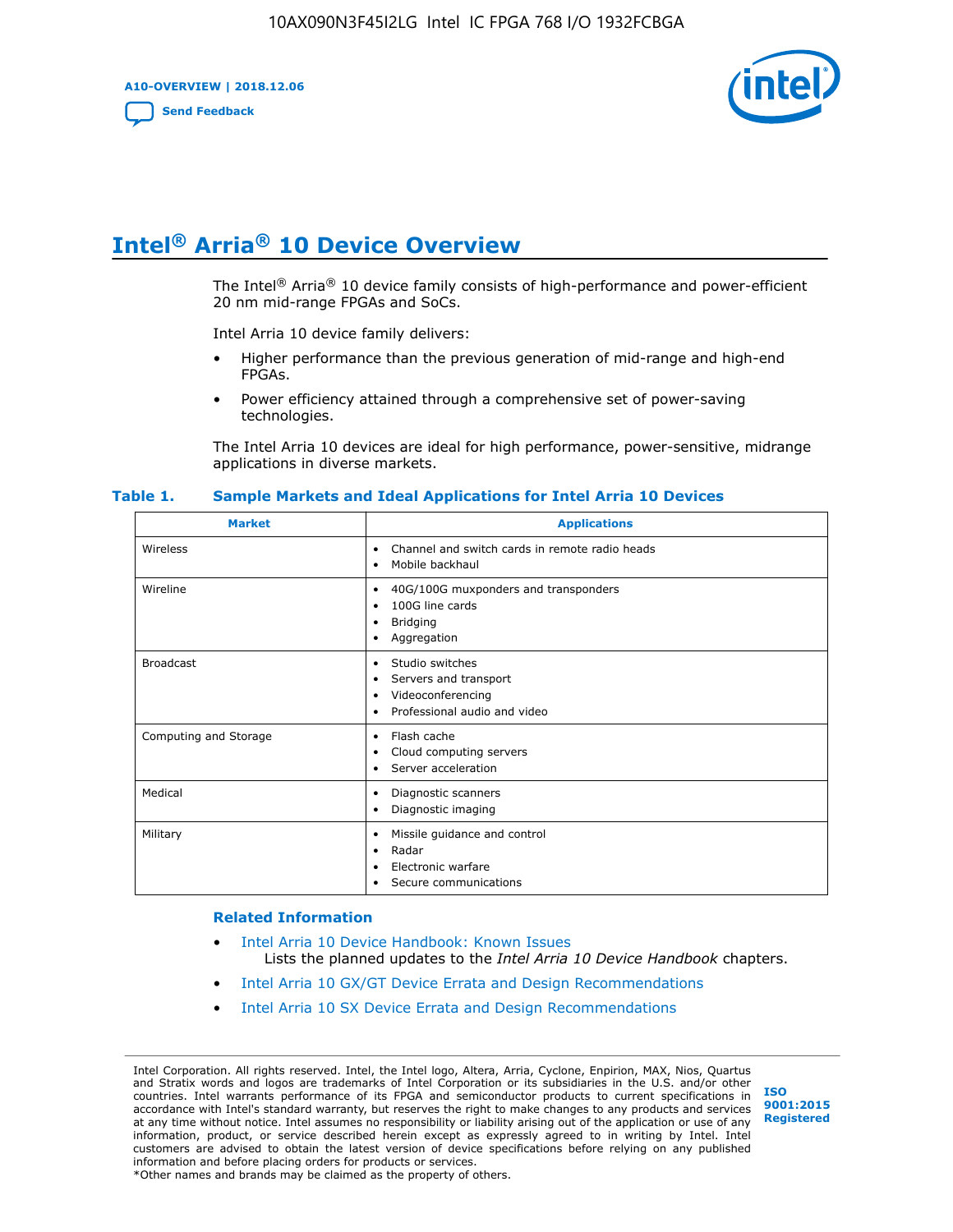# Intel® Arria® 10 Device Overview

The Intel® Arria® 10 device family consists of high-performance and power-efficient 20 nm mid-range FPGAs and SoCs.

Intel Arria 10 device family delivers:

- Higher performance than the previous generation of mid-range and high-end FPGAs.
- Power efficiency attained through a comprehensive set of power-saving technologies.

The Intel Arria 10 devices are ideal for high performance, power-sensitive, midrange applications in diverse markets.

**Table 1. Sample Markets and Ideal Applications for Intel Arria 10 Devices**

| Market | Applications |
|---|---|
| Wireless | • Channel and switch cards in remote radio heads<br>• Mobile backhaul |
| Wireline | • 40G/100G muxponders and transponders<br>• 100G line cards<br>• Bridging<br>• Aggregation |
| Broadcast | • Studio switches<br>• Servers and transport<br>• Videoconferencing<br>• Professional audio and video |
| Computing and Storage | • Flash cache<br>• Cloud computing servers<br>• Server acceleration |
| Medical | • Diagnostic scanners<br>• Diagnostic imaging |
| Military | • Missile guidance and control<br>• Radar<br>• Electronic warfare<br>• Secure communications |

### Related Information

- Intel Arria 10 Device Handbook: Known Issues
  Lists the planned updates to the *Intel Arria 10 Device Handbook* chapters.
- Intel Arria 10 GX/GT Device Errata and Design Recommendations
- Intel Arria 10 SX Device Errata and Design Recommendations

Intel Corporation. All rights reserved. Intel, the Intel logo, Altera, Arria, Cyclone, Enpirion, MAX, Nios, Quartus and Stratix words and logos are trademarks of Intel Corporation or its subsidiaries in the U.S. and/or other countries. Intel warrants performance of its FPGA and semiconductor products to current specifications in accordance with Intel's standard warranty, but reserves the right to make changes to any products and services at any time without notice. Intel assumes no responsibility or liability arising out of the application or use of any information, product, or service described herein except as expressly agreed to in writing by Intel. Intel customers are advised to obtain the latest version of device specifications before relying on any published information and before placing orders for products or services.
*Other names and brands may be claimed as the property of others.

ISO 9001:2015 Registered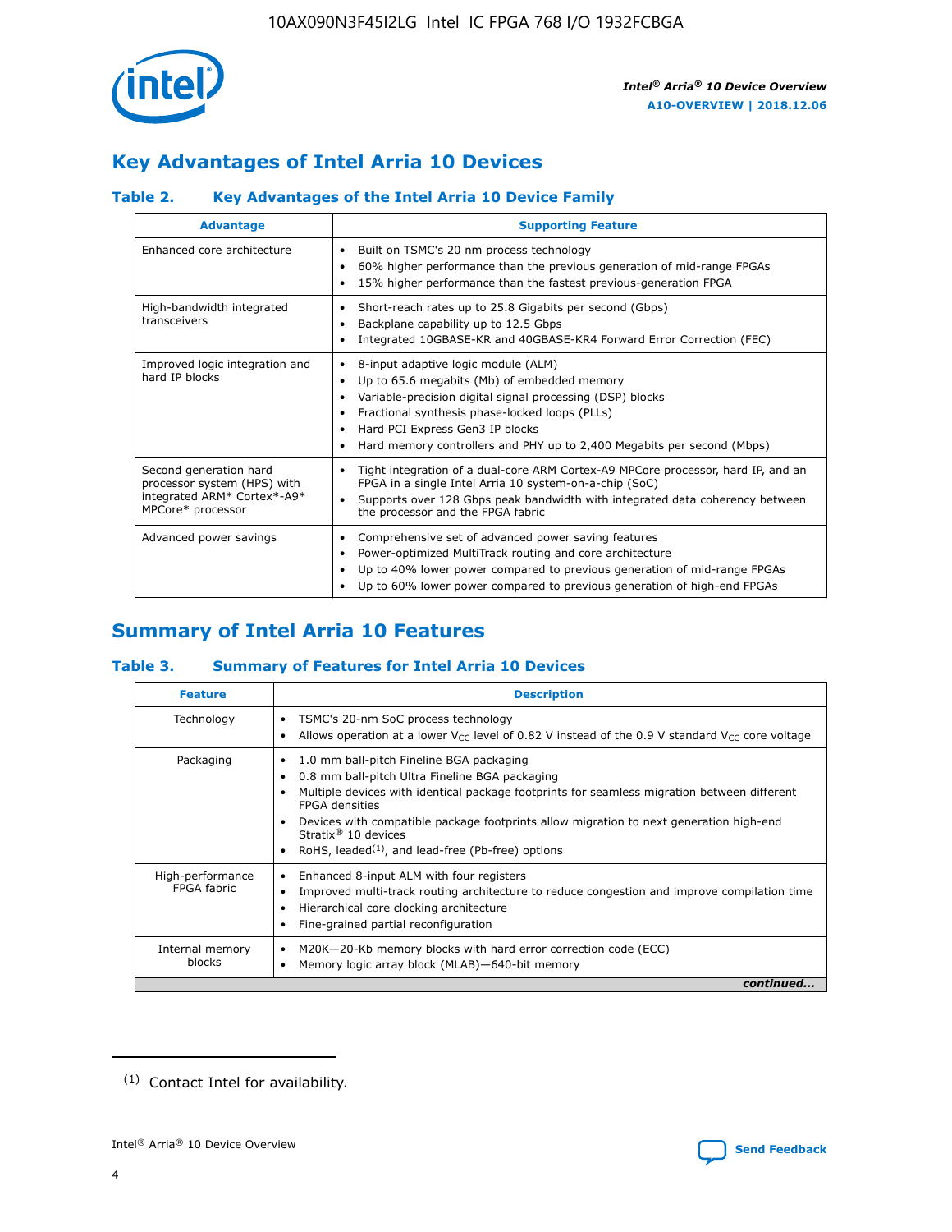## Key Advantages of Intel Arria 10 Devices

### Table 2. Key Advantages of the Intel Arria 10 Device Family

| Advantage | Supporting Feature |
| --- | --- |
| Enhanced core architecture | • Built on TSMC's 20 nm process technology<br>• 60% higher performance than the previous generation of mid-range FPGAs<br>• 15% higher performance than the fastest previous-generation FPGA |
| High-bandwidth integrated transceivers | • Short-reach rates up to 25.8 Gigabits per second (Gbps)<br>• Backplane capability up to 12.5 Gbps<br>• Integrated 10GBASE-KR and 40GBASE-KR4 Forward Error Correction (FEC) |
| Improved logic integration and hard IP blocks | • 8-input adaptive logic module (ALM)<br>• Up to 65.6 megabits (Mb) of embedded memory<br>• Variable-precision digital signal processing (DSP) blocks<br>• Fractional synthesis phase-locked loops (PLLs)<br>• Hard PCI Express Gen3 IP blocks<br>• Hard memory controllers and PHY up to 2,400 Megabits per second (Mbps) |
| Second generation hard processor system (HPS) with integrated ARM* Cortex*-A9* MPCore* processor | • Tight integration of a dual-core ARM Cortex-A9 MPCore processor, hard IP, and an FPGA in a single Intel Arria 10 system-on-a-chip (SoC)<br>• Supports over 128 Gbps peak bandwidth with integrated data coherency between the processor and the FPGA fabric |
| Advanced power savings | • Comprehensive set of advanced power saving features<br>• Power-optimized MultiTrack routing and core architecture<br>• Up to 40% lower power compared to previous generation of mid-range FPGAs<br>• Up to 60% lower power compared to previous generation of high-end FPGAs |

## Summary of Intel Arria 10 Features

### Table 3. Summary of Features for Intel Arria 10 Devices

| Feature | Description |
| --- | --- |
| Technology | • TSMC's 20-nm SoC process technology<br>• Allows operation at a lower $V_{CC}$ level of 0.82 V instead of the 0.9 V standard $V_{CC}$ core voltage |
| Packaging | • 1.0 mm ball-pitch Fineline BGA packaging<br>• 0.8 mm ball-pitch Ultra Fineline BGA packaging<br>• Multiple devices with identical package footprints for seamless migration between different FPGA densities<br>• Devices with compatible package footprints allow migration to next generation high-end Stratix® 10 devices<br>• RoHS, leaded[(1)], and lead-free (Pb-free) options |
| High-performance FPGA fabric | • Enhanced 8-input ALM with four registers<br>• Improved multi-track routing architecture to reduce congestion and improve compilation time<br>• Hierarchical core clocking architecture<br>• Fine-grained partial reconfiguration |
| Internal memory blocks | • M20K—20-Kb memory blocks with hard error correction code (ECC)<br>• Memory logic array block (MLAB)—640-bit memory |

*continued...*

(1) Contact Intel for availability.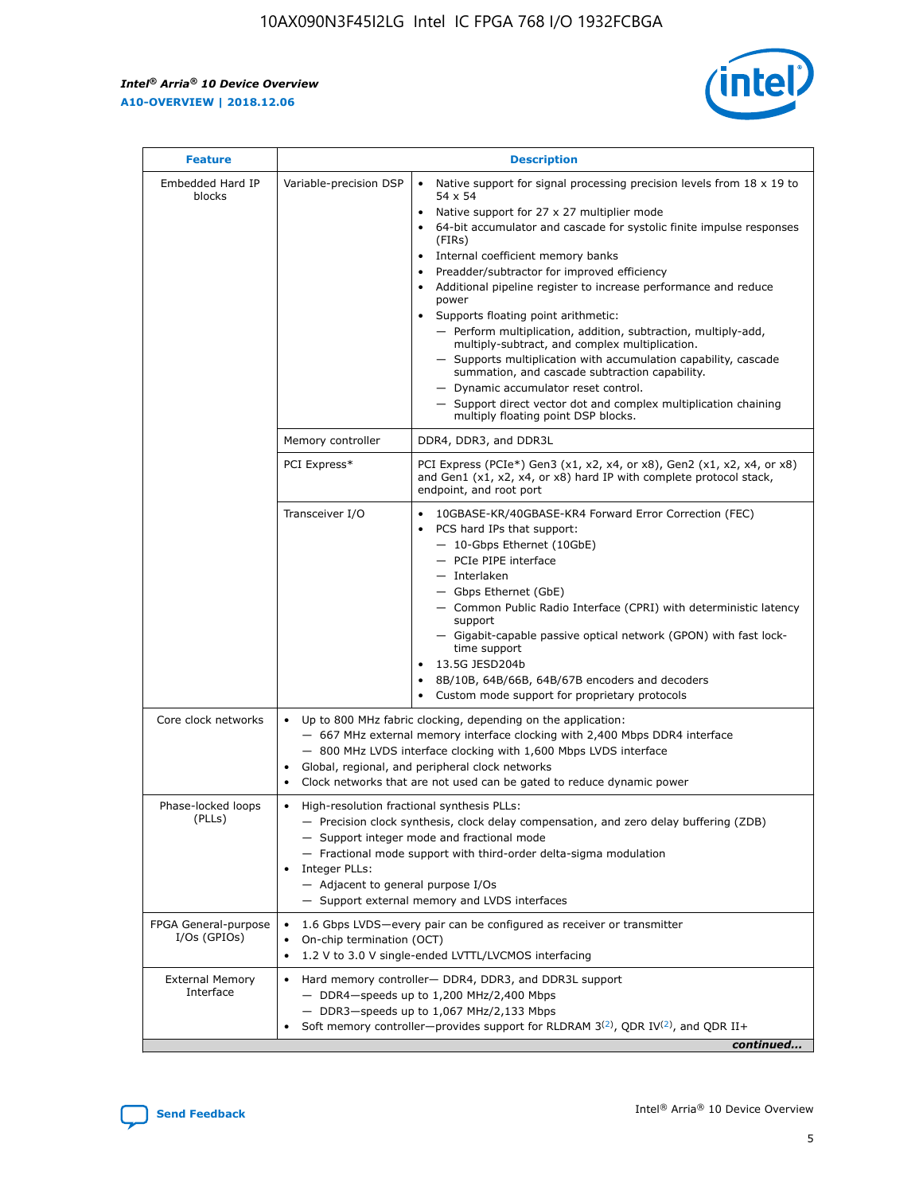| Feature | Description | |
|---|---|---|
| Embedded Hard IP blocks | Variable-precision DSP | • Native support for signal processing precision levels from 18 x 19 to 54 x 54<br>• Native support for 27 x 27 multiplier mode<br>• 64-bit accumulator and cascade for systolic finite impulse responses (FIRs)<br>• Internal coefficient memory banks<br>• Preadder/subtractor for improved efficiency<br>• Additional pipeline register to increase performance and reduce power<br>• Supports floating point arithmetic:<br>— Perform multiplication, addition, subtraction, multiply-add, multiply-subtract, and complex multiplication.<br>— Supports multiplication with accumulation capability, cascade summation, and cascade subtraction capability.<br>— Dynamic accumulator reset control.<br>— Support direct vector dot and complex multiplication chaining multiply floating point DSP blocks. |
| | Memory controller | DDR4, DDR3, and DDR3L |
| | PCI Express* | PCI Express (PCIe*) Gen3 (x1, x2, x4, or x8), Gen2 (x1, x2, x4, or x8) and Gen1 (x1, x2, x4, or x8) hard IP with complete protocol stack, endpoint, and root port |
| | Transceiver I/O | • 10GBASE-KR/40GBASE-KR4 Forward Error Correction (FEC)<br>• PCS hard IPs that support:<br>— 10-Gbps Ethernet (10GbE)<br>— PCIe PIPE interface<br>— Interlaken<br>— Gbps Ethernet (GbE)<br>— Common Public Radio Interface (CPRI) with deterministic latency support<br>— Gigabit-capable passive optical network (GPON) with fast lock-time support<br>• 13.5G JESD204b<br>• 8B/10B, 64B/66B, 64B/67B encoders and decoders<br>• Custom mode support for proprietary protocols |
| Core clock networks | • Up to 800 MHz fabric clocking, depending on the application:<br>— 667 MHz external memory interface clocking with 2,400 Mbps DDR4 interface<br>— 800 MHz LVDS interface clocking with 1,600 Mbps LVDS interface<br>• Global, regional, and peripheral clock networks<br>• Clock networks that are not used can be gated to reduce dynamic power | |
| Phase-locked loops (PLLs) | • High-resolution fractional synthesis PLLs:<br>— Precision clock synthesis, clock delay compensation, and zero delay buffering (ZDB)<br>— Support integer mode and fractional mode<br>— Fractional mode support with third-order delta-sigma modulation<br>• Integer PLLs:<br>— Adjacent to general purpose I/Os<br>— Support external memory and LVDS interfaces | |
| FPGA General-purpose I/Os (GPIOs) | • 1.6 Gbps LVDS—every pair can be configured as receiver or transmitter<br>• On-chip termination (OCT)<br>• 1.2 V to 3.0 V single-ended LVTTL/LVCMOS interfacing | |
| External Memory Interface | • Hard memory controller— DDR4, DDR3, and DDR3L support<br>— DDR4—speeds up to 1,200 MHz/2,400 Mbps<br>— DDR3—speeds up to 1,067 MHz/2,133 Mbps<br>• Soft memory controller—provides support for RLDRAM 3[(2)], QDR IV[(2)], and QDR II+ | |

*continued...*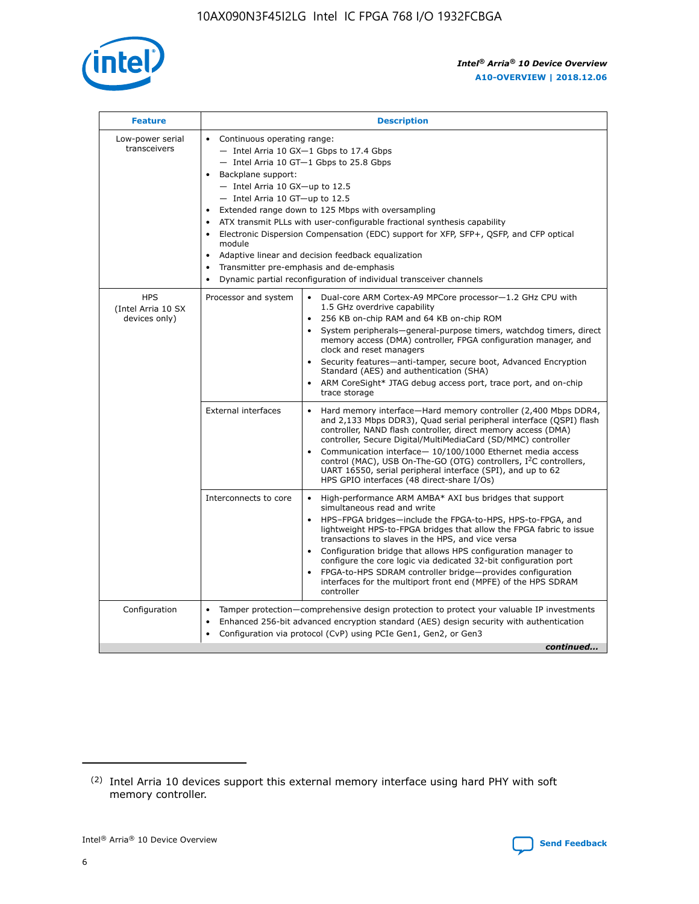| Feature | Description | |
|---|---|---|
| Low-power serial transceivers | • Continuous operating range:<br>— Intel Arria 10 GX—1 Gbps to 17.4 Gbps<br>— Intel Arria 10 GT—1 Gbps to 25.8 Gbps<br>• Backplane support:<br>— Intel Arria 10 GX—up to 12.5<br>— Intel Arria 10 GT—up to 12.5<br>• Extended range down to 125 Mbps with oversampling<br>• ATX transmit PLLs with user-configurable fractional synthesis capability<br>• Electronic Dispersion Compensation (EDC) support for XFP, SFP+, QSFP, and CFP optical module<br>• Adaptive linear and decision feedback equalization<br>• Transmitter pre-emphasis and de-emphasis<br>• Dynamic partial reconfiguration of individual transceiver channels | |
| HPS (Intel Arria 10 SX devices only) | Processor and system | • Dual-core ARM Cortex-A9 MPCore processor—1.2 GHz CPU with 1.5 GHz overdrive capability<br>• 256 KB on-chip RAM and 64 KB on-chip ROM<br>• System peripherals—general-purpose timers, watchdog timers, direct memory access (DMA) controller, FPGA configuration manager, and clock and reset managers<br>• Security features—anti-tamper, secure boot, Advanced Encryption Standard (AES) and authentication (SHA)<br>• ARM CoreSight* JTAG debug access port, trace port, and on-chip trace storage |
| | External interfaces | • Hard memory interface—Hard memory controller (2,400 Mbps DDR4, and 2,133 Mbps DDR3), Quad serial peripheral interface (QSPI) flash controller, NAND flash controller, direct memory access (DMA) controller, Secure Digital/MultiMediaCard (SD/MMC) controller<br>• Communication interface— 10/100/1000 Ethernet media access control (MAC), USB On-The-GO (OTG) controllers, I²C controllers, UART 16550, serial peripheral interface (SPI), and up to 62 HPS GPIO interfaces (48 direct-share I/Os) |
| | Interconnects to core | • High-performance ARM AMBA* AXI bus bridges that support simultaneous read and write<br>• HPS–FPGA bridges—include the FPGA-to-HPS, HPS-to-FPGA, and lightweight HPS-to-FPGA bridges that allow the FPGA fabric to issue transactions to slaves in the HPS, and vice versa<br>• Configuration bridge that allows HPS configuration manager to configure the core logic via dedicated 32-bit configuration port<br>• FPGA-to-HPS SDRAM controller bridge—provides configuration interfaces for the multiport front end (MPFE) of the HPS SDRAM controller |
| Configuration | • Tamper protection—comprehensive design protection to protect your valuable IP investments<br>• Enhanced 256-bit advanced encryption standard (AES) design security with authentication<br>• Configuration via protocol (CvP) using PCIe Gen1, Gen2, or Gen3 | |

*continued...*

(2) Intel Arria 10 devices support this external memory interface using hard PHY with soft memory controller.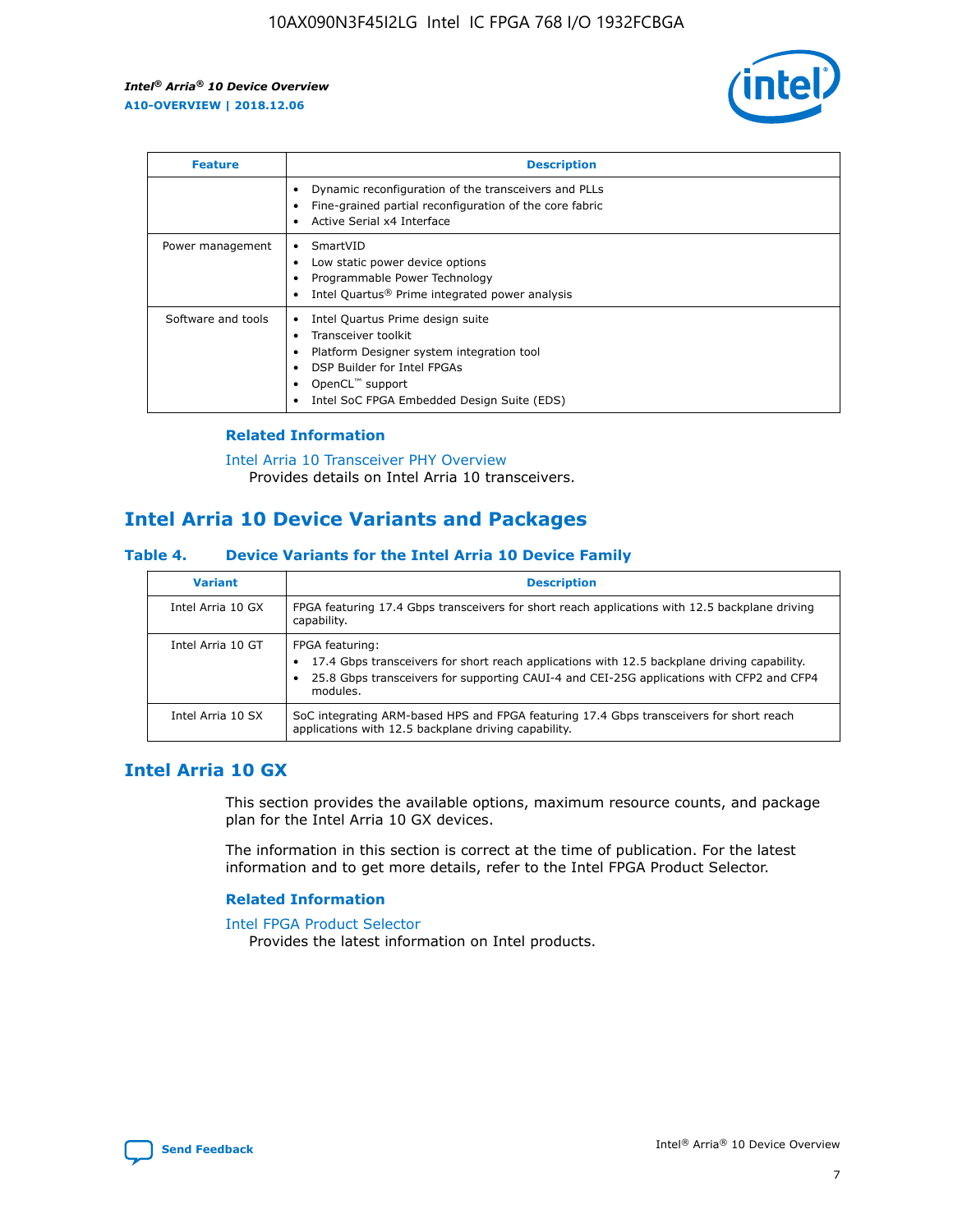| Feature | Description |
| --- | --- |
| | • Dynamic reconfiguration of the transceivers and PLLs<br>• Fine-grained partial reconfiguration of the core fabric<br>• Active Serial x4 Interface |
| Power management | • SmartVID<br>• Low static power device options<br>• Programmable Power Technology<br>• Intel Quartus® Prime integrated power analysis |
| Software and tools | • Intel Quartus Prime design suite<br>• Transceiver toolkit<br>• Platform Designer system integration tool<br>• DSP Builder for Intel FPGAs<br>• OpenCL™ support<br>• Intel SoC FPGA Embedded Design Suite (EDS) |

### Related Information

Intel Arria 10 Transceiver PHY Overview
Provides details on Intel Arria 10 transceivers.

## Intel Arria 10 Device Variants and Packages

#### Table 4. Device Variants for the Intel Arria 10 Device Family

| Variant | Description |
| --- | --- |
| Intel Arria 10 GX | FPGA featuring 17.4 Gbps transceivers for short reach applications with 12.5 backplane driving capability. |
| Intel Arria 10 GT | FPGA featuring:<br>• 17.4 Gbps transceivers for short reach applications with 12.5 backplane driving capability.<br>• 25.8 Gbps transceivers for supporting CAUI-4 and CEI-25G applications with CFP2 and CFP4 modules. |
| Intel Arria 10 SX | SoC integrating ARM-based HPS and FPGA featuring 17.4 Gbps transceivers for short reach applications with 12.5 backplane driving capability. |

## Intel Arria 10 GX

This section provides the available options, maximum resource counts, and package plan for the Intel Arria 10 GX devices.

The information in this section is correct at the time of publication. For the latest information and to get more details, refer to the Intel FPGA Product Selector.

### Related Information

Intel FPGA Product Selector
Provides the latest information on Intel products.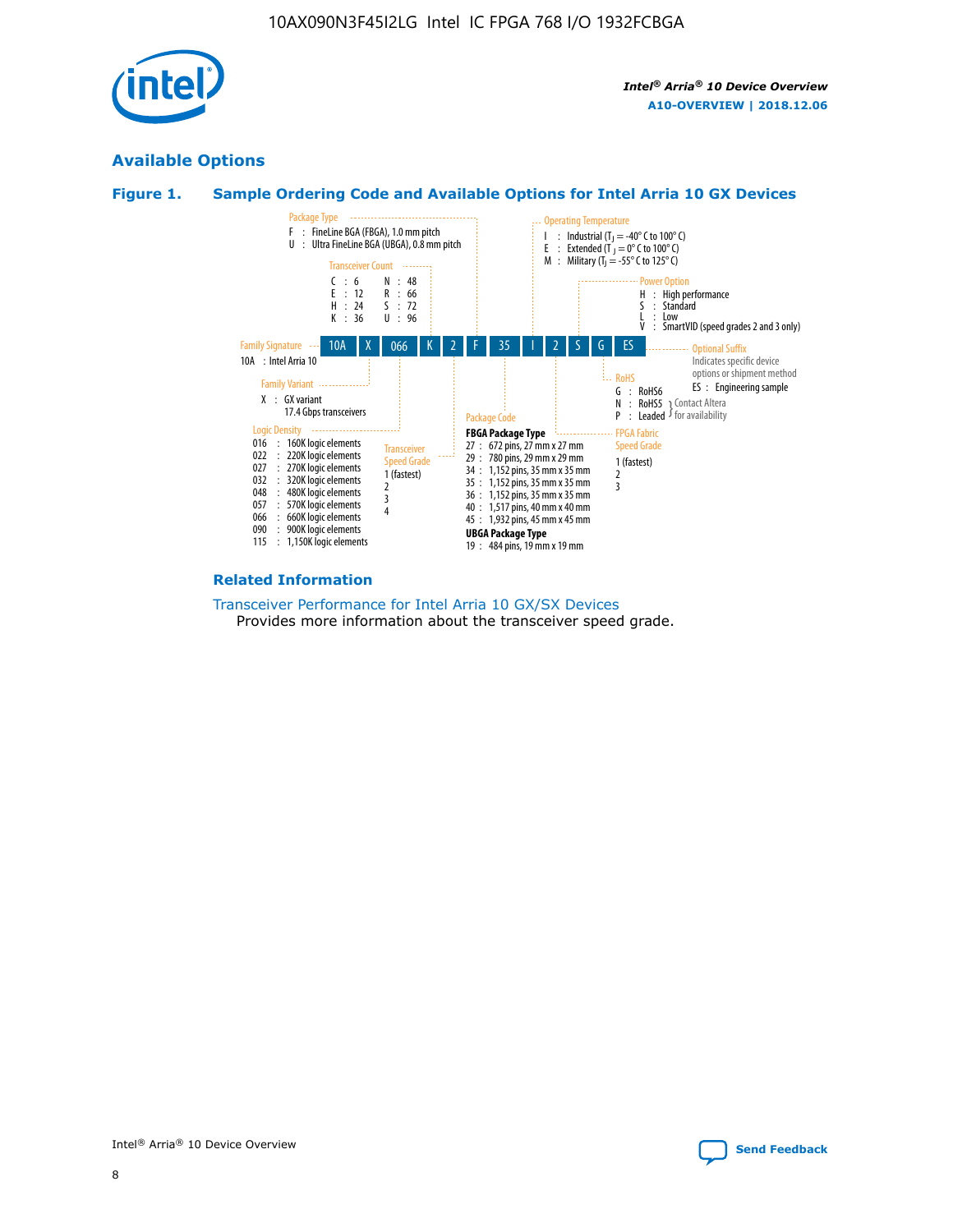## Available Options

### Figure 1. Sample Ordering Code and Available Options for Intel Arria 10 GX Devices

| 10A | X | 066 | K | 2 | F | 35 | I | 2 | S | G | ES |
|---|---|---|---|---|---|---|---|---|---|---|---|

**Family Signature**
- 10A : Intel Arria 10

**Family Variant**
- X : GX variant
  17.4 Gbps transceivers

**Logic Density**
- 016 : 160K logic elements
- 022 : 220K logic elements
- 027 : 270K logic elements
- 032 : 320K logic elements
- 048 : 480K logic elements
- 057 : 570K logic elements
- 066 : 660K logic elements
- 090 : 900K logic elements
- 115 : 1,150K logic elements

**Transceiver Count**
- C : 6
- E : 12
- H : 24
- K : 36
- N : 48
- R : 66
- S : 72
- U : 96

**Transceiver Speed Grade**
- 1 (fastest)
- 2
- 3
- 4

**Package Type**
- F : FineLine BGA (FBGA), 1.0 mm pitch
- U : Ultra FineLine BGA (UBGA), 0.8 mm pitch

**Package Code**

**FBGA Package Type**
- 27 : 672 pins, 27 mm x 27 mm
- 29 : 780 pins, 29 mm x 29 mm
- 34 : 1,152 pins, 35 mm x 35 mm
- 35 : 1,152 pins, 35 mm x 35 mm
- 36 : 1,152 pins, 35 mm x 35 mm
- 40 : 1,517 pins, 40 mm x 40 mm
- 45 : 1,932 pins, 45 mm x 45 mm

**UBGA Package Type**
- 19 : 484 pins, 19 mm x 19 mm

**Operating Temperature**
- I : Industrial ($T_J$ = -40° C to 100° C)
- E : Extended ($T_J$ = 0° C to 100° C)
- M : Military ($T_J$ = -55° C to 125° C)

**FPGA Fabric Speed Grade**
- 1 (fastest)
- 2
- 3

**Power Option**
- H : High performance
- S : Standard
- L : Low
- V : SmartVID (speed grades 2 and 3 only)

**RoHS**
- G : RoHS6
- N : RoHS5 (Contact Altera for availability)
- P : Leaded (Contact Altera for availability)

**Optional Suffix**

Indicates specific device options or shipment method
- ES : Engineering sample

### Related Information

Transceiver Performance for Intel Arria 10 GX/SX Devices
Provides more information about the transceiver speed grade.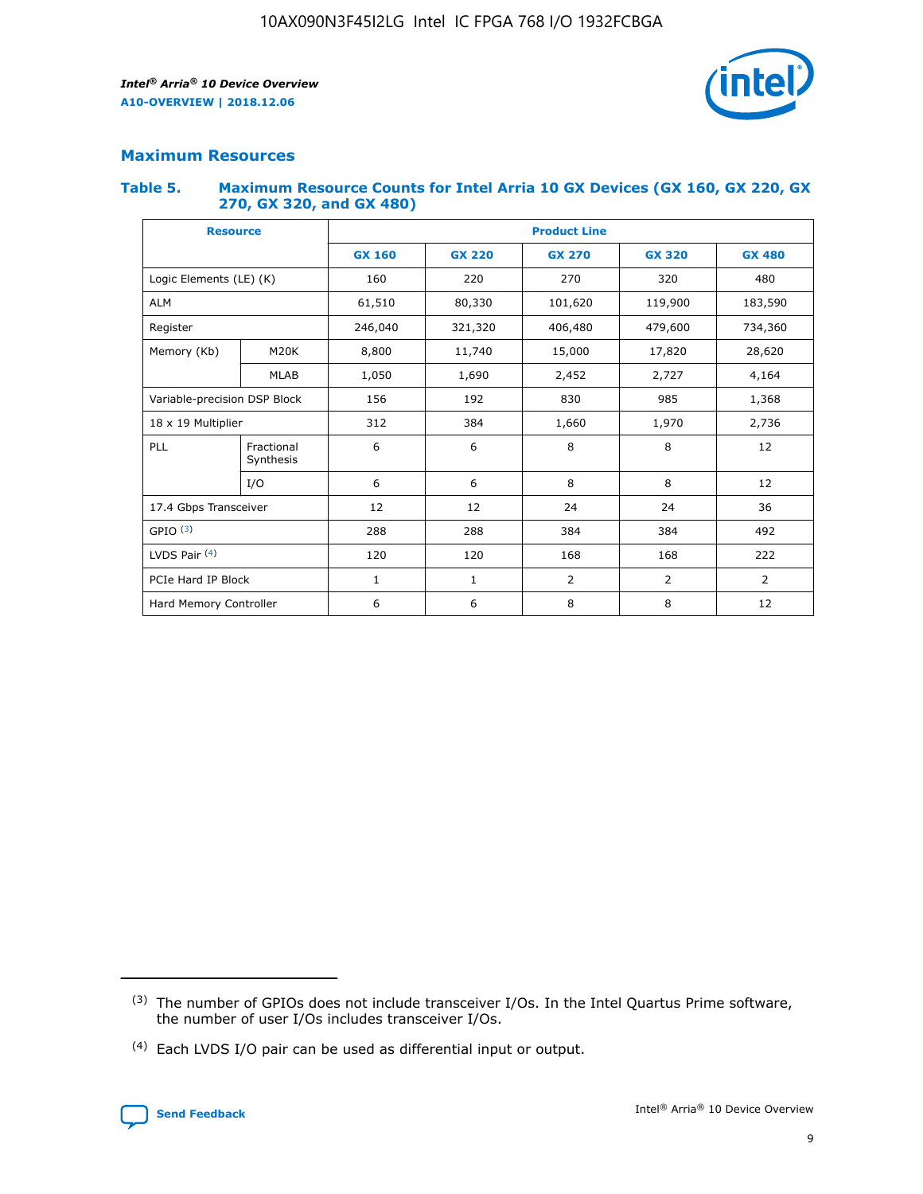## Maximum Resources

### Table 5. Maximum Resource Counts for Intel Arria 10 GX Devices (GX 160, GX 220, GX 270, GX 320, and GX 480)

| Resource | | Product Line | | | | |
|---|---|---|---|---|---|---|
| | | GX 160 | GX 220 | GX 270 | GX 320 | GX 480 |
| Logic Elements (LE) (K) | | 160 | 220 | 270 | 320 | 480 |
| ALM | | 61,510 | 80,330 | 101,620 | 119,900 | 183,590 |
| Register | | 246,040 | 321,320 | 406,480 | 479,600 | 734,360 |
| Memory (Kb) | M20K | 8,800 | 11,740 | 15,000 | 17,820 | 28,620 |
| | MLAB | 1,050 | 1,690 | 2,452 | 2,727 | 4,164 |
| Variable-precision DSP Block | | 156 | 192 | 830 | 985 | 1,368 |
| 18 x 19 Multiplier | | 312 | 384 | 1,660 | 1,970 | 2,736 |
| PLL | Fractional Synthesis | 6 | 6 | 8 | 8 | 12 |
| | I/O | 6 | 6 | 8 | 8 | 12 |
| 17.4 Gbps Transceiver | | 12 | 12 | 24 | 24 | 36 |
| GPIO [(3)] | | 288 | 288 | 384 | 384 | 492 |
| LVDS Pair [(4)] | | 120 | 120 | 168 | 168 | 222 |
| PCIe Hard IP Block | | 1 | 1 | 2 | 2 | 2 |
| Hard Memory Controller | | 6 | 6 | 8 | 8 | 12 |

(3) The number of GPIOs does not include transceiver I/Os. In the Intel Quartus Prime software, the number of user I/Os includes transceiver I/Os.

(4) Each LVDS I/O pair can be used as differential input or output.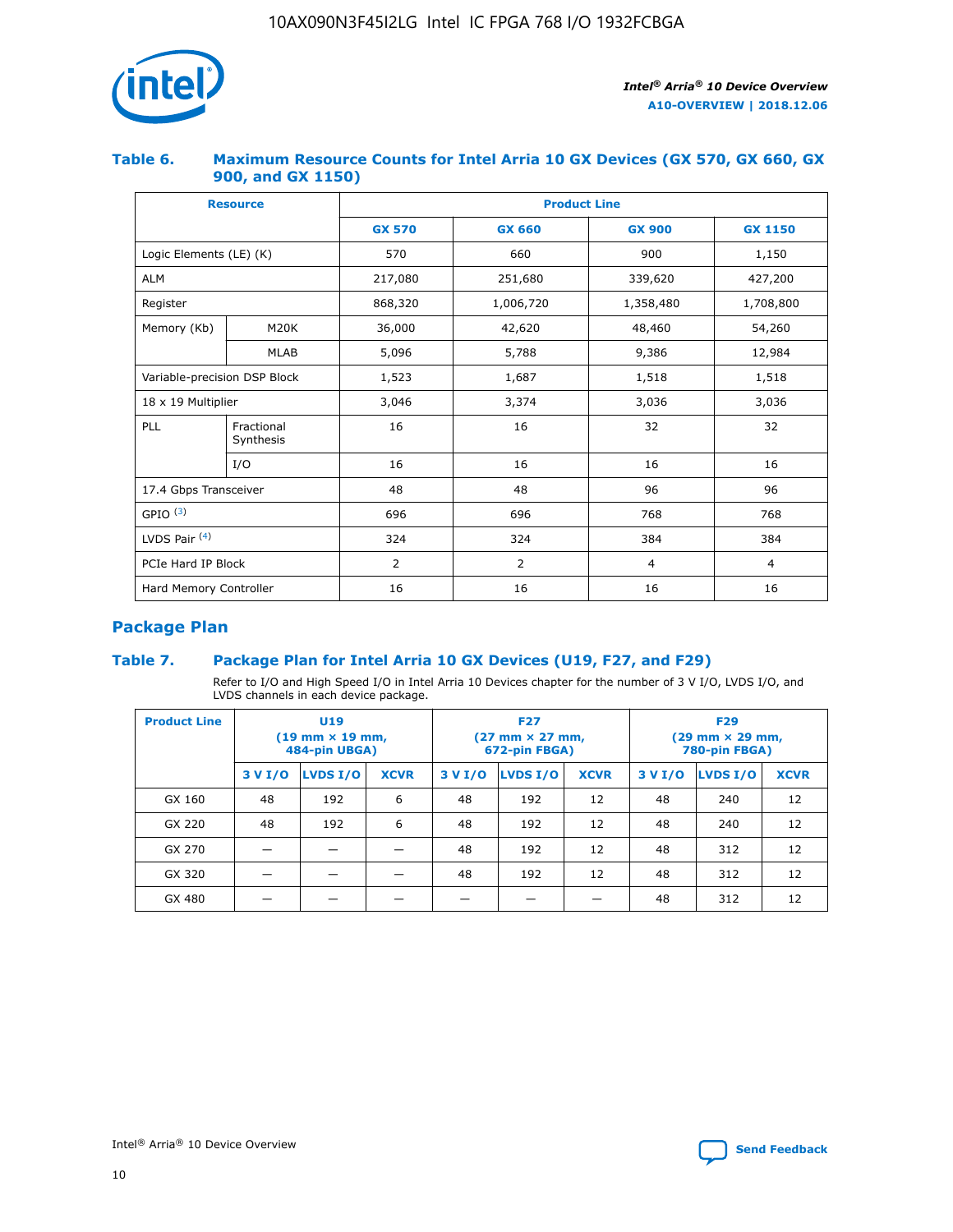### Table 6. Maximum Resource Counts for Intel Arria 10 GX Devices (GX 570, GX 660, GX 900, and GX 1150)

| Resource | | Product Line | | | |
|---|---|---|---|---|---|
| | | GX 570 | GX 660 | GX 900 | GX 1150 |
| Logic Elements (LE) (K) | | 570 | 660 | 900 | 1,150 |
| ALM | | 217,080 | 251,680 | 339,620 | 427,200 |
| Register | | 868,320 | 1,006,720 | 1,358,480 | 1,708,800 |
| Memory (Kb) | M20K | 36,000 | 42,620 | 48,460 | 54,260 |
| | MLAB | 5,096 | 5,788 | 9,386 | 12,984 |
| Variable-precision DSP Block | | 1,523 | 1,687 | 1,518 | 1,518 |
| 18 x 19 Multiplier | | 3,046 | 3,374 | 3,036 | 3,036 |
| PLL | Fractional Synthesis | 16 | 16 | 32 | 32 |
| | I/O | 16 | 16 | 16 | 16 |
| 17.4 Gbps Transceiver | | 48 | 48 | 96 | 96 |
| GPIO [3] | | 696 | 696 | 768 | 768 |
| LVDS Pair [4] | | 324 | 324 | 384 | 384 |
| PCIe Hard IP Block | | 2 | 2 | 4 | 4 |
| Hard Memory Controller | | 16 | 16 | 16 | 16 |

## Package Plan

### Table 7. Package Plan for Intel Arria 10 GX Devices (U19, F27, and F29)

Refer to I/O and High Speed I/O in Intel Arria 10 Devices chapter for the number of 3 V I/O, LVDS I/O, and LVDS channels in each device package.

| Product Line | U19 (19 mm × 19 mm, 484-pin UBGA) | | | F27 (27 mm × 27 mm, 672-pin FBGA) | | | F29 (29 mm × 29 mm, 780-pin FBGA) | | |
|---|---|---|---|---|---|---|---|---|---|
| | 3 V I/O | LVDS I/O | XCVR | 3 V I/O | LVDS I/O | XCVR | 3 V I/O | LVDS I/O | XCVR |
| GX 160 | 48 | 192 | 6 | 48 | 192 | 12 | 48 | 240 | 12 |
| GX 220 | 48 | 192 | 6 | 48 | 192 | 12 | 48 | 240 | 12 |
| GX 270 | — | — | — | 48 | 192 | 12 | 48 | 312 | 12 |
| GX 320 | — | — | — | 48 | 192 | 12 | 48 | 312 | 12 |
| GX 480 | — | — | — | — | — | — | 48 | 312 | 12 |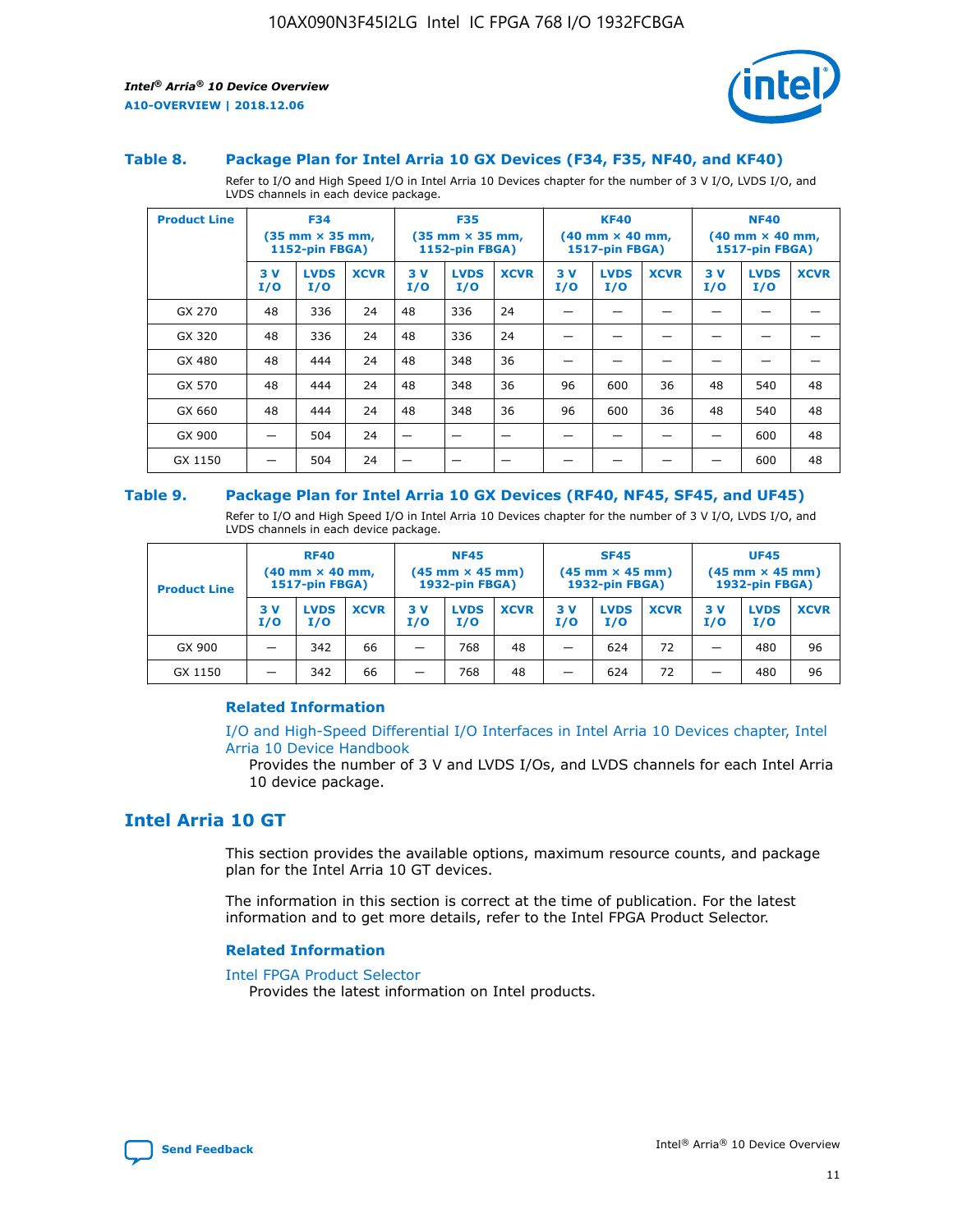### Table 8. Package Plan for Intel Arria 10 GX Devices (F34, F35, NF40, and KF40)

Refer to I/O and High Speed I/O in Intel Arria 10 Devices chapter for the number of 3 V I/O, LVDS I/O, and LVDS channels in each device package.

| Product Line | F34 (35 mm × 35 mm, 1152-pin FBGA) | | | F35 (35 mm × 35 mm, 1152-pin FBGA) | | | KF40 (40 mm × 40 mm, 1517-pin FBGA) | | | NF40 (40 mm × 40 mm, 1517-pin FBGA) | | |
|---|---|---|---|---|---|---|---|---|---|---|---|---|
| | 3 V I/O | LVDS I/O | XCVR | 3 V I/O | LVDS I/O | XCVR | 3 V I/O | LVDS I/O | XCVR | 3 V I/O | LVDS I/O | XCVR |
| GX 270 | 48 | 336 | 24 | 48 | 336 | 24 | — | — | — | — | — | — |
| GX 320 | 48 | 336 | 24 | 48 | 336 | 24 | — | — | — | — | — | — |
| GX 480 | 48 | 444 | 24 | 48 | 348 | 36 | — | — | — | — | — | — |
| GX 570 | 48 | 444 | 24 | 48 | 348 | 36 | 96 | 600 | 36 | 48 | 540 | 48 |
| GX 660 | 48 | 444 | 24 | 48 | 348 | 36 | 96 | 600 | 36 | 48 | 540 | 48 |
| GX 900 | — | 504 | 24 | — | — | — | — | — | — | — | 600 | 48 |
| GX 1150 | — | 504 | 24 | — | — | — | — | — | — | — | 600 | 48 |

### Table 9. Package Plan for Intel Arria 10 GX Devices (RF40, NF45, SF45, and UF45)

Refer to I/O and High Speed I/O in Intel Arria 10 Devices chapter for the number of 3 V I/O, LVDS I/O, and LVDS channels in each device package.

| Product Line | RF40 (40 mm × 40 mm, 1517-pin FBGA) | | | NF45 (45 mm × 45 mm) 1932-pin FBGA) | | | SF45 (45 mm × 45 mm) 1932-pin FBGA) | | | UF45 (45 mm × 45 mm) 1932-pin FBGA) | | |
|---|---|---|---|---|---|---|---|---|---|---|---|---|
| | 3 V I/O | LVDS I/O | XCVR | 3 V I/O | LVDS I/O | XCVR | 3 V I/O | LVDS I/O | XCVR | 3 V I/O | LVDS I/O | XCVR |
| GX 900 | — | 342 | 66 | — | 768 | 48 | — | 624 | 72 | — | 480 | 96 |
| GX 1150 | — | 342 | 66 | — | 768 | 48 | — | 624 | 72 | — | 480 | 96 |

#### Related Information

I/O and High-Speed Differential I/O Interfaces in Intel Arria 10 Devices chapter, Intel Arria 10 Device Handbook

Provides the number of 3 V and LVDS I/Os, and LVDS channels for each Intel Arria 10 device package.

## Intel Arria 10 GT

This section provides the available options, maximum resource counts, and package plan for the Intel Arria 10 GT devices.

The information in this section is correct at the time of publication. For the latest information and to get more details, refer to the Intel FPGA Product Selector.

#### Related Information

Intel FPGA Product Selector

Provides the latest information on Intel products.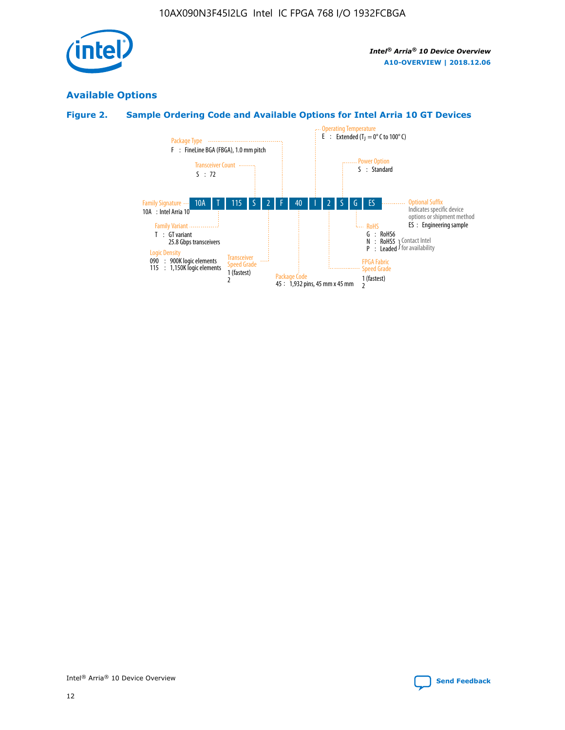## Available Options

### Figure 2. Sample Ordering Code and Available Options for Intel Arria 10 GT Devices

| 10A | T | 115 | S | 2 | F | 40 | I | 2 | S | G | ES |
|---|---|---|---|---|---|---|---|---|---|---|---|

**Family Signature**
10A : Intel Arria 10

**Family Variant**
T : GT variant
25.8 Gbps transceivers

**Logic Density**
090 : 900K logic elements
115 : 1,150K logic elements

**Transceiver Count**
S : 72

**Transceiver Speed Grade**
1 (fastest)
2

**Package Type**
F : FineLine BGA (FBGA), 1.0 mm pitch

**Package Code**
45 : 1,932 pins, 45 mm x 45 mm

**Operating Temperature**
E : Extended ($T_J$ = 0° C to 100° C)

**FPGA Fabric Speed Grade**
1 (fastest)
2

**Power Option**
S : Standard

**RoHS**
G : RoHS6
N : RoHS5 } Contact Intel for availability
P : Leaded } Contact Intel for availability

**Optional Suffix**
Indicates specific device options or shipment method
ES : Engineering sample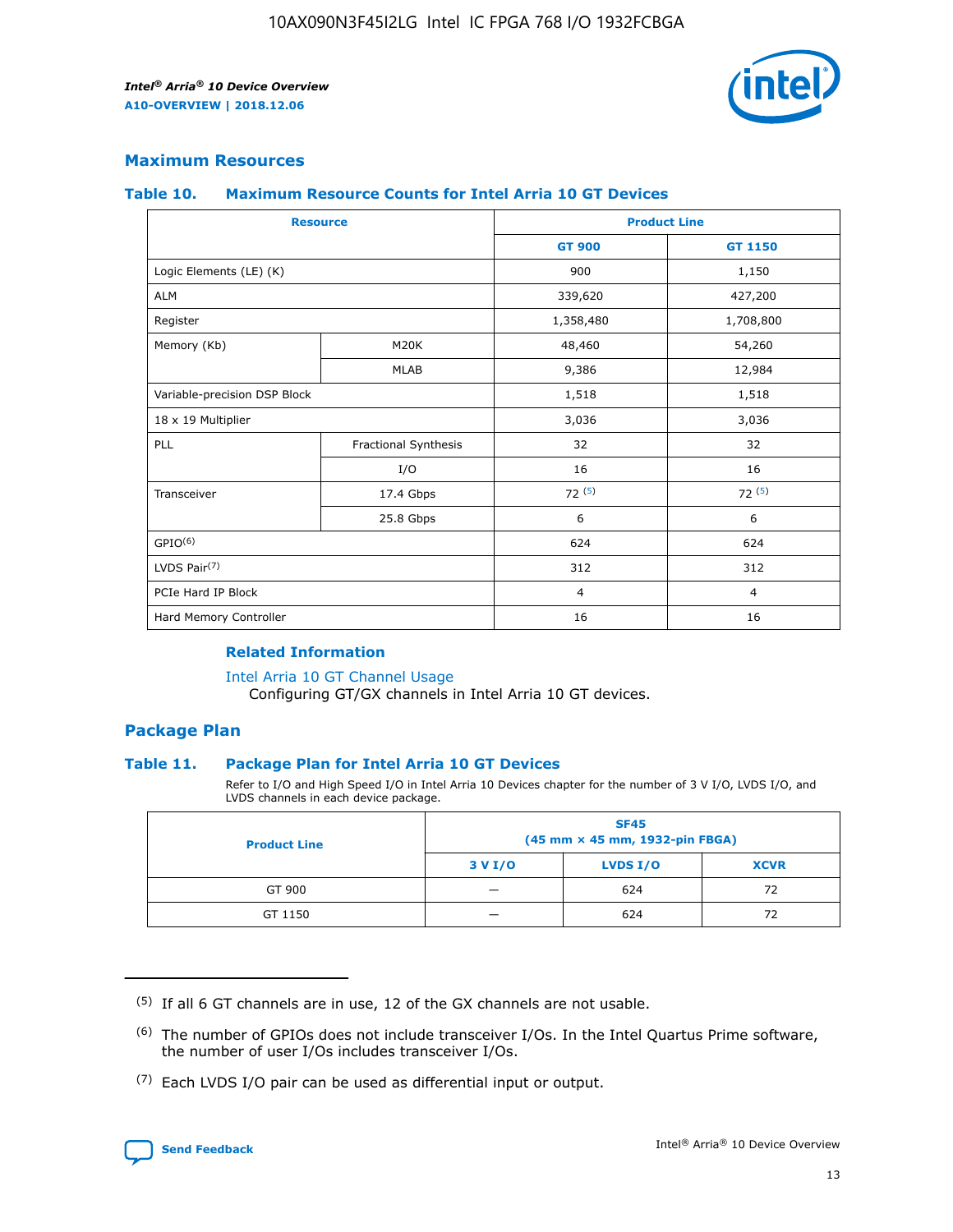## Maximum Resources

### Table 10. Maximum Resource Counts for Intel Arria 10 GT Devices

| Resource | | Product Line | |
|---|---|---|---|
| | | GT 900 | GT 1150 |
| Logic Elements (LE) (K) | | 900 | 1,150 |
| ALM | | 339,620 | 427,200 |
| Register | | 1,358,480 | 1,708,800 |
| Memory (Kb) | M20K | 48,460 | 54,260 |
| | MLAB | 9,386 | 12,984 |
| Variable-precision DSP Block | | 1,518 | 1,518 |
| 18 x 19 Multiplier | | 3,036 | 3,036 |
| PLL | Fractional Synthesis | 32 | 32 |
| | I/O | 16 | 16 |
| Transceiver | 17.4 Gbps | 72 [5] | 72 [5] |
| | 25.8 Gbps | 6 | 6 |
| GPIO[6] | | 624 | 624 |
| LVDS Pair[7] | | 312 | 312 |
| PCIe Hard IP Block | | 4 | 4 |
| Hard Memory Controller | | 16 | 16 |

#### Related Information

Intel Arria 10 GT Channel Usage
Configuring GT/GX channels in Intel Arria 10 GT devices.

## Package Plan

### Table 11. Package Plan for Intel Arria 10 GT Devices

Refer to I/O and High Speed I/O in Intel Arria 10 Devices chapter for the number of 3 V I/O, LVDS I/O, and LVDS channels in each device package.

| Product Line | SF45 (45 mm × 45 mm, 1932-pin FBGA) | | |
|---|---|---|---|
| | 3 V I/O | LVDS I/O | XCVR |
| GT 900 | — | 624 | 72 |
| GT 1150 | — | 624 | 72 |

(5) If all 6 GT channels are in use, 12 of the GX channels are not usable.

(6) The number of GPIOs does not include transceiver I/Os. In the Intel Quartus Prime software, the number of user I/Os includes transceiver I/Os.

(7) Each LVDS I/O pair can be used as differential input or output.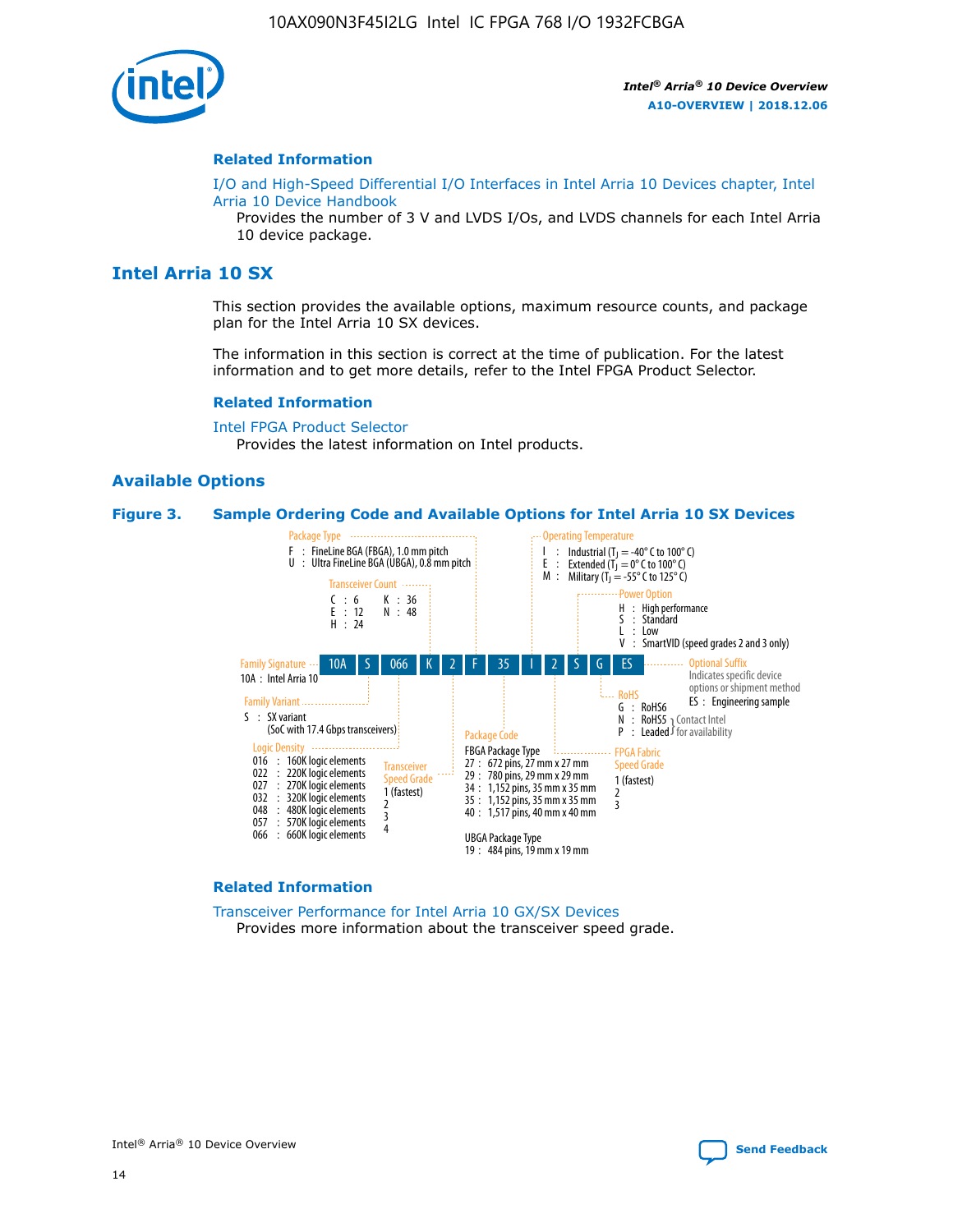### Related Information

I/O and High-Speed Differential I/O Interfaces in Intel Arria 10 Devices chapter, Intel Arria 10 Device Handbook

Provides the number of 3 V and LVDS I/Os, and LVDS channels for each Intel Arria 10 device package.

## Intel Arria 10 SX

This section provides the available options, maximum resource counts, and package plan for the Intel Arria 10 SX devices.

The information in this section is correct at the time of publication. For the latest information and to get more details, refer to the Intel FPGA Product Selector.

### Related Information

Intel FPGA Product Selector

Provides the latest information on Intel products.

### Available Options

**Figure 3. Sample Ordering Code and Available Options for Intel Arria 10 SX Devices**

10A S 066 K 2 F 35 I 2 S G ES

- **Family Signature**
  - 10A : Intel Arria 10
- **Family Variant**
  - S : SX variant (SoC with 17.4 Gbps transceivers)
- **Logic Density**
  - 016 : 160K logic elements
  - 022 : 220K logic elements
  - 027 : 270K logic elements
  - 032 : 320K logic elements
  - 048 : 480K logic elements
  - 057 : 570K logic elements
  - 066 : 660K logic elements
- **Transceiver Count**
  - C : 6
  - E : 12
  - H : 24
  - K : 36
  - N : 48
- **Transceiver Speed Grade**
  - 1 (fastest)
  - 2
  - 3
  - 4
- **Package Type**
  - F : FineLine BGA (FBGA), 1.0 mm pitch
  - U : Ultra FineLine BGA (UBGA), 0.8 mm pitch
- **Package Code**
  - FBGA Package Type
    - 27 : 672 pins, 27 mm x 27 mm
    - 29 : 780 pins, 29 mm x 29 mm
    - 34 : 1,152 pins, 35 mm x 35 mm
    - 35 : 1,152 pins, 35 mm x 35 mm
    - 40 : 1,517 pins, 40 mm x 40 mm
  - UBGA Package Type
    - 19 : 484 pins, 19 mm x 19 mm
- **Operating Temperature**
  - I : Industrial ($T_J$ = -40° C to 100° C)
  - E : Extended ($T_J$ = 0° C to 100° C)
  - M : Military ($T_J$ = -55° C to 125° C)
- **FPGA Fabric Speed Grade**
  - 1 (fastest)
  - 2
  - 3
- **Power Option**
  - H : High performance
  - S : Standard
  - L : Low
  - V : SmartVID (speed grades 2 and 3 only)
- **RoHS**
  - G : RoHS6
  - N : RoHS5 (Contact Intel for availability)
  - P : Leaded (Contact Intel for availability)
- **Optional Suffix**
  - Indicates specific device options or shipment method
  - ES : Engineering sample

### Related Information

Transceiver Performance for Intel Arria 10 GX/SX Devices

Provides more information about the transceiver speed grade.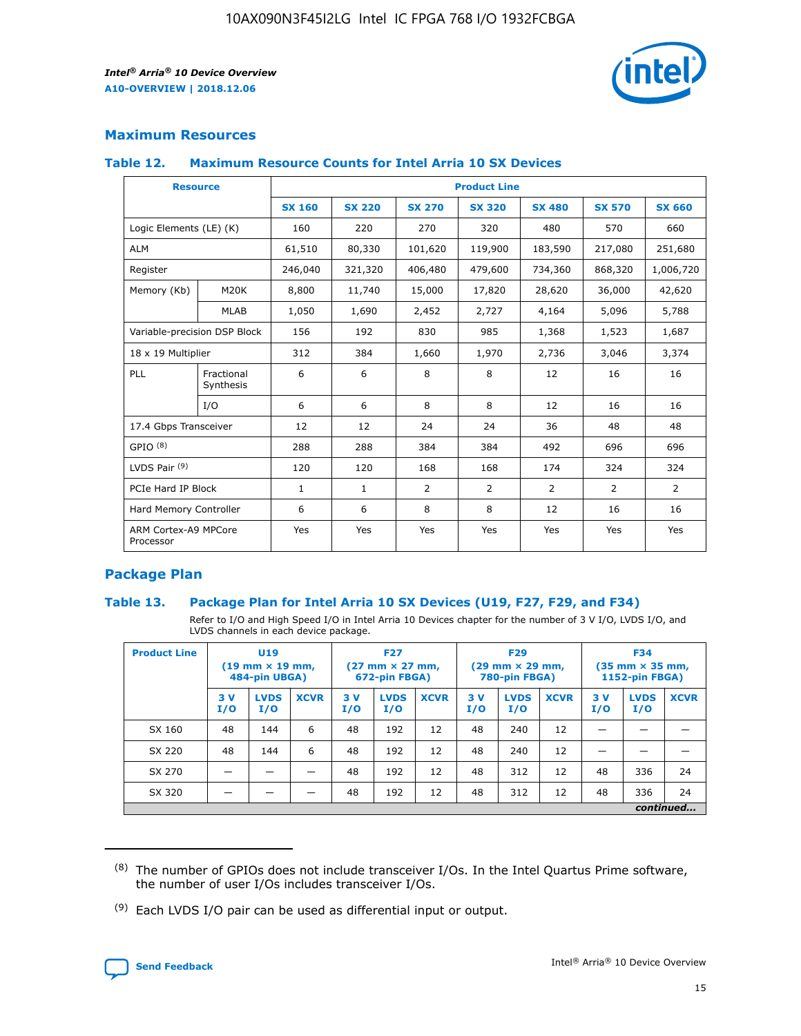## Maximum Resources

### Table 12. Maximum Resource Counts for Intel Arria 10 SX Devices

| Resource | | Product Line | | | | | | |
|---|---|---|---|---|---|---|---|---|
| | | SX 160 | SX 220 | SX 270 | SX 320 | SX 480 | SX 570 | SX 660 |
| Logic Elements (LE) (K) | | 160 | 220 | 270 | 320 | 480 | 570 | 660 |
| ALM | | 61,510 | 80,330 | 101,620 | 119,900 | 183,590 | 217,080 | 251,680 |
| Register | | 246,040 | 321,320 | 406,480 | 479,600 | 734,360 | 868,320 | 1,006,720 |
| Memory (Kb) | M20K | 8,800 | 11,740 | 15,000 | 17,820 | 28,620 | 36,000 | 42,620 |
| | MLAB | 1,050 | 1,690 | 2,452 | 2,727 | 4,164 | 5,096 | 5,788 |
| Variable-precision DSP Block | | 156 | 192 | 830 | 985 | 1,368 | 1,523 | 1,687 |
| 18 x 19 Multiplier | | 312 | 384 | 1,660 | 1,970 | 2,736 | 3,046 | 3,374 |
| PLL | Fractional Synthesis | 6 | 6 | 8 | 8 | 12 | 16 | 16 |
| | I/O | 6 | 6 | 8 | 8 | 12 | 16 | 16 |
| 17.4 Gbps Transceiver | | 12 | 12 | 24 | 24 | 36 | 48 | 48 |
| GPIO [8] | | 288 | 288 | 384 | 384 | 492 | 696 | 696 |
| LVDS Pair [9] | | 120 | 120 | 168 | 168 | 174 | 324 | 324 |
| PCIe Hard IP Block | | 1 | 1 | 2 | 2 | 2 | 2 | 2 |
| Hard Memory Controller | | 6 | 6 | 8 | 8 | 12 | 16 | 16 |
| ARM Cortex-A9 MPCore Processor | | Yes | Yes | Yes | Yes | Yes | Yes | Yes |

## Package Plan

### Table 13. Package Plan for Intel Arria 10 SX Devices (U19, F27, F29, and F34)

Refer to I/O and High Speed I/O in Intel Arria 10 Devices chapter for the number of 3 V I/O, LVDS I/O, and LVDS channels in each device package.

| Product Line | U19 (19 mm × 19 mm, 484-pin UBGA) | | | F27 (27 mm × 27 mm, 672-pin FBGA) | | | F29 (29 mm × 29 mm, 780-pin FBGA) | | | F34 (35 mm × 35 mm, 1152-pin FBGA) | | |
|---|---|---|---|---|---|---|---|---|---|---|---|---|
| | 3 V I/O | LVDS I/O | XCVR | 3 V I/O | LVDS I/O | XCVR | 3 V I/O | LVDS I/O | XCVR | 3 V I/O | LVDS I/O | XCVR |
| SX 160 | 48 | 144 | 6 | 48 | 192 | 12 | 48 | 240 | 12 | — | — | — |
| SX 220 | 48 | 144 | 6 | 48 | 192 | 12 | 48 | 240 | 12 | — | — | — |
| SX 270 | — | — | — | 48 | 192 | 12 | 48 | 312 | 12 | 48 | 336 | 24 |
| SX 320 | — | — | — | 48 | 192 | 12 | 48 | 312 | 12 | 48 | 336 | 24 |

*continued...*

(8) The number of GPIOs does not include transceiver I/Os. In the Intel Quartus Prime software, the number of user I/Os includes transceiver I/Os.

(9) Each LVDS I/O pair can be used as differential input or output.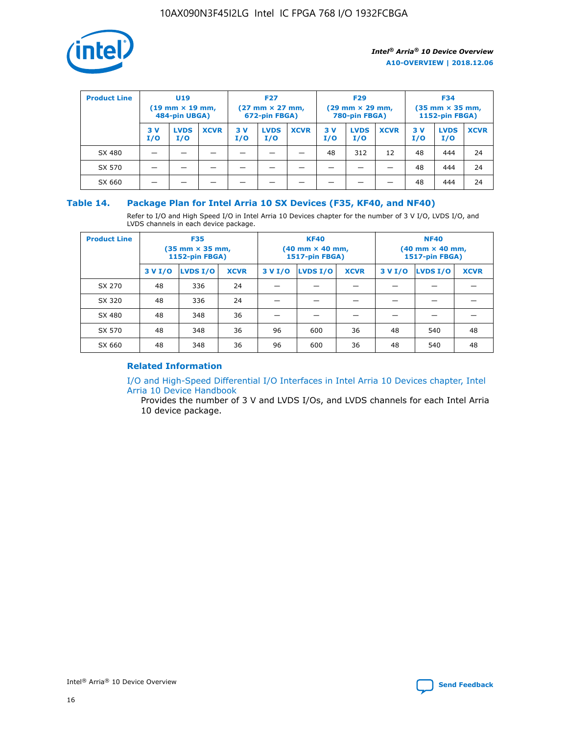| Product Line | U19 (19 mm × 19 mm, 484-pin UBGA) | | | F27 (27 mm × 27 mm, 672-pin FBGA) | | | F29 (29 mm × 29 mm, 780-pin FBGA) | | | F34 (35 mm × 35 mm, 1152-pin FBGA) | | |
|---|---|---|---|---|---|---|---|---|---|---|---|---|
| | 3 V I/O | LVDS I/O | XCVR | 3 V I/O | LVDS I/O | XCVR | 3 V I/O | LVDS I/O | XCVR | 3 V I/O | LVDS I/O | XCVR |
| SX 480 | — | — | — | — | — | — | 48 | 312 | 12 | 48 | 444 | 24 |
| SX 570 | — | — | — | — | — | — | — | — | — | 48 | 444 | 24 |
| SX 660 | — | — | — | — | — | — | — | — | — | 48 | 444 | 24 |

### Table 14. Package Plan for Intel Arria 10 SX Devices (F35, KF40, and NF40)

Refer to I/O and High Speed I/O in Intel Arria 10 Devices chapter for the number of 3 V I/O, LVDS I/O, and LVDS channels in each device package.

| Product Line | F35 (35 mm × 35 mm, 1152-pin FBGA) | | | KF40 (40 mm × 40 mm, 1517-pin FBGA) | | | NF40 (40 mm × 40 mm, 1517-pin FBGA) | | |
|---|---|---|---|---|---|---|---|---|---|
| | 3 V I/O | LVDS I/O | XCVR | 3 V I/O | LVDS I/O | XCVR | 3 V I/O | LVDS I/O | XCVR |
| SX 270 | 48 | 336 | 24 | — | — | — | — | — | — |
| SX 320 | 48 | 336 | 24 | — | — | — | — | — | — |
| SX 480 | 48 | 348 | 36 | — | — | — | — | — | — |
| SX 570 | 48 | 348 | 36 | 96 | 600 | 36 | 48 | 540 | 48 |
| SX 660 | 48 | 348 | 36 | 96 | 600 | 36 | 48 | 540 | 48 |

#### Related Information

I/O and High-Speed Differential I/O Interfaces in Intel Arria 10 Devices chapter, Intel Arria 10 Device Handbook

Provides the number of 3 V and LVDS I/Os, and LVDS channels for each Intel Arria 10 device package.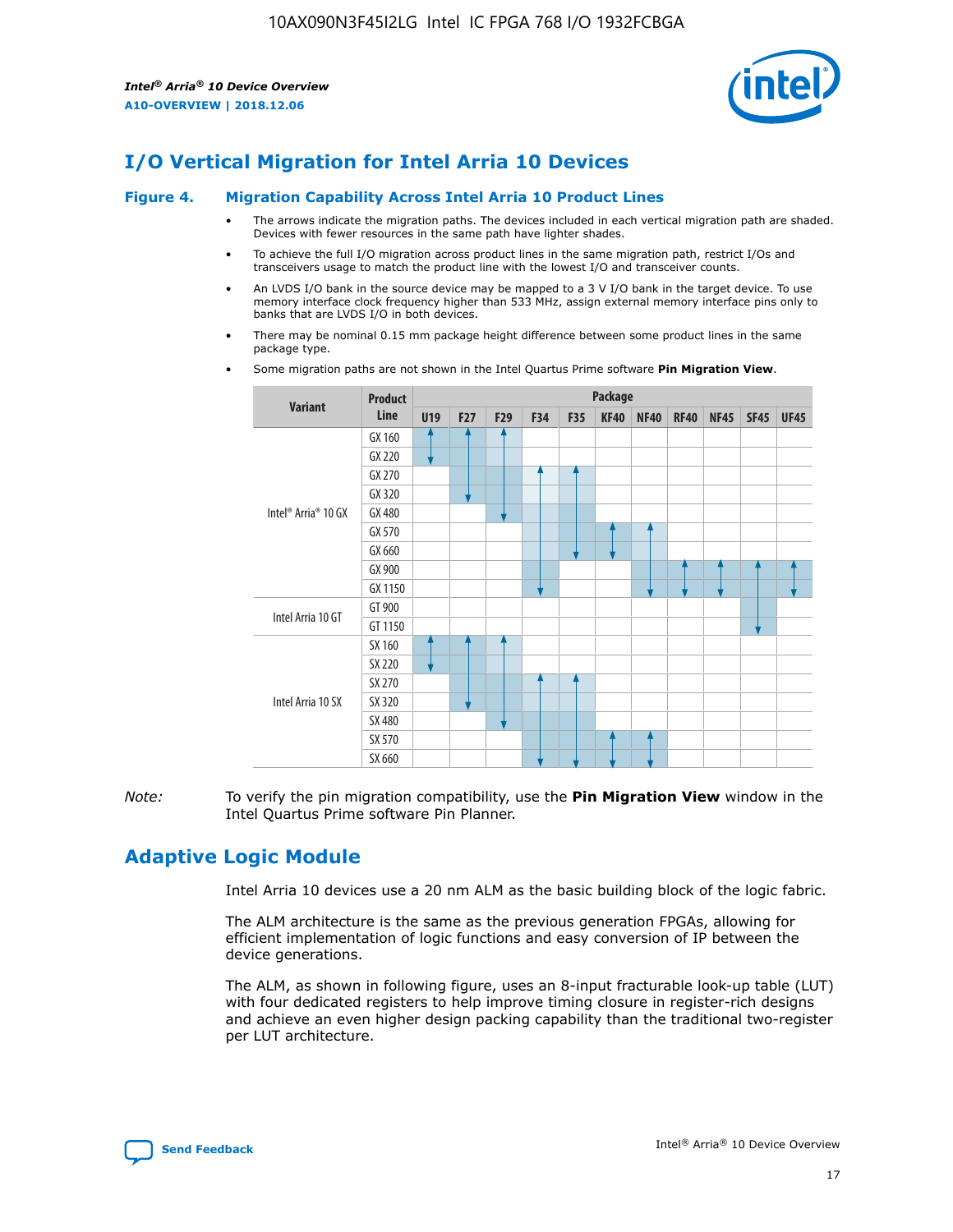# I/O Vertical Migration for Intel Arria 10 Devices

**Figure 4. Migration Capability Across Intel Arria 10 Product Lines**

- The arrows indicate the migration paths. The devices included in each vertical migration path are shaded. Devices with fewer resources in the same path have lighter shades.
- To achieve the full I/O migration across product lines in the same migration path, restrict I/Os and transceivers usage to match the product line with the lowest I/O and transceiver counts.
- An LVDS I/O bank in the source device may be mapped to a 3 V I/O bank in the target device. To use memory interface clock frequency higher than 533 MHz, assign external memory interface pins only to banks that are LVDS I/O in both devices.
- There may be nominal 0.15 mm package height difference between some product lines in the same package type.
- Some migration paths are not shown in the Intel Quartus Prime software **Pin Migration View**.

| Variant | Product Line | Package | | | | | | | | | | |
|---|---|---|---|---|---|---|---|---|---|---|---|---|
| | | U19 | F27 | F29 | F34 | F35 | KF40 | NF40 | RF40 | NF45 | SF45 | UF45 |
| Intel® Arria® 10 GX | GX 160 | | | | | | | | | | | |
| | GX 220 | | | | | | | | | | | |
| | GX 270 | | | | | | | | | | | |
| | GX 320 | | | | | | | | | | | |
| | GX 480 | | | | | | | | | | | |
| | GX 570 | | | | | | | | | | | |
| | GX 660 | | | | | | | | | | | |
| | GX 900 | | | | | | | | | | | |
| | GX 1150 | | | | | | | | | | | |
| Intel Arria 10 GT | GT 900 | | | | | | | | | | | |
| | GT 1150 | | | | | | | | | | | |
| Intel Arria 10 SX | SX 160 | | | | | | | | | | | |
| | SX 220 | | | | | | | | | | | |
| | SX 270 | | | | | | | | | | | |
| | SX 320 | | | | | | | | | | | |
| | SX 480 | | | | | | | | | | | |
| | SX 570 | | | | | | | | | | | |
| | SX 660 | | | | | | | | | | | |

*Note:* To verify the pin migration compatibility, use the **Pin Migration View** window in the Intel Quartus Prime software Pin Planner.

# Adaptive Logic Module

Intel Arria 10 devices use a 20 nm ALM as the basic building block of the logic fabric.

The ALM architecture is the same as the previous generation FPGAs, allowing for efficient implementation of logic functions and easy conversion of IP between the device generations.

The ALM, as shown in following figure, uses an 8-input fracturable look-up table (LUT) with four dedicated registers to help improve timing closure in register-rich designs and achieve an even higher design packing capability than the traditional two-register per LUT architecture.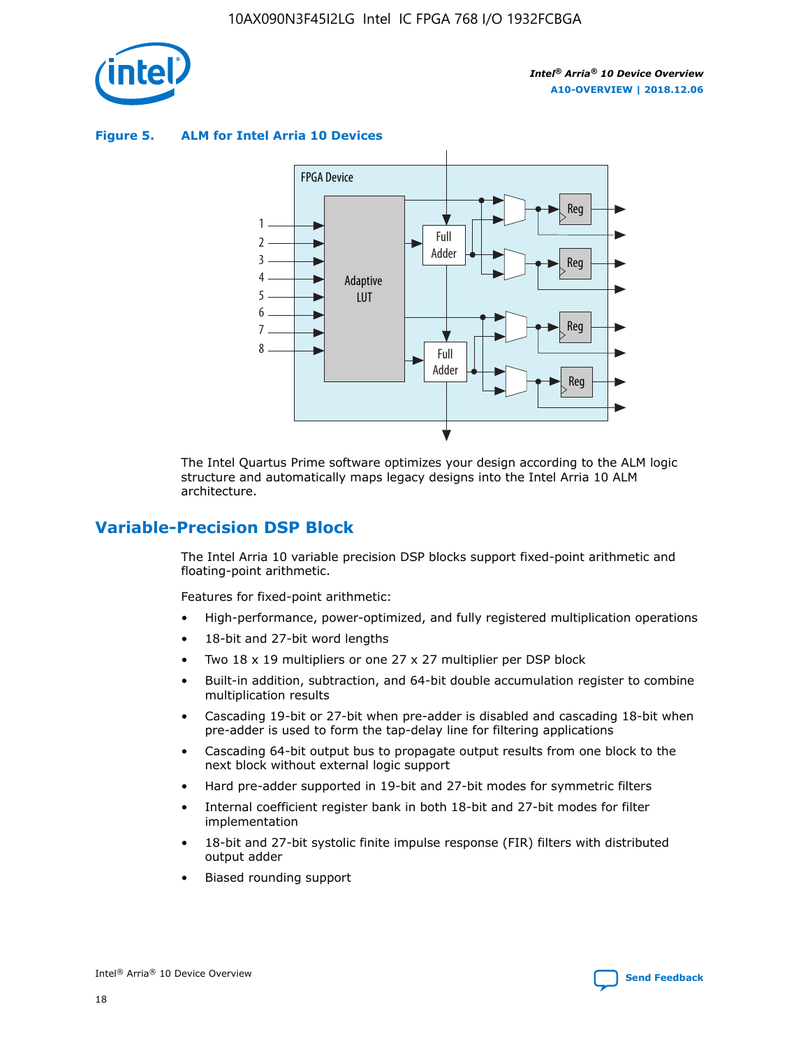**Figure 5. ALM for Intel Arria 10 Devices**

The Intel Quartus Prime software optimizes your design according to the ALM logic structure and automatically maps legacy designs into the Intel Arria 10 ALM architecture.

## Variable-Precision DSP Block

The Intel Arria 10 variable precision DSP blocks support fixed-point arithmetic and floating-point arithmetic.

Features for fixed-point arithmetic:

- High-performance, power-optimized, and fully registered multiplication operations
- 18-bit and 27-bit word lengths
- Two 18 x 19 multipliers or one 27 x 27 multiplier per DSP block
- Built-in addition, subtraction, and 64-bit double accumulation register to combine multiplication results
- Cascading 19-bit or 27-bit when pre-adder is disabled and cascading 18-bit when pre-adder is used to form the tap-delay line for filtering applications
- Cascading 64-bit output bus to propagate output results from one block to the next block without external logic support
- Hard pre-adder supported in 19-bit and 27-bit modes for symmetric filters
- Internal coefficient register bank in both 18-bit and 27-bit modes for filter implementation
- 18-bit and 27-bit systolic finite impulse response (FIR) filters with distributed output adder
- Biased rounding support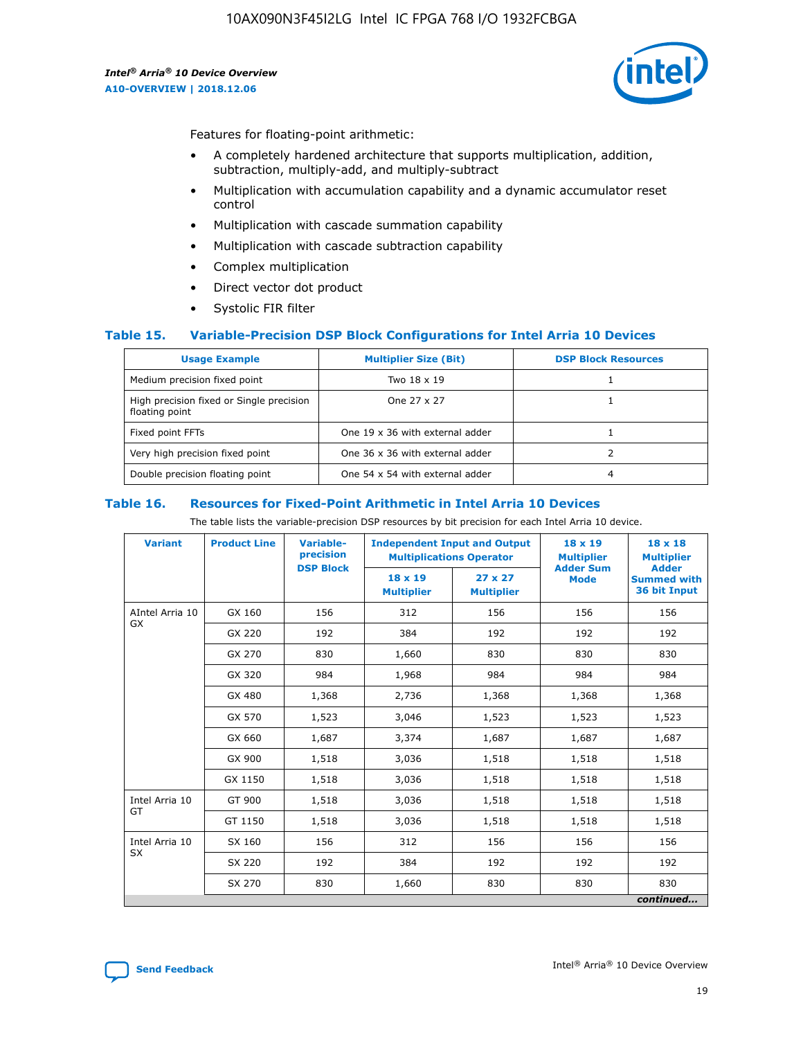Features for floating-point arithmetic:

- A completely hardened architecture that supports multiplication, addition, subtraction, multiply-add, and multiply-subtract
- Multiplication with accumulation capability and a dynamic accumulator reset control
- Multiplication with cascade summation capability
- Multiplication with cascade subtraction capability
- Complex multiplication
- Direct vector dot product
- Systolic FIR filter

### Table 15. Variable-Precision DSP Block Configurations for Intel Arria 10 Devices

| Usage Example | Multiplier Size (Bit) | DSP Block Resources |
|---|---|---|
| Medium precision fixed point | Two 18 x 19 | 1 |
| High precision fixed or Single precision floating point | One 27 x 27 | 1 |
| Fixed point FFTs | One 19 x 36 with external adder | 1 |
| Very high precision fixed point | One 36 x 36 with external adder | 2 |
| Double precision floating point | One 54 x 54 with external adder | 4 |

### Table 16. Resources for Fixed-Point Arithmetic in Intel Arria 10 Devices

The table lists the variable-precision DSP resources by bit precision for each Intel Arria 10 device.

| Variant | Product Line | Variable-precision DSP Block | Independent Input and Output Multiplications Operator | | 18 x 19 Multiplier Adder Sum Mode | 18 x 18 Multiplier Adder Summed with 36 bit Input |
|---|---|---|---|---|---|---|
| | | | 18 x 19 Multiplier | 27 x 27 Multiplier | | |
| AIntel Arria 10 GX | GX 160 | 156 | 312 | 156 | 156 | 156 |
| | GX 220 | 192 | 384 | 192 | 192 | 192 |
| | GX 270 | 830 | 1,660 | 830 | 830 | 830 |
| | GX 320 | 984 | 1,968 | 984 | 984 | 984 |
| | GX 480 | 1,368 | 2,736 | 1,368 | 1,368 | 1,368 |
| | GX 570 | 1,523 | 3,046 | 1,523 | 1,523 | 1,523 |
| | GX 660 | 1,687 | 3,374 | 1,687 | 1,687 | 1,687 |
| | GX 900 | 1,518 | 3,036 | 1,518 | 1,518 | 1,518 |
| | GX 1150 | 1,518 | 3,036 | 1,518 | 1,518 | 1,518 |
| Intel Arria 10 GT | GT 900 | 1,518 | 3,036 | 1,518 | 1,518 | 1,518 |
| | GT 1150 | 1,518 | 3,036 | 1,518 | 1,518 | 1,518 |
| Intel Arria 10 SX | SX 160 | 156 | 312 | 156 | 156 | 156 |
| | SX 220 | 192 | 384 | 192 | 192 | 192 |
| | SX 270 | 830 | 1,660 | 830 | 830 | 830 |

*continued...*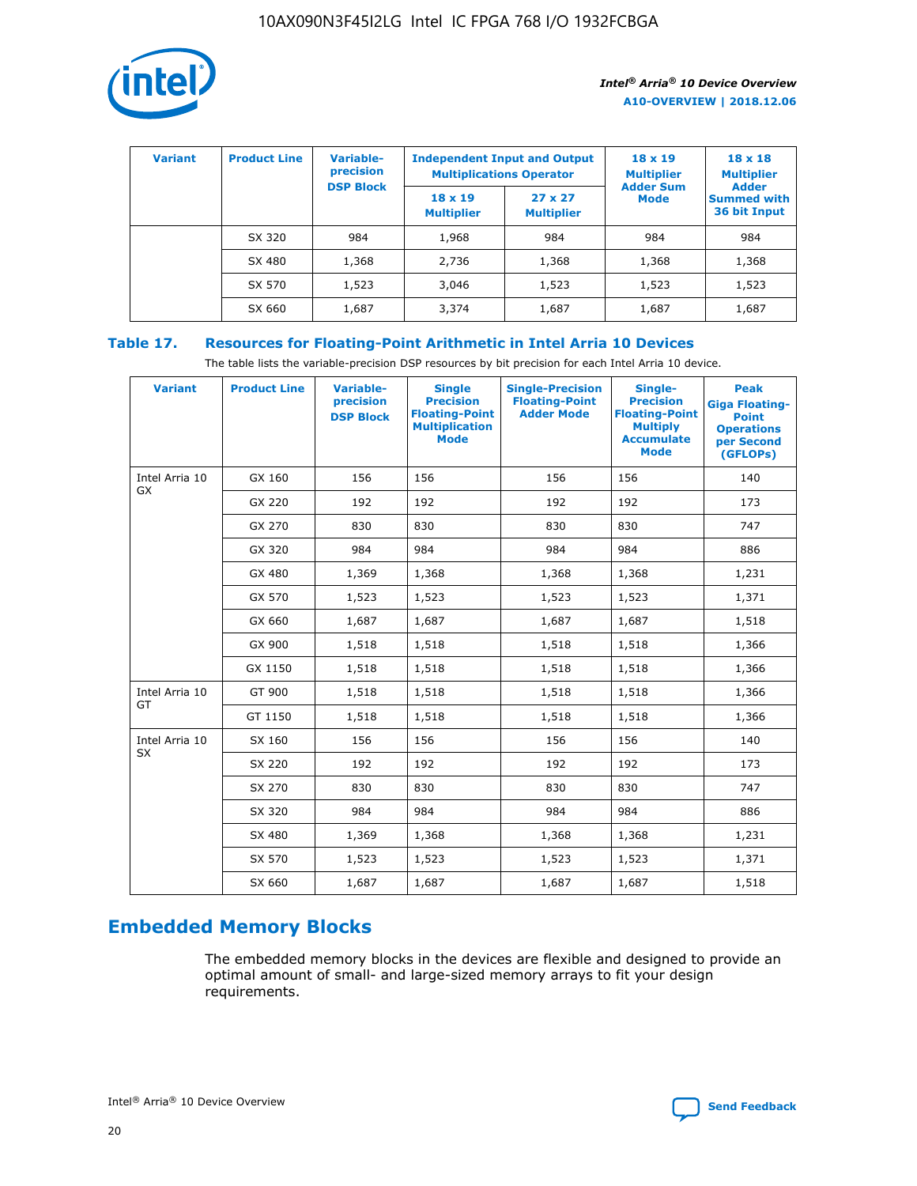| Variant | Product Line | Variable-precision DSP Block | Independent Input and Output Multiplications Operator | | 18 x 19 Multiplier Adder Sum Mode | 18 x 18 Multiplier Adder Summed with 36 bit Input |
|---|---|---|---|---|---|---|
| | | | 18 x 19 Multiplier | 27 x 27 Multiplier | | |
| | SX 320 | 984 | 1,968 | 984 | 984 | 984 |
| | SX 480 | 1,368 | 2,736 | 1,368 | 1,368 | 1,368 |
| | SX 570 | 1,523 | 3,046 | 1,523 | 1,523 | 1,523 |
| | SX 660 | 1,687 | 3,374 | 1,687 | 1,687 | 1,687 |

### Table 17. Resources for Floating-Point Arithmetic in Intel Arria 10 Devices

The table lists the variable-precision DSP resources by bit precision for each Intel Arria 10 device.

| Variant | Product Line | Variable-precision DSP Block | Single Precision Floating-Point Multiplication Mode | Single-Precision Floating-Point Adder Mode | Single-Precision Floating-Point Multiply Accumulate Mode | Peak Giga Floating-Point Operations per Second (GFLOPs) |
|---|---|---|---|---|---|---|
| Intel Arria 10 GX | GX 160 | 156 | 156 | 156 | 156 | 140 |
| | GX 220 | 192 | 192 | 192 | 192 | 173 |
| | GX 270 | 830 | 830 | 830 | 830 | 747 |
| | GX 320 | 984 | 984 | 984 | 984 | 886 |
| | GX 480 | 1,369 | 1,368 | 1,368 | 1,368 | 1,231 |
| | GX 570 | 1,523 | 1,523 | 1,523 | 1,523 | 1,371 |
| | GX 660 | 1,687 | 1,687 | 1,687 | 1,687 | 1,518 |
| | GX 900 | 1,518 | 1,518 | 1,518 | 1,518 | 1,366 |
| | GX 1150 | 1,518 | 1,518 | 1,518 | 1,518 | 1,366 |
| Intel Arria 10 GT | GT 900 | 1,518 | 1,518 | 1,518 | 1,518 | 1,366 |
| | GT 1150 | 1,518 | 1,518 | 1,518 | 1,518 | 1,366 |
| Intel Arria 10 SX | SX 160 | 156 | 156 | 156 | 156 | 140 |
| | SX 220 | 192 | 192 | 192 | 192 | 173 |
| | SX 270 | 830 | 830 | 830 | 830 | 747 |
| | SX 320 | 984 | 984 | 984 | 984 | 886 |
| | SX 480 | 1,369 | 1,368 | 1,368 | 1,368 | 1,231 |
| | SX 570 | 1,523 | 1,523 | 1,523 | 1,523 | 1,371 |
| | SX 660 | 1,687 | 1,687 | 1,687 | 1,687 | 1,518 |

## Embedded Memory Blocks

The embedded memory blocks in the devices are flexible and designed to provide an optimal amount of small- and large-sized memory arrays to fit your design requirements.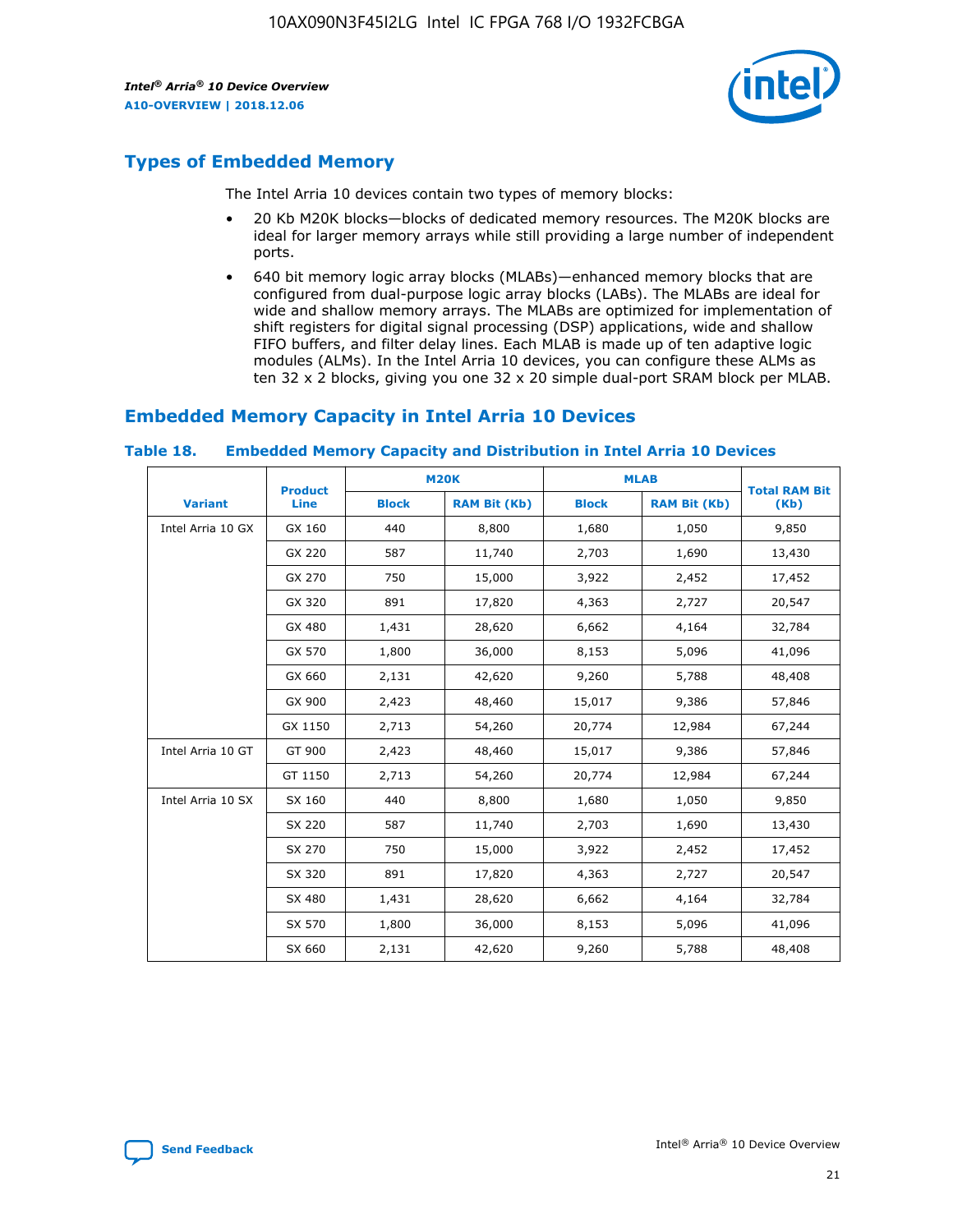## Types of Embedded Memory

The Intel Arria 10 devices contain two types of memory blocks:

- 20 Kb M20K blocks—blocks of dedicated memory resources. The M20K blocks are ideal for larger memory arrays while still providing a large number of independent ports.
- 640 bit memory logic array blocks (MLABs)—enhanced memory blocks that are configured from dual-purpose logic array blocks (LABs). The MLABs are ideal for wide and shallow memory arrays. The MLABs are optimized for implementation of shift registers for digital signal processing (DSP) applications, wide and shallow FIFO buffers, and filter delay lines. Each MLAB is made up of ten adaptive logic modules (ALMs). In the Intel Arria 10 devices, you can configure these ALMs as ten 32 x 2 blocks, giving you one 32 x 20 simple dual-port SRAM block per MLAB.

## Embedded Memory Capacity in Intel Arria 10 Devices

**Table 18. Embedded Memory Capacity and Distribution in Intel Arria 10 Devices**

| Variant | Product Line | M20K | | MLAB | | Total RAM Bit (Kb) |
|---|---|---|---|---|---|---|
| | | Block | RAM Bit (Kb) | Block | RAM Bit (Kb) | |
| Intel Arria 10 GX | GX 160 | 440 | 8,800 | 1,680 | 1,050 | 9,850 |
| | GX 220 | 587 | 11,740 | 2,703 | 1,690 | 13,430 |
| | GX 270 | 750 | 15,000 | 3,922 | 2,452 | 17,452 |
| | GX 320 | 891 | 17,820 | 4,363 | 2,727 | 20,547 |
| | GX 480 | 1,431 | 28,620 | 6,662 | 4,164 | 32,784 |
| | GX 570 | 1,800 | 36,000 | 8,153 | 5,096 | 41,096 |
| | GX 660 | 2,131 | 42,620 | 9,260 | 5,788 | 48,408 |
| | GX 900 | 2,423 | 48,460 | 15,017 | 9,386 | 57,846 |
| | GX 1150 | 2,713 | 54,260 | 20,774 | 12,984 | 67,244 |
| Intel Arria 10 GT | GT 900 | 2,423 | 48,460 | 15,017 | 9,386 | 57,846 |
| | GT 1150 | 2,713 | 54,260 | 20,774 | 12,984 | 67,244 |
| Intel Arria 10 SX | SX 160 | 440 | 8,800 | 1,680 | 1,050 | 9,850 |
| | SX 220 | 587 | 11,740 | 2,703 | 1,690 | 13,430 |
| | SX 270 | 750 | 15,000 | 3,922 | 2,452 | 17,452 |
| | SX 320 | 891 | 17,820 | 4,363 | 2,727 | 20,547 |
| | SX 480 | 1,431 | 28,620 | 6,662 | 4,164 | 32,784 |
| | SX 570 | 1,800 | 36,000 | 8,153 | 5,096 | 41,096 |
| | SX 660 | 2,131 | 42,620 | 9,260 | 5,788 | 48,408 |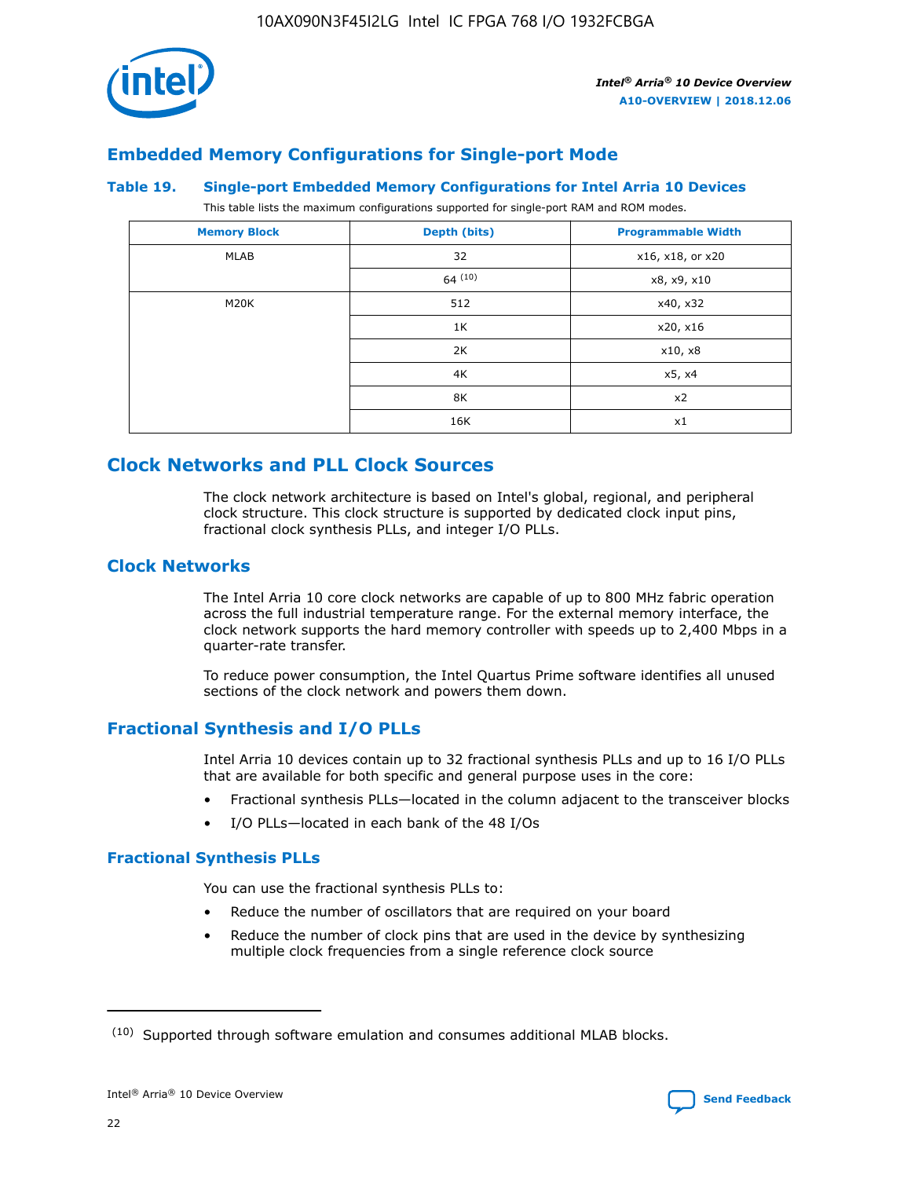## Embedded Memory Configurations for Single-port Mode

**Table 19. Single-port Embedded Memory Configurations for Intel Arria 10 Devices**

This table lists the maximum configurations supported for single-port RAM and ROM modes.

| Memory Block | Depth (bits) | Programmable Width |
|---|---|---|
| MLAB | 32 | x16, x18, or x20 |
| | 64 (10) | x8, x9, x10 |
| M20K | 512 | x40, x32 |
| | 1K | x20, x16 |
| | 2K | x10, x8 |
| | 4K | x5, x4 |
| | 8K | x2 |
| | 16K | x1 |

# Clock Networks and PLL Clock Sources

The clock network architecture is based on Intel's global, regional, and peripheral clock structure. This clock structure is supported by dedicated clock input pins, fractional clock synthesis PLLs, and integer I/O PLLs.

## Clock Networks

The Intel Arria 10 core clock networks are capable of up to 800 MHz fabric operation across the full industrial temperature range. For the external memory interface, the clock network supports the hard memory controller with speeds up to 2,400 Mbps in a quarter-rate transfer.

To reduce power consumption, the Intel Quartus Prime software identifies all unused sections of the clock network and powers them down.

## Fractional Synthesis and I/O PLLs

Intel Arria 10 devices contain up to 32 fractional synthesis PLLs and up to 16 I/O PLLs that are available for both specific and general purpose uses in the core:

- Fractional synthesis PLLs—located in the column adjacent to the transceiver blocks
- I/O PLLs—located in each bank of the 48 I/Os

### Fractional Synthesis PLLs

You can use the fractional synthesis PLLs to:

- Reduce the number of oscillators that are required on your board
- Reduce the number of clock pins that are used in the device by synthesizing multiple clock frequencies from a single reference clock source

(10) Supported through software emulation and consumes additional MLAB blocks.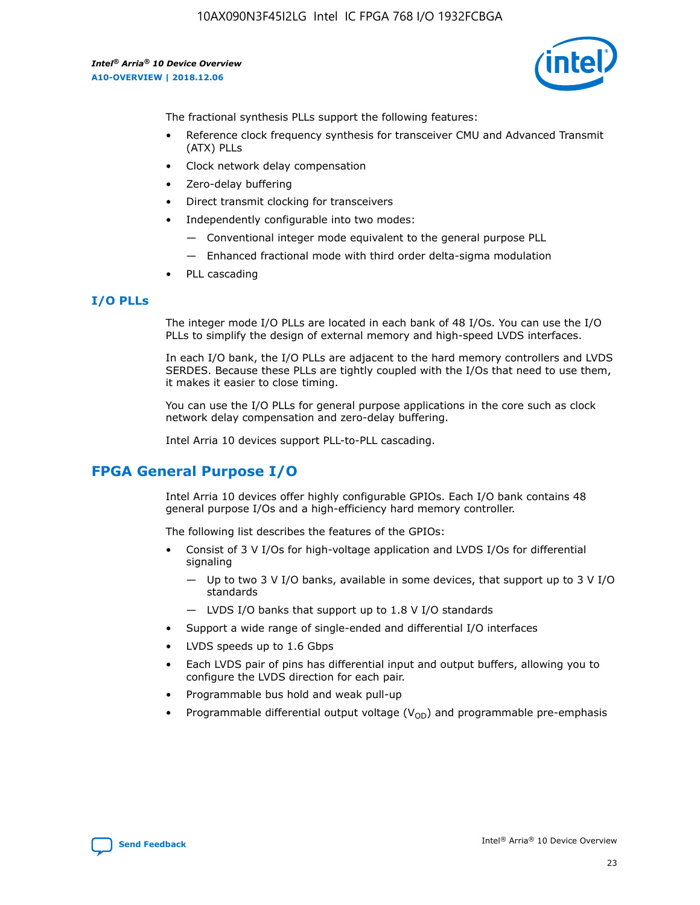The fractional synthesis PLLs support the following features:

- Reference clock frequency synthesis for transceiver CMU and Advanced Transmit (ATX) PLLs
- Clock network delay compensation
- Zero-delay buffering
- Direct transmit clocking for transceivers
- Independently configurable into two modes:
  - Conventional integer mode equivalent to the general purpose PLL
  - Enhanced fractional mode with third order delta-sigma modulation
- PLL cascading

### I/O PLLs

The integer mode I/O PLLs are located in each bank of 48 I/Os. You can use the I/O PLLs to simplify the design of external memory and high-speed LVDS interfaces.

In each I/O bank, the I/O PLLs are adjacent to the hard memory controllers and LVDS SERDES. Because these PLLs are tightly coupled with the I/Os that need to use them, it makes it easier to close timing.

You can use the I/O PLLs for general purpose applications in the core such as clock network delay compensation and zero-delay buffering.

Intel Arria 10 devices support PLL-to-PLL cascading.

## FPGA General Purpose I/O

Intel Arria 10 devices offer highly configurable GPIOs. Each I/O bank contains 48 general purpose I/Os and a high-efficiency hard memory controller.

The following list describes the features of the GPIOs:

- Consist of 3 V I/Os for high-voltage application and LVDS I/Os for differential signaling
  - Up to two 3 V I/O banks, available in some devices, that support up to 3 V I/O standards
  - LVDS I/O banks that support up to 1.8 V I/O standards
- Support a wide range of single-ended and differential I/O interfaces
- LVDS speeds up to 1.6 Gbps
- Each LVDS pair of pins has differential input and output buffers, allowing you to configure the LVDS direction for each pair.
- Programmable bus hold and weak pull-up
- Programmable differential output voltage ($V_{OD}$) and programmable pre-emphasis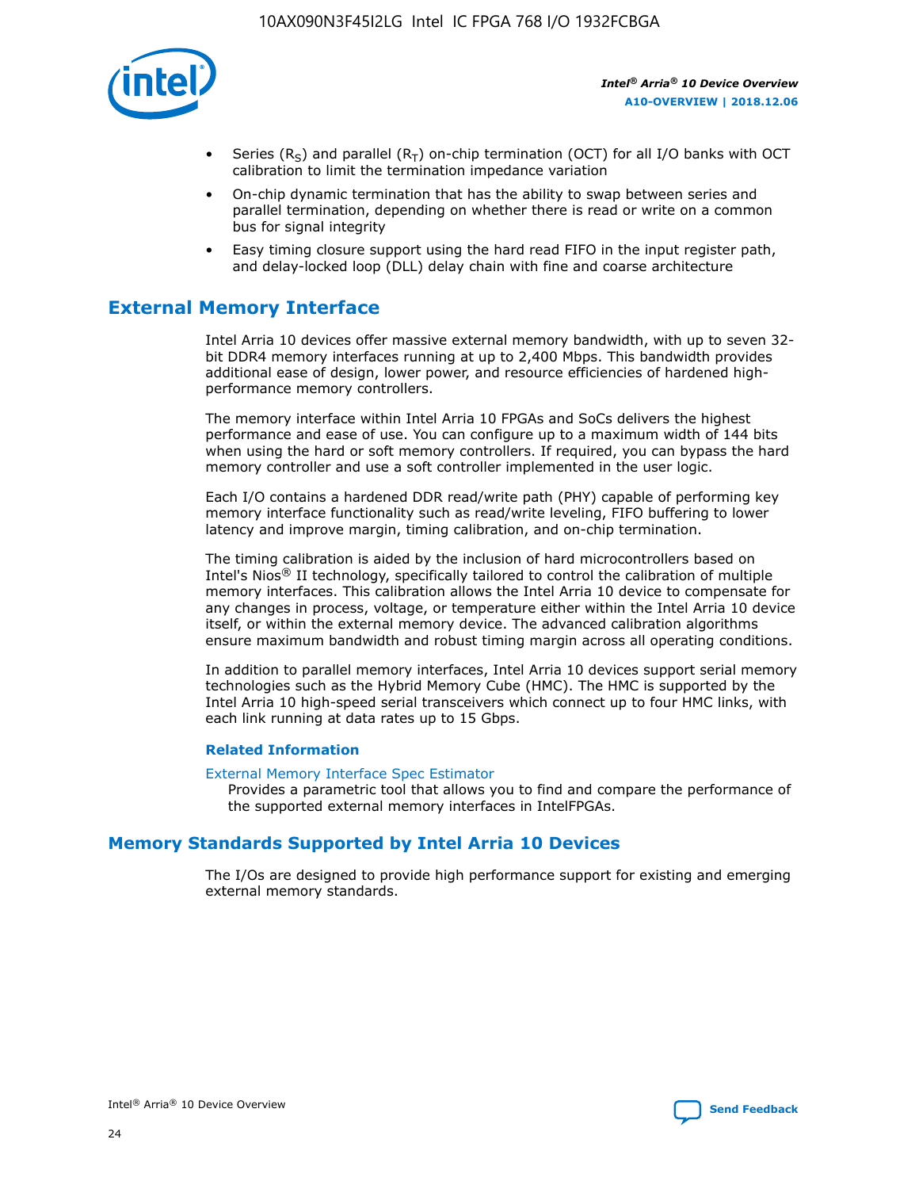- Series ($R_S$) and parallel ($R_T$) on-chip termination (OCT) for all I/O banks with OCT calibration to limit the termination impedance variation
- On-chip dynamic termination that has the ability to swap between series and parallel termination, depending on whether there is read or write on a common bus for signal integrity
- Easy timing closure support using the hard read FIFO in the input register path, and delay-locked loop (DLL) delay chain with fine and coarse architecture

## External Memory Interface

Intel Arria 10 devices offer massive external memory bandwidth, with up to seven 32-bit DDR4 memory interfaces running at up to 2,400 Mbps. This bandwidth provides additional ease of design, lower power, and resource efficiencies of hardened high-performance memory controllers.

The memory interface within Intel Arria 10 FPGAs and SoCs delivers the highest performance and ease of use. You can configure up to a maximum width of 144 bits when using the hard or soft memory controllers. If required, you can bypass the hard memory controller and use a soft controller implemented in the user logic.

Each I/O contains a hardened DDR read/write path (PHY) capable of performing key memory interface functionality such as read/write leveling, FIFO buffering to lower latency and improve margin, timing calibration, and on-chip termination.

The timing calibration is aided by the inclusion of hard microcontrollers based on Intel's Nios® II technology, specifically tailored to control the calibration of multiple memory interfaces. This calibration allows the Intel Arria 10 device to compensate for any changes in process, voltage, or temperature either within the Intel Arria 10 device itself, or within the external memory device. The advanced calibration algorithms ensure maximum bandwidth and robust timing margin across all operating conditions.

In addition to parallel memory interfaces, Intel Arria 10 devices support serial memory technologies such as the Hybrid Memory Cube (HMC). The HMC is supported by the Intel Arria 10 high-speed serial transceivers which connect up to four HMC links, with each link running at data rates up to 15 Gbps.

### Related Information

External Memory Interface Spec Estimator
Provides a parametric tool that allows you to find and compare the performance of the supported external memory interfaces in IntelFPGAs.

## Memory Standards Supported by Intel Arria 10 Devices

The I/Os are designed to provide high performance support for existing and emerging external memory standards.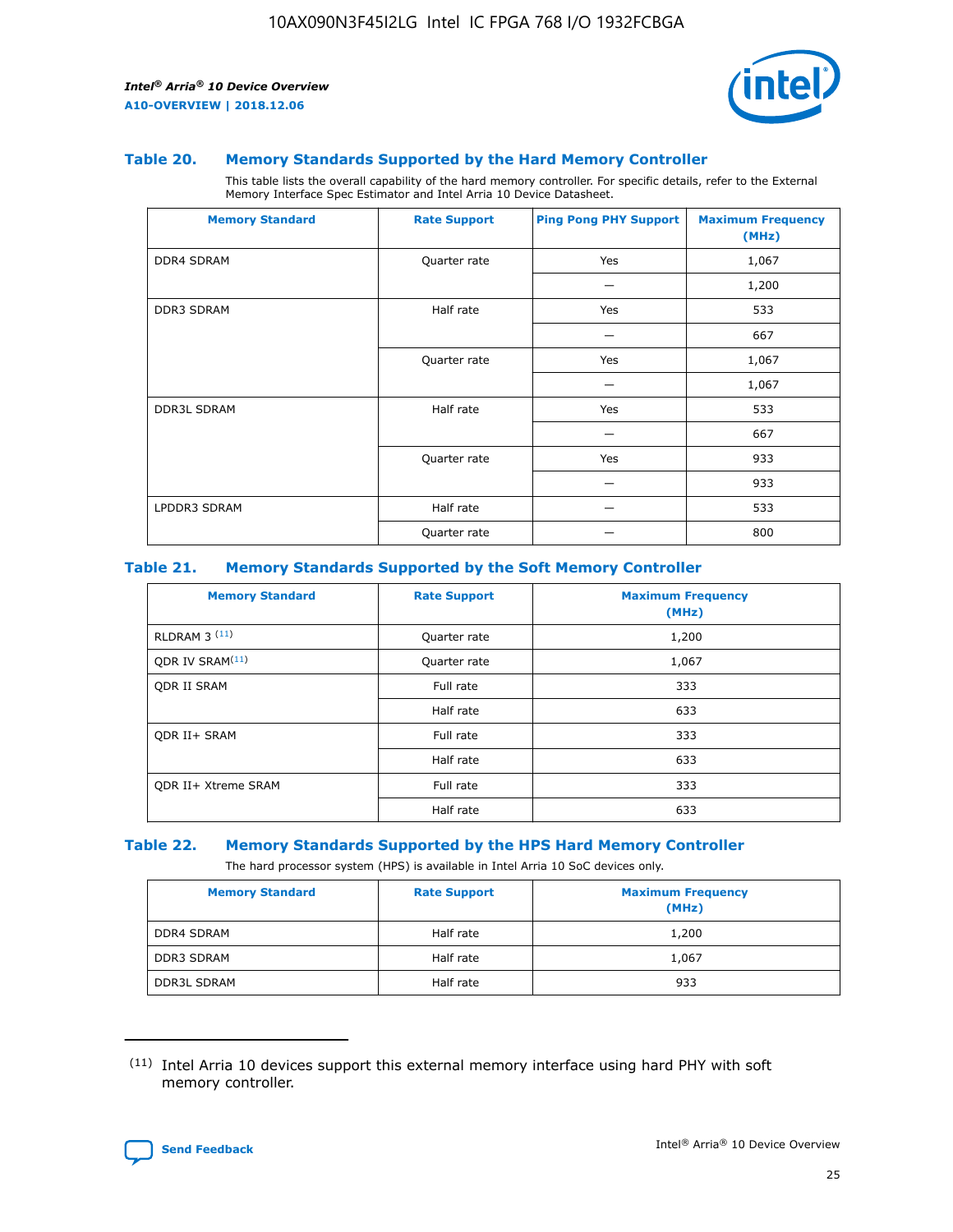### Table 20. Memory Standards Supported by the Hard Memory Controller

This table lists the overall capability of the hard memory controller. For specific details, refer to the External Memory Interface Spec Estimator and Intel Arria 10 Device Datasheet.

| Memory Standard | Rate Support | Ping Pong PHY Support | Maximum Frequency (MHz) |
|---|---|---|---|
| DDR4 SDRAM | Quarter rate | Yes | 1,067 |
| | | — | 1,200 |
| DDR3 SDRAM | Half rate | Yes | 533 |
| | | — | 667 |
| | Quarter rate | Yes | 1,067 |
| | | — | 1,067 |
| DDR3L SDRAM | Half rate | Yes | 533 |
| | | — | 667 |
| | Quarter rate | Yes | 933 |
| | | — | 933 |
| LPDDR3 SDRAM | Half rate | — | 533 |
| | Quarter rate | — | 800 |

### Table 21. Memory Standards Supported by the Soft Memory Controller

| Memory Standard | Rate Support | Maximum Frequency (MHz) |
|---|---|---|
| RLDRAM 3 [(11)] | Quarter rate | 1,200 |
| QDR IV SRAM[(11)] | Quarter rate | 1,067 |
| QDR II SRAM | Full rate | 333 |
| | Half rate | 633 |
| QDR II+ SRAM | Full rate | 333 |
| | Half rate | 633 |
| QDR II+ Xtreme SRAM | Full rate | 333 |
| | Half rate | 633 |

### Table 22. Memory Standards Supported by the HPS Hard Memory Controller

The hard processor system (HPS) is available in Intel Arria 10 SoC devices only.

| Memory Standard | Rate Support | Maximum Frequency (MHz) |
|---|---|---|
| DDR4 SDRAM | Half rate | 1,200 |
| DDR3 SDRAM | Half rate | 1,067 |
| DDR3L SDRAM | Half rate | 933 |

(11) Intel Arria 10 devices support this external memory interface using hard PHY with soft memory controller.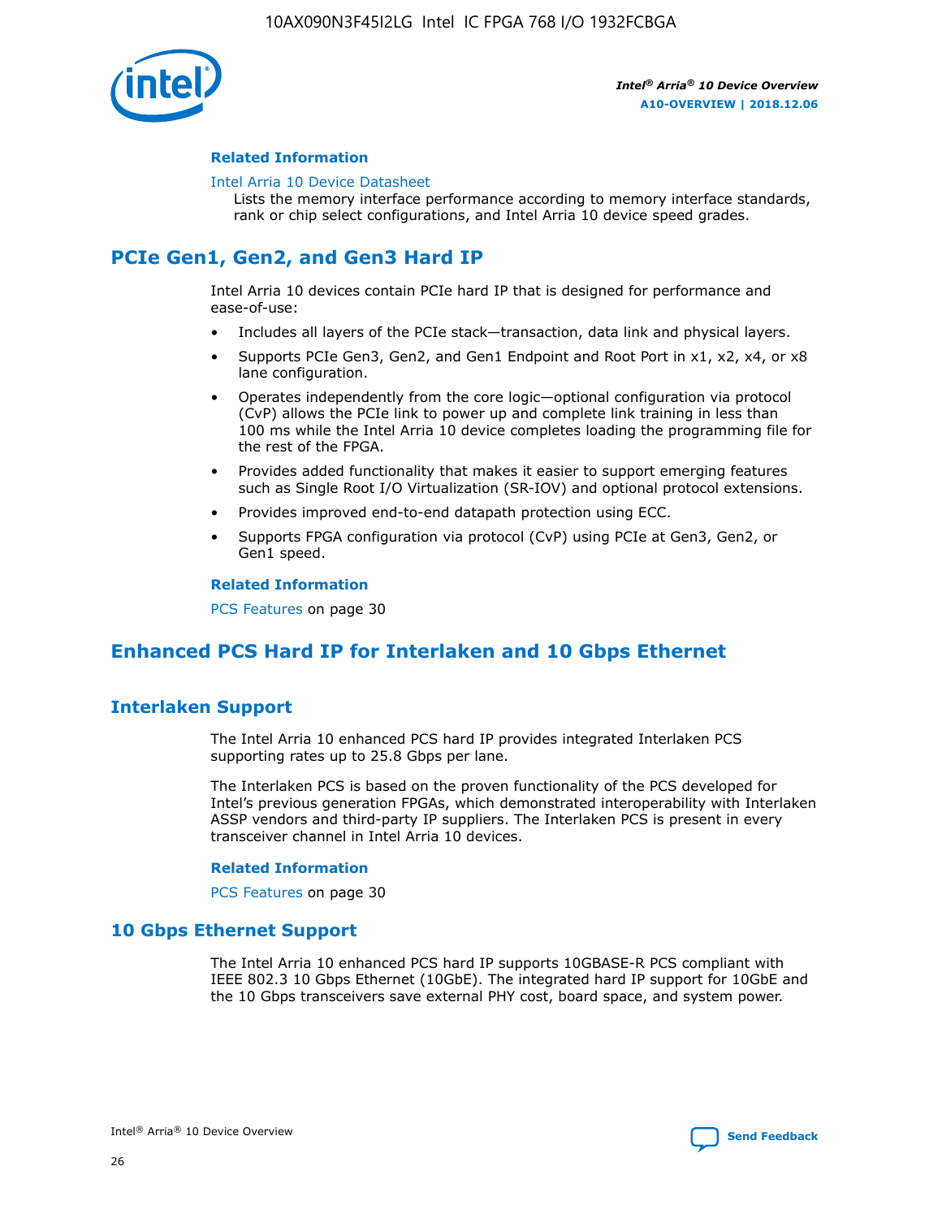#### Related Information

Intel Arria 10 Device Datasheet
Lists the memory interface performance according to memory interface standards, rank or chip select configurations, and Intel Arria 10 device speed grades.

## PCIe Gen1, Gen2, and Gen3 Hard IP

Intel Arria 10 devices contain PCIe hard IP that is designed for performance and ease-of-use:

- Includes all layers of the PCIe stack—transaction, data link and physical layers.
- Supports PCIe Gen3, Gen2, and Gen1 Endpoint and Root Port in x1, x2, x4, or x8 lane configuration.
- Operates independently from the core logic—optional configuration via protocol (CvP) allows the PCIe link to power up and complete link training in less than 100 ms while the Intel Arria 10 device completes loading the programming file for the rest of the FPGA.
- Provides added functionality that makes it easier to support emerging features such as Single Root I/O Virtualization (SR-IOV) and optional protocol extensions.
- Provides improved end-to-end datapath protection using ECC.
- Supports FPGA configuration via protocol (CvP) using PCIe at Gen3, Gen2, or Gen1 speed.

#### Related Information

PCS Features on page 30

## Enhanced PCS Hard IP for Interlaken and 10 Gbps Ethernet

### Interlaken Support

The Intel Arria 10 enhanced PCS hard IP provides integrated Interlaken PCS supporting rates up to 25.8 Gbps per lane.

The Interlaken PCS is based on the proven functionality of the PCS developed for Intel's previous generation FPGAs, which demonstrated interoperability with Interlaken ASSP vendors and third-party IP suppliers. The Interlaken PCS is present in every transceiver channel in Intel Arria 10 devices.

#### Related Information

PCS Features on page 30

### 10 Gbps Ethernet Support

The Intel Arria 10 enhanced PCS hard IP supports 10GBASE-R PCS compliant with IEEE 802.3 10 Gbps Ethernet (10GbE). The integrated hard IP support for 10GbE and the 10 Gbps transceivers save external PHY cost, board space, and system power.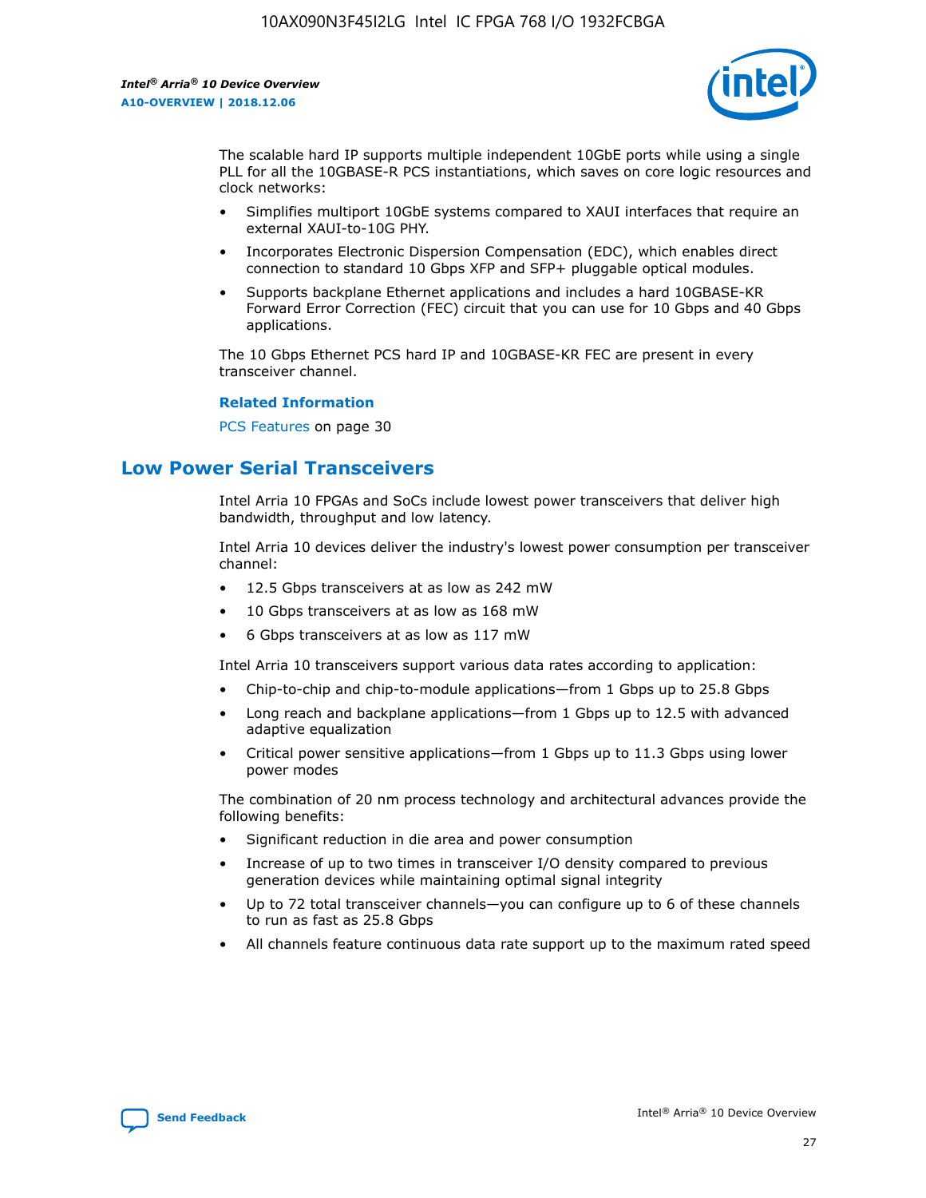The scalable hard IP supports multiple independent 10GbE ports while using a single PLL for all the 10GBASE-R PCS instantiations, which saves on core logic resources and clock networks:

- Simplifies multiport 10GbE systems compared to XAUI interfaces that require an external XAUI-to-10G PHY.
- Incorporates Electronic Dispersion Compensation (EDC), which enables direct connection to standard 10 Gbps XFP and SFP+ pluggable optical modules.
- Supports backplane Ethernet applications and includes a hard 10GBASE-KR Forward Error Correction (FEC) circuit that you can use for 10 Gbps and 40 Gbps applications.

The 10 Gbps Ethernet PCS hard IP and 10GBASE-KR FEC are present in every transceiver channel.

**Related Information**

PCS Features on page 30

## Low Power Serial Transceivers

Intel Arria 10 FPGAs and SoCs include lowest power transceivers that deliver high bandwidth, throughput and low latency.

Intel Arria 10 devices deliver the industry's lowest power consumption per transceiver channel:

- 12.5 Gbps transceivers at as low as 242 mW
- 10 Gbps transceivers at as low as 168 mW
- 6 Gbps transceivers at as low as 117 mW

Intel Arria 10 transceivers support various data rates according to application:

- Chip-to-chip and chip-to-module applications—from 1 Gbps up to 25.8 Gbps
- Long reach and backplane applications—from 1 Gbps up to 12.5 with advanced adaptive equalization
- Critical power sensitive applications—from 1 Gbps up to 11.3 Gbps using lower power modes

The combination of 20 nm process technology and architectural advances provide the following benefits:

- Significant reduction in die area and power consumption
- Increase of up to two times in transceiver I/O density compared to previous generation devices while maintaining optimal signal integrity
- Up to 72 total transceiver channels—you can configure up to 6 of these channels to run as fast as 25.8 Gbps
- All channels feature continuous data rate support up to the maximum rated speed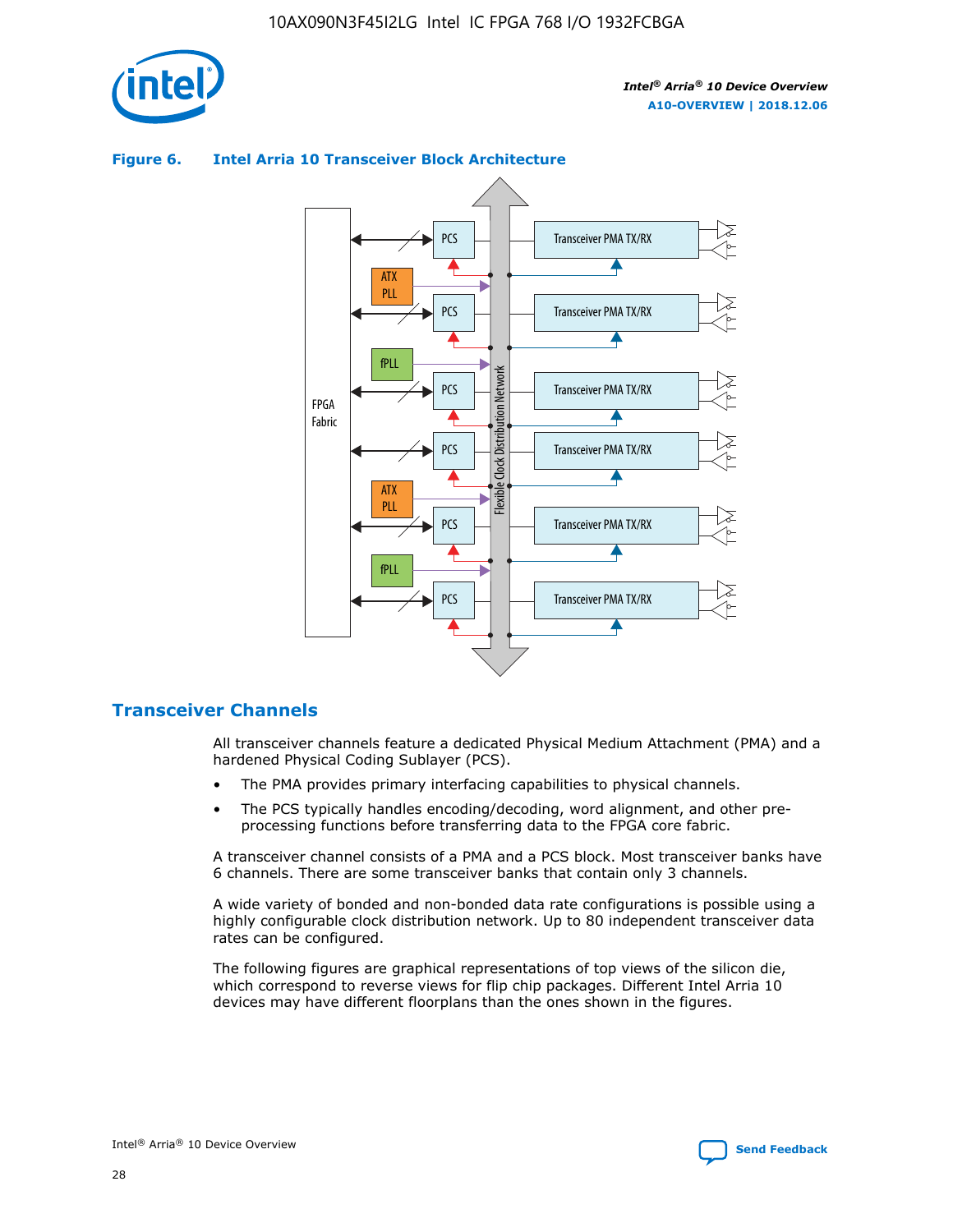**Figure 6. Intel Arria 10 Transceiver Block Architecture**

## Transceiver Channels

All transceiver channels feature a dedicated Physical Medium Attachment (PMA) and a hardened Physical Coding Sublayer (PCS).

- The PMA provides primary interfacing capabilities to physical channels.
- The PCS typically handles encoding/decoding, word alignment, and other pre-processing functions before transferring data to the FPGA core fabric.

A transceiver channel consists of a PMA and a PCS block. Most transceiver banks have 6 channels. There are some transceiver banks that contain only 3 channels.

A wide variety of bonded and non-bonded data rate configurations is possible using a highly configurable clock distribution network. Up to 80 independent transceiver data rates can be configured.

The following figures are graphical representations of top views of the silicon die, which correspond to reverse views for flip chip packages. Different Intel Arria 10 devices may have different floorplans than the ones shown in the figures.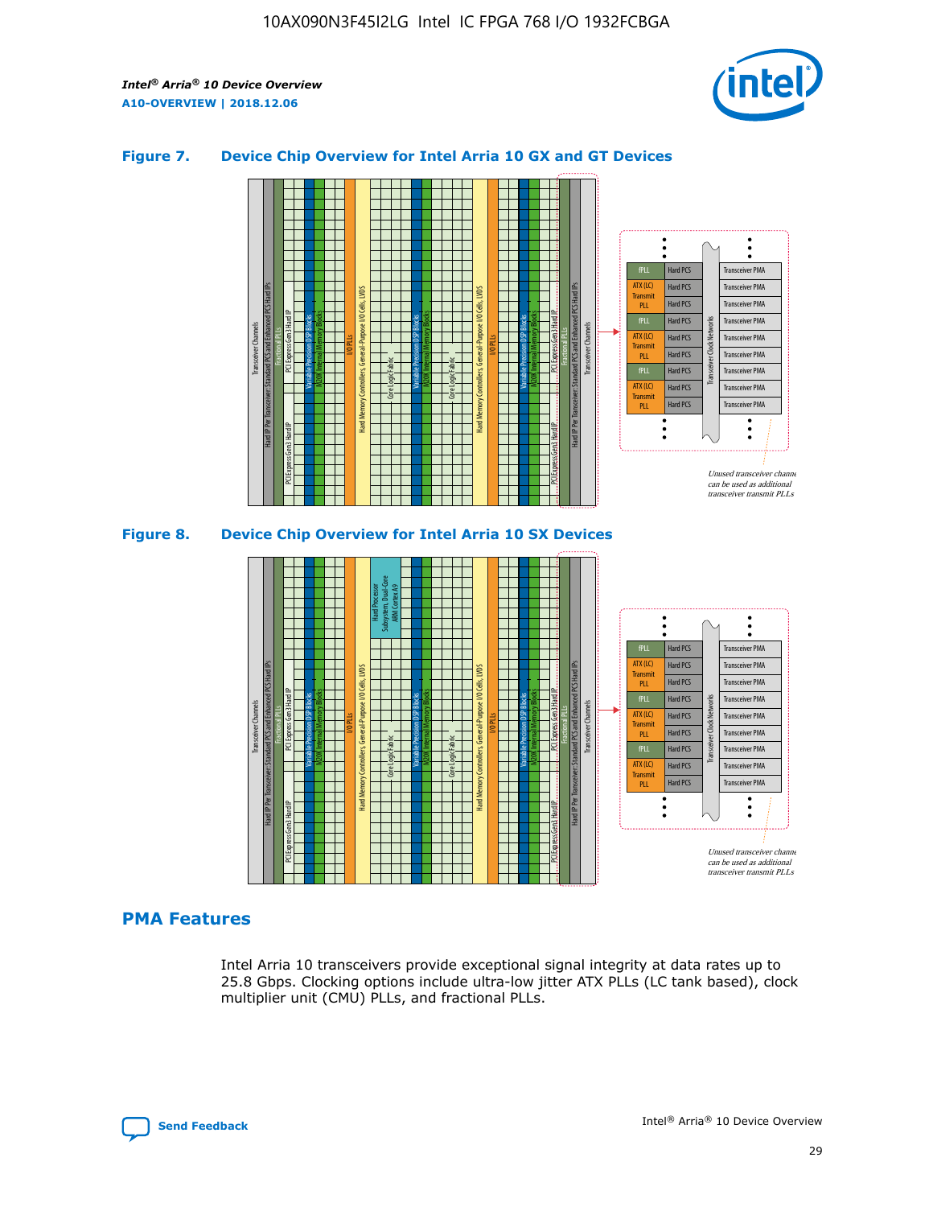### Figure 7. Device Chip Overview for Intel Arria 10 GX and GT Devices

### Figure 8. Device Chip Overview for Intel Arria 10 SX Devices

## PMA Features

Intel Arria 10 transceivers provide exceptional signal integrity at data rates up to 25.8 Gbps. Clocking options include ultra-low jitter ATX PLLs (LC tank based), clock multiplier unit (CMU) PLLs, and fractional PLLs.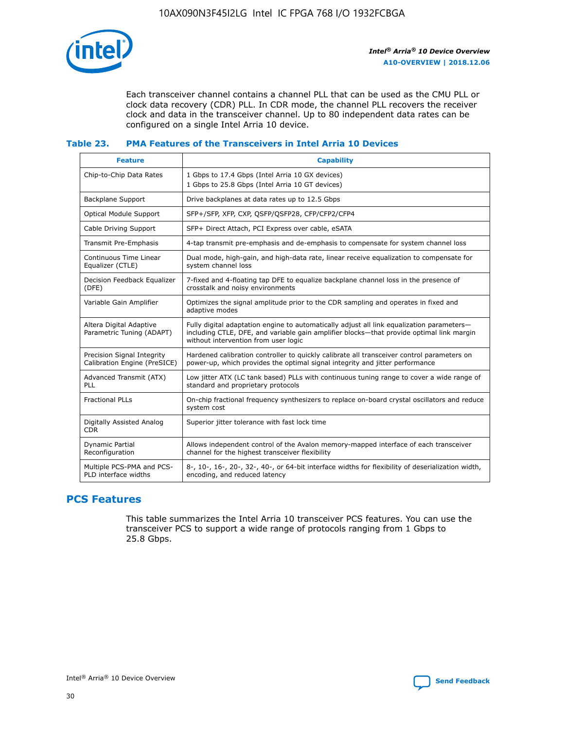Each transceiver channel contains a channel PLL that can be used as the CMU PLL or clock data recovery (CDR) PLL. In CDR mode, the channel PLL recovers the receiver clock and data in the transceiver channel. Up to 80 independent data rates can be configured on a single Intel Arria 10 device.

**Table 23. PMA Features of the Transceivers in Intel Arria 10 Devices**

| Feature | Capability |
| --- | --- |
| Chip-to-Chip Data Rates | 1 Gbps to 17.4 Gbps (Intel Arria 10 GX devices)<br>1 Gbps to 25.8 Gbps (Intel Arria 10 GT devices) |
| Backplane Support | Drive backplanes at data rates up to 12.5 Gbps |
| Optical Module Support | SFP+/SFP, XFP, CXP, QSFP/QSFP28, CFP/CFP2/CFP4 |
| Cable Driving Support | SFP+ Direct Attach, PCI Express over cable, eSATA |
| Transmit Pre-Emphasis | 4-tap transmit pre-emphasis and de-emphasis to compensate for system channel loss |
| Continuous Time Linear Equalizer (CTLE) | Dual mode, high-gain, and high-data rate, linear receive equalization to compensate for system channel loss |
| Decision Feedback Equalizer (DFE) | 7-fixed and 4-floating tap DFE to equalize backplane channel loss in the presence of crosstalk and noisy environments |
| Variable Gain Amplifier | Optimizes the signal amplitude prior to the CDR sampling and operates in fixed and adaptive modes |
| Altera Digital Adaptive Parametric Tuning (ADAPT) | Fully digital adaptation engine to automatically adjust all link equalization parameters—including CTLE, DFE, and variable gain amplifier blocks—that provide optimal link margin without intervention from user logic |
| Precision Signal Integrity Calibration Engine (PreSICE) | Hardened calibration controller to quickly calibrate all transceiver control parameters on power-up, which provides the optimal signal integrity and jitter performance |
| Advanced Transmit (ATX) PLL | Low jitter ATX (LC tank based) PLLs with continuous tuning range to cover a wide range of standard and proprietary protocols |
| Fractional PLLs | On-chip fractional frequency synthesizers to replace on-board crystal oscillators and reduce system cost |
| Digitally Assisted Analog CDR | Superior jitter tolerance with fast lock time |
| Dynamic Partial Reconfiguration | Allows independent control of the Avalon memory-mapped interface of each transceiver channel for the highest transceiver flexibility |
| Multiple PCS-PMA and PCS-PLD interface widths | 8-, 10-, 16-, 20-, 32-, 40-, or 64-bit interface widths for flexibility of deserialization width, encoding, and reduced latency |

## PCS Features

This table summarizes the Intel Arria 10 transceiver PCS features. You can use the transceiver PCS to support a wide range of protocols ranging from 1 Gbps to 25.8 Gbps.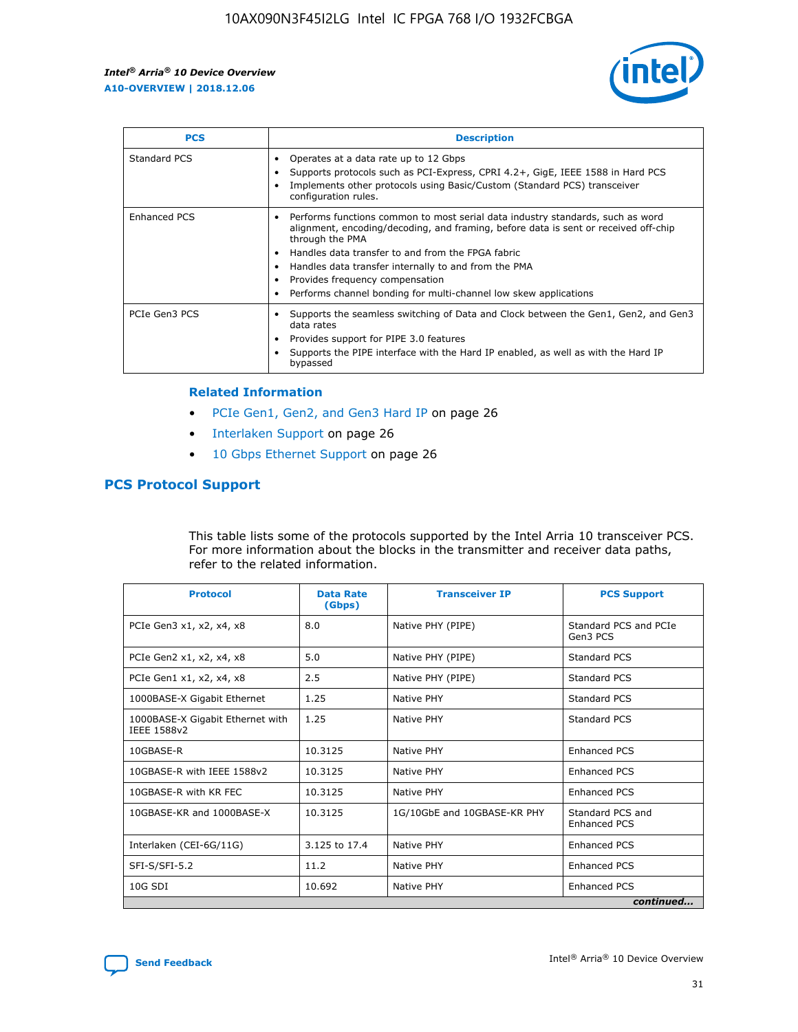| PCS | Description |
| --- | --- |
| Standard PCS | • Operates at a data rate up to 12 Gbps<br>• Supports protocols such as PCI-Express, CPRI 4.2+, GigE, IEEE 1588 in Hard PCS<br>• Implements other protocols using Basic/Custom (Standard PCS) transceiver configuration rules. |
| Enhanced PCS | • Performs functions common to most serial data industry standards, such as word alignment, encoding/decoding, and framing, before data is sent or received off-chip through the PMA<br>• Handles data transfer to and from the FPGA fabric<br>• Handles data transfer internally to and from the PMA<br>• Provides frequency compensation<br>• Performs channel bonding for multi-channel low skew applications |
| PCIe Gen3 PCS | • Supports the seamless switching of Data and Clock between the Gen1, Gen2, and Gen3 data rates<br>• Provides support for PIPE 3.0 features<br>• Supports the PIPE interface with the Hard IP enabled, as well as with the Hard IP bypassed |

**Related Information**

- PCIe Gen1, Gen2, and Gen3 Hard IP on page 26
- Interlaken Support on page 26
- 10 Gbps Ethernet Support on page 26

## PCS Protocol Support

This table lists some of the protocols supported by the Intel Arria 10 transceiver PCS. For more information about the blocks in the transmitter and receiver data paths, refer to the related information.

| Protocol | Data Rate (Gbps) | Transceiver IP | PCS Support |
| --- | --- | --- | --- |
| PCIe Gen3 x1, x2, x4, x8 | 8.0 | Native PHY (PIPE) | Standard PCS and PCIe Gen3 PCS |
| PCIe Gen2 x1, x2, x4, x8 | 5.0 | Native PHY (PIPE) | Standard PCS |
| PCIe Gen1 x1, x2, x4, x8 | 2.5 | Native PHY (PIPE) | Standard PCS |
| 1000BASE-X Gigabit Ethernet | 1.25 | Native PHY | Standard PCS |
| 1000BASE-X Gigabit Ethernet with IEEE 1588v2 | 1.25 | Native PHY | Standard PCS |
| 10GBASE-R | 10.3125 | Native PHY | Enhanced PCS |
| 10GBASE-R with IEEE 1588v2 | 10.3125 | Native PHY | Enhanced PCS |
| 10GBASE-R with KR FEC | 10.3125 | Native PHY | Enhanced PCS |
| 10GBASE-KR and 1000BASE-X | 10.3125 | 1G/10GbE and 10GBASE-KR PHY | Standard PCS and Enhanced PCS |
| Interlaken (CEI-6G/11G) | 3.125 to 17.4 | Native PHY | Enhanced PCS |
| SFI-S/SFI-5.2 | 11.2 | Native PHY | Enhanced PCS |
| 10G SDI | 10.692 | Native PHY | Enhanced PCS |

*continued...*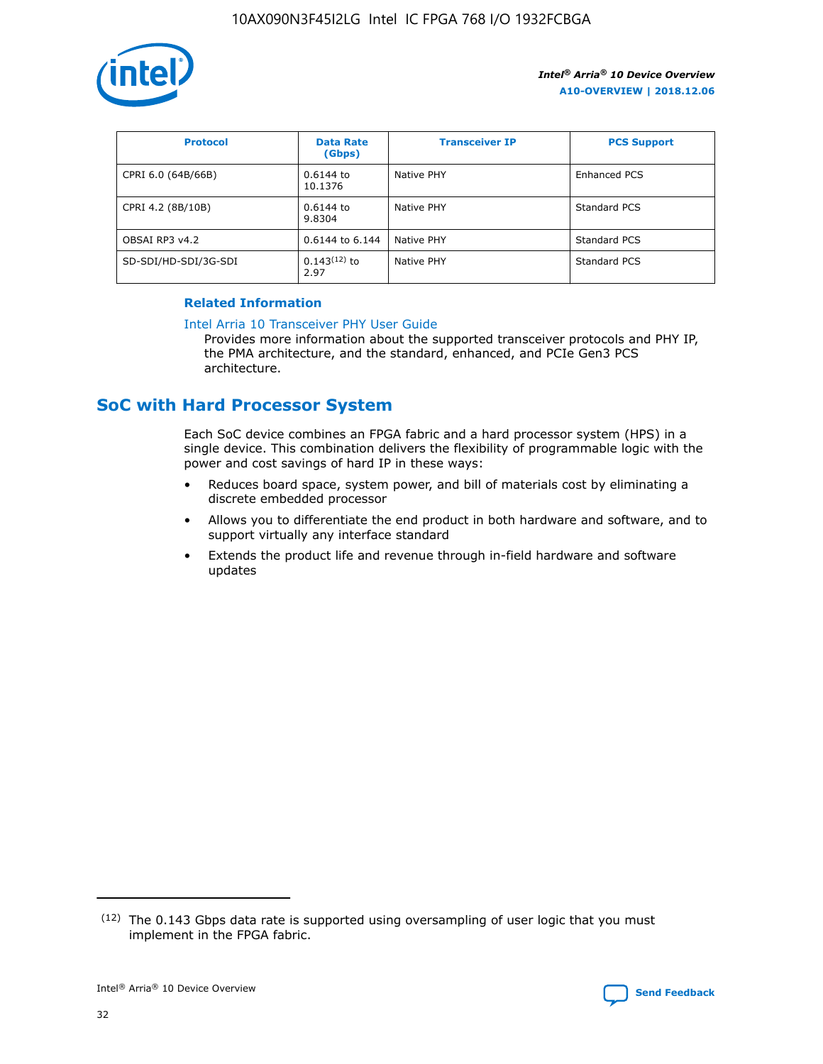| Protocol | Data Rate (Gbps) | Transceiver IP | PCS Support |
| --- | --- | --- | --- |
| CPRI 6.0 (64B/66B) | 0.6144 to 10.1376 | Native PHY | Enhanced PCS |
| CPRI 4.2 (8B/10B) | 0.6144 to 9.8304 | Native PHY | Standard PCS |
| OBSAI RP3 v4.2 | 0.6144 to 6.144 | Native PHY | Standard PCS |
| SD-SDI/HD-SDI/3G-SDI | 0.143[12] to 2.97 | Native PHY | Standard PCS |

### Related Information

Intel Arria 10 Transceiver PHY User Guide
Provides more information about the supported transceiver protocols and PHY IP, the PMA architecture, and the standard, enhanced, and PCIe Gen3 PCS architecture.

## SoC with Hard Processor System

Each SoC device combines an FPGA fabric and a hard processor system (HPS) in a single device. This combination delivers the flexibility of programmable logic with the power and cost savings of hard IP in these ways:

- Reduces board space, system power, and bill of materials cost by eliminating a discrete embedded processor
- Allows you to differentiate the end product in both hardware and software, and to support virtually any interface standard
- Extends the product life and revenue through in-field hardware and software updates

[12] The 0.143 Gbps data rate is supported using oversampling of user logic that you must implement in the FPGA fabric.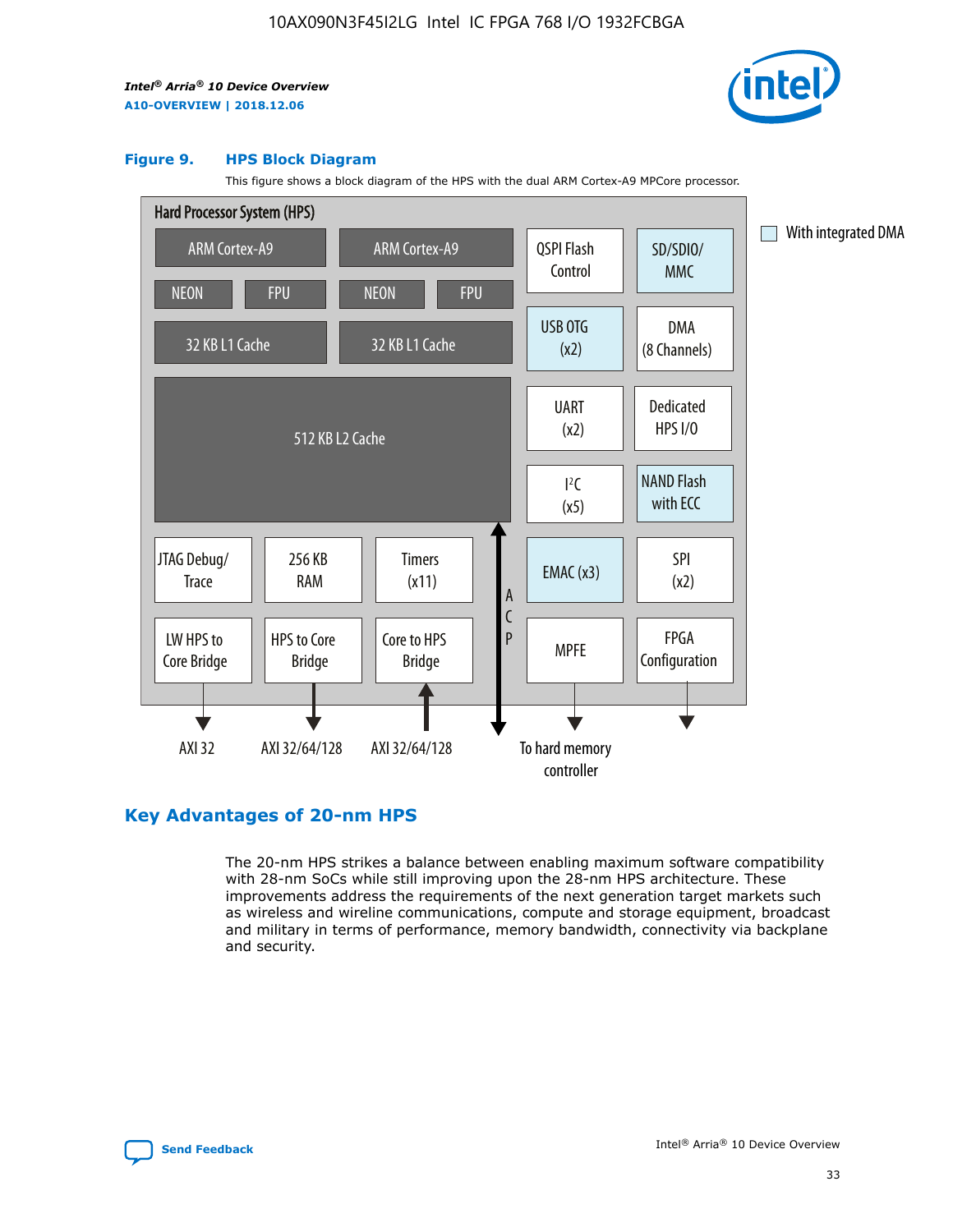**Figure 9. HPS Block Diagram**

This figure shows a block diagram of the HPS with the dual ARM Cortex-A9 MPCore processor.

Hard Processor System (HPS)

- ARM Cortex-A9 (NEON, FPU, 32 KB L1 Cache)
- ARM Cortex-A9 (NEON, FPU, 32 KB L1 Cache)
- 512 KB L2 Cache
- QSPI Flash Control
- SD/SDIO/MMC
- USB OTG (x2)
- DMA (8 Channels)
- UART (x2)
- Dedicated HPS I/O
- I²C (x5)
- NAND Flash with ECC
- JTAG Debug/Trace
- 256 KB RAM
- Timers (x11)
- EMAC (x3)
- SPI (x2)
- LW HPS to Core Bridge — AXI 32
- HPS to Core Bridge — AXI 32/64/128
- Core to HPS Bridge — AXI 32/64/128
- ACP
- MPFE — To hard memory controller
- FPGA Configuration

With integrated DMA

## Key Advantages of 20-nm HPS

The 20-nm HPS strikes a balance between enabling maximum software compatibility with 28-nm SoCs while still improving upon the 28-nm HPS architecture. These improvements address the requirements of the next generation target markets such as wireless and wireline communications, compute and storage equipment, broadcast and military in terms of performance, memory bandwidth, connectivity via backplane and security.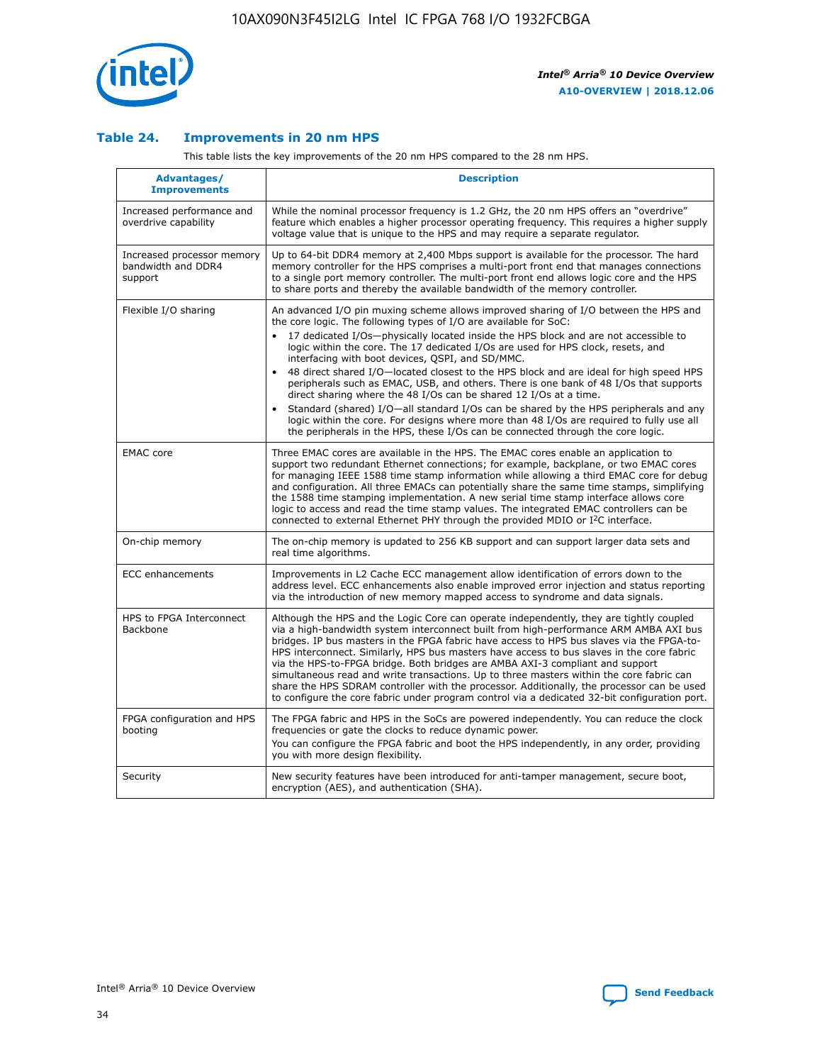## Table 24. Improvements in 20 nm HPS

This table lists the key improvements of the 20 nm HPS compared to the 28 nm HPS.

| Advantages/ Improvements | Description |
|---|---|
| Increased performance and overdrive capability | While the nominal processor frequency is 1.2 GHz, the 20 nm HPS offers an "overdrive" feature which enables a higher processor operating frequency. This requires a higher supply voltage value that is unique to the HPS and may require a separate regulator. |
| Increased processor memory bandwidth and DDR4 support | Up to 64-bit DDR4 memory at 2,400 Mbps support is available for the processor. The hard memory controller for the HPS comprises a multi-port front end that manages connections to a single port memory controller. The multi-port front end allows logic core and the HPS to share ports and thereby the available bandwidth of the memory controller. |
| Flexible I/O sharing | An advanced I/O pin muxing scheme allows improved sharing of I/O between the HPS and the core logic. The following types of I/O are available for SoC:<br>• 17 dedicated I/Os—physically located inside the HPS block and are not accessible to logic within the core. The 17 dedicated I/Os are used for HPS clock, resets, and interfacing with boot devices, QSPI, and SD/MMC.<br>• 48 direct shared I/O—located closest to the HPS block and are ideal for high speed HPS peripherals such as EMAC, USB, and others. There is one bank of 48 I/Os that supports direct sharing where the 48 I/Os can be shared 12 I/Os at a time.<br>• Standard (shared) I/O—all standard I/Os can be shared by the HPS peripherals and any logic within the core. For designs where more than 48 I/Os are required to fully use all the peripherals in the HPS, these I/Os can be connected through the core logic. |
| EMAC core | Three EMAC cores are available in the HPS. The EMAC cores enable an application to support two redundant Ethernet connections; for example, backplane, or two EMAC cores for managing IEEE 1588 time stamp information while allowing a third EMAC core for debug and configuration. All three EMACs can potentially share the same time stamps, simplifying the 1588 time stamping implementation. A new serial time stamp interface allows core logic to access and read the time stamp values. The integrated EMAC controllers can be connected to external Ethernet PHY through the provided MDIO or I$^2$C interface. |
| On-chip memory | The on-chip memory is updated to 256 KB support and can support larger data sets and real time algorithms. |
| ECC enhancements | Improvements in L2 Cache ECC management allow identification of errors down to the address level. ECC enhancements also enable improved error injection and status reporting via the introduction of new memory mapped access to syndrome and data signals. |
| HPS to FPGA Interconnect Backbone | Although the HPS and the Logic Core can operate independently, they are tightly coupled via a high-bandwidth system interconnect built from high-performance ARM AMBA AXI bus bridges. IP bus masters in the FPGA fabric have access to HPS bus slaves via the FPGA-to-HPS interconnect. Similarly, HPS bus masters have access to bus slaves in the core fabric via the HPS-to-FPGA bridge. Both bridges are AMBA AXI-3 compliant and support simultaneous read and write transactions. Up to three masters within the core fabric can share the HPS SDRAM controller with the processor. Additionally, the processor can be used to configure the core fabric under program control via a dedicated 32-bit configuration port. |
| FPGA configuration and HPS booting | The FPGA fabric and HPS in the SoCs are powered independently. You can reduce the clock frequencies or gate the clocks to reduce dynamic power.<br>You can configure the FPGA fabric and boot the HPS independently, in any order, providing you with more design flexibility. |
| Security | New security features have been introduced for anti-tamper management, secure boot, encryption (AES), and authentication (SHA). |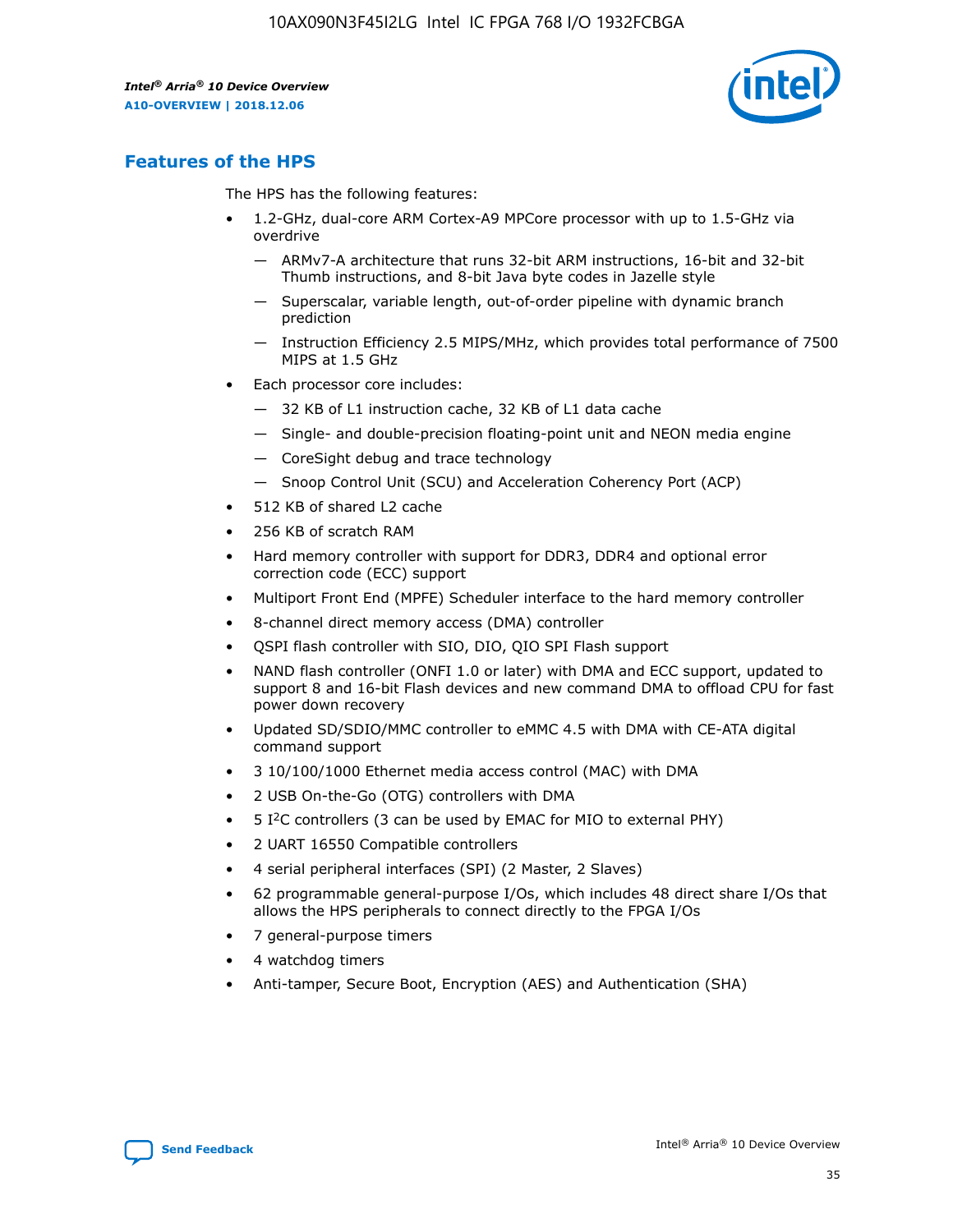## Features of the HPS

The HPS has the following features:

- 1.2-GHz, dual-core ARM Cortex-A9 MPCore processor with up to 1.5-GHz via overdrive
  - — ARMv7-A architecture that runs 32-bit ARM instructions, 16-bit and 32-bit Thumb instructions, and 8-bit Java byte codes in Jazelle style
  - — Superscalar, variable length, out-of-order pipeline with dynamic branch prediction
  - — Instruction Efficiency 2.5 MIPS/MHz, which provides total performance of 7500 MIPS at 1.5 GHz
- Each processor core includes:
  - — 32 KB of L1 instruction cache, 32 KB of L1 data cache
  - — Single- and double-precision floating-point unit and NEON media engine
  - — CoreSight debug and trace technology
  - — Snoop Control Unit (SCU) and Acceleration Coherency Port (ACP)
- 512 KB of shared L2 cache
- 256 KB of scratch RAM
- Hard memory controller with support for DDR3, DDR4 and optional error correction code (ECC) support
- Multiport Front End (MPFE) Scheduler interface to the hard memory controller
- 8-channel direct memory access (DMA) controller
- QSPI flash controller with SIO, DIO, QIO SPI Flash support
- NAND flash controller (ONFI 1.0 or later) with DMA and ECC support, updated to support 8 and 16-bit Flash devices and new command DMA to offload CPU for fast power down recovery
- Updated SD/SDIO/MMC controller to eMMC 4.5 with DMA with CE-ATA digital command support
- 3 10/100/1000 Ethernet media access control (MAC) with DMA
- 2 USB On-the-Go (OTG) controllers with DMA
- 5 I$^2$C controllers (3 can be used by EMAC for MIO to external PHY)
- 2 UART 16550 Compatible controllers
- 4 serial peripheral interfaces (SPI) (2 Master, 2 Slaves)
- 62 programmable general-purpose I/Os, which includes 48 direct share I/Os that allows the HPS peripherals to connect directly to the FPGA I/Os
- 7 general-purpose timers
- 4 watchdog timers
- Anti-tamper, Secure Boot, Encryption (AES) and Authentication (SHA)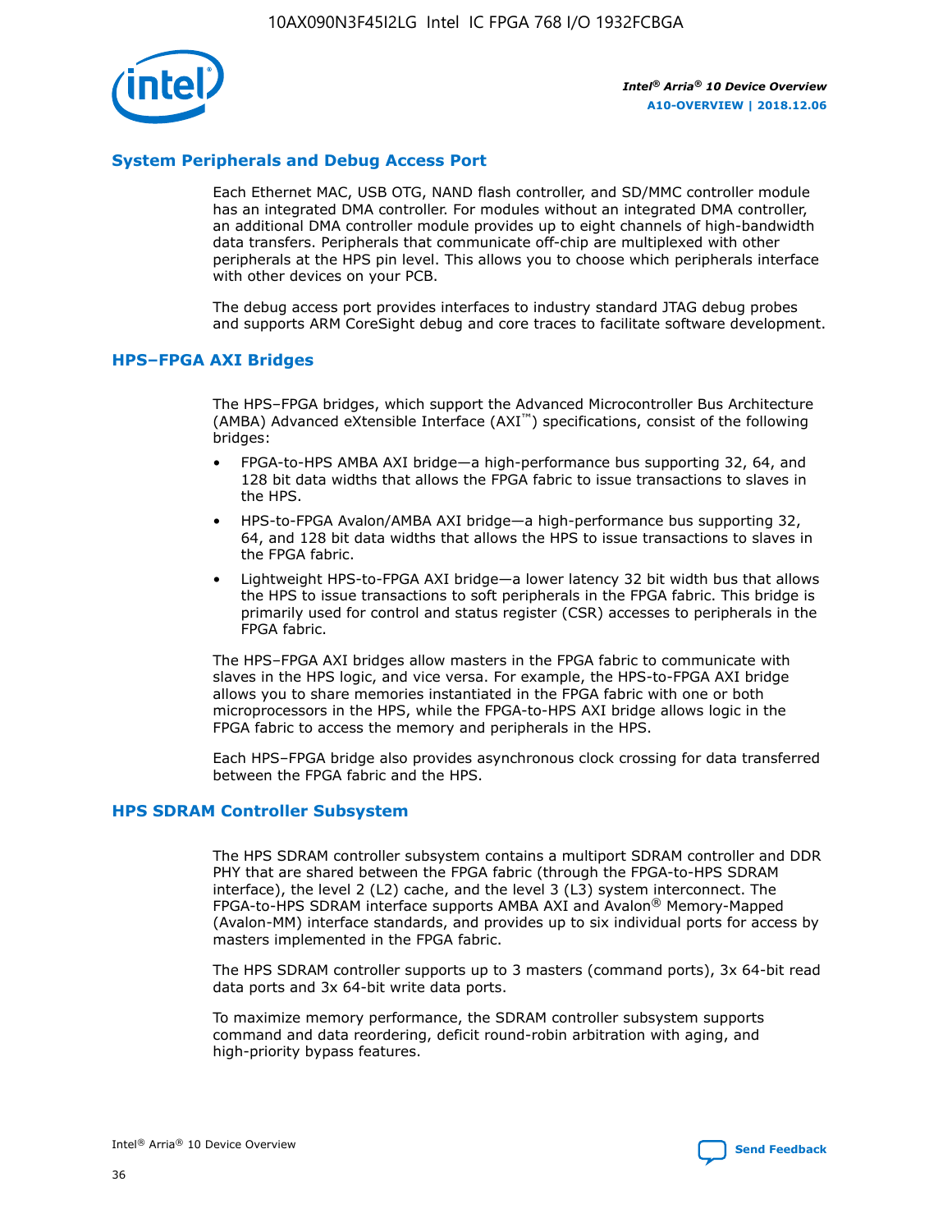## System Peripherals and Debug Access Port

Each Ethernet MAC, USB OTG, NAND flash controller, and SD/MMC controller module has an integrated DMA controller. For modules without an integrated DMA controller, an additional DMA controller module provides up to eight channels of high-bandwidth data transfers. Peripherals that communicate off-chip are multiplexed with other peripherals at the HPS pin level. This allows you to choose which peripherals interface with other devices on your PCB.

The debug access port provides interfaces to industry standard JTAG debug probes and supports ARM CoreSight debug and core traces to facilitate software development.

## HPS–FPGA AXI Bridges

The HPS–FPGA bridges, which support the Advanced Microcontroller Bus Architecture (AMBA) Advanced eXtensible Interface (AXI™) specifications, consist of the following bridges:

- FPGA-to-HPS AMBA AXI bridge—a high-performance bus supporting 32, 64, and 128 bit data widths that allows the FPGA fabric to issue transactions to slaves in the HPS.
- HPS-to-FPGA Avalon/AMBA AXI bridge—a high-performance bus supporting 32, 64, and 128 bit data widths that allows the HPS to issue transactions to slaves in the FPGA fabric.
- Lightweight HPS-to-FPGA AXI bridge—a lower latency 32 bit width bus that allows the HPS to issue transactions to soft peripherals in the FPGA fabric. This bridge is primarily used for control and status register (CSR) accesses to peripherals in the FPGA fabric.

The HPS–FPGA AXI bridges allow masters in the FPGA fabric to communicate with slaves in the HPS logic, and vice versa. For example, the HPS-to-FPGA AXI bridge allows you to share memories instantiated in the FPGA fabric with one or both microprocessors in the HPS, while the FPGA-to-HPS AXI bridge allows logic in the FPGA fabric to access the memory and peripherals in the HPS.

Each HPS–FPGA bridge also provides asynchronous clock crossing for data transferred between the FPGA fabric and the HPS.

## HPS SDRAM Controller Subsystem

The HPS SDRAM controller subsystem contains a multiport SDRAM controller and DDR PHY that are shared between the FPGA fabric (through the FPGA-to-HPS SDRAM interface), the level 2 (L2) cache, and the level 3 (L3) system interconnect. The FPGA-to-HPS SDRAM interface supports AMBA AXI and Avalon® Memory-Mapped (Avalon-MM) interface standards, and provides up to six individual ports for access by masters implemented in the FPGA fabric.

The HPS SDRAM controller supports up to 3 masters (command ports), 3x 64-bit read data ports and 3x 64-bit write data ports.

To maximize memory performance, the SDRAM controller subsystem supports command and data reordering, deficit round-robin arbitration with aging, and high-priority bypass features.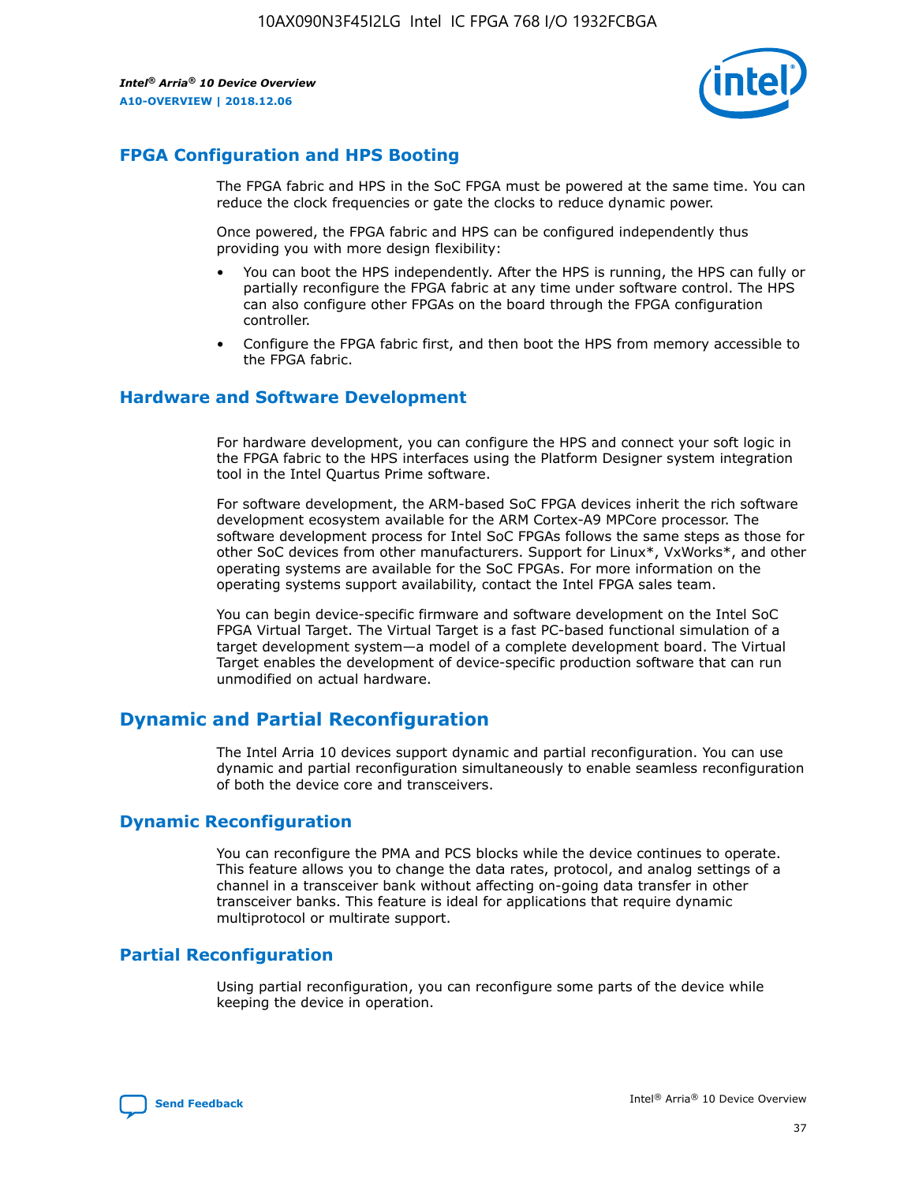## FPGA Configuration and HPS Booting

The FPGA fabric and HPS in the SoC FPGA must be powered at the same time. You can reduce the clock frequencies or gate the clocks to reduce dynamic power.

Once powered, the FPGA fabric and HPS can be configured independently thus providing you with more design flexibility:

- You can boot the HPS independently. After the HPS is running, the HPS can fully or partially reconfigure the FPGA fabric at any time under software control. The HPS can also configure other FPGAs on the board through the FPGA configuration controller.
- Configure the FPGA fabric first, and then boot the HPS from memory accessible to the FPGA fabric.

## Hardware and Software Development

For hardware development, you can configure the HPS and connect your soft logic in the FPGA fabric to the HPS interfaces using the Platform Designer system integration tool in the Intel Quartus Prime software.

For software development, the ARM-based SoC FPGA devices inherit the rich software development ecosystem available for the ARM Cortex-A9 MPCore processor. The software development process for Intel SoC FPGAs follows the same steps as those for other SoC devices from other manufacturers. Support for Linux*, VxWorks*, and other operating systems are available for the SoC FPGAs. For more information on the operating systems support availability, contact the Intel FPGA sales team.

You can begin device-specific firmware and software development on the Intel SoC FPGA Virtual Target. The Virtual Target is a fast PC-based functional simulation of a target development system—a model of a complete development board. The Virtual Target enables the development of device-specific production software that can run unmodified on actual hardware.

## Dynamic and Partial Reconfiguration

The Intel Arria 10 devices support dynamic and partial reconfiguration. You can use dynamic and partial reconfiguration simultaneously to enable seamless reconfiguration of both the device core and transceivers.

## Dynamic Reconfiguration

You can reconfigure the PMA and PCS blocks while the device continues to operate. This feature allows you to change the data rates, protocol, and analog settings of a channel in a transceiver bank without affecting on-going data transfer in other transceiver banks. This feature is ideal for applications that require dynamic multiprotocol or multirate support.

## Partial Reconfiguration

Using partial reconfiguration, you can reconfigure some parts of the device while keeping the device in operation.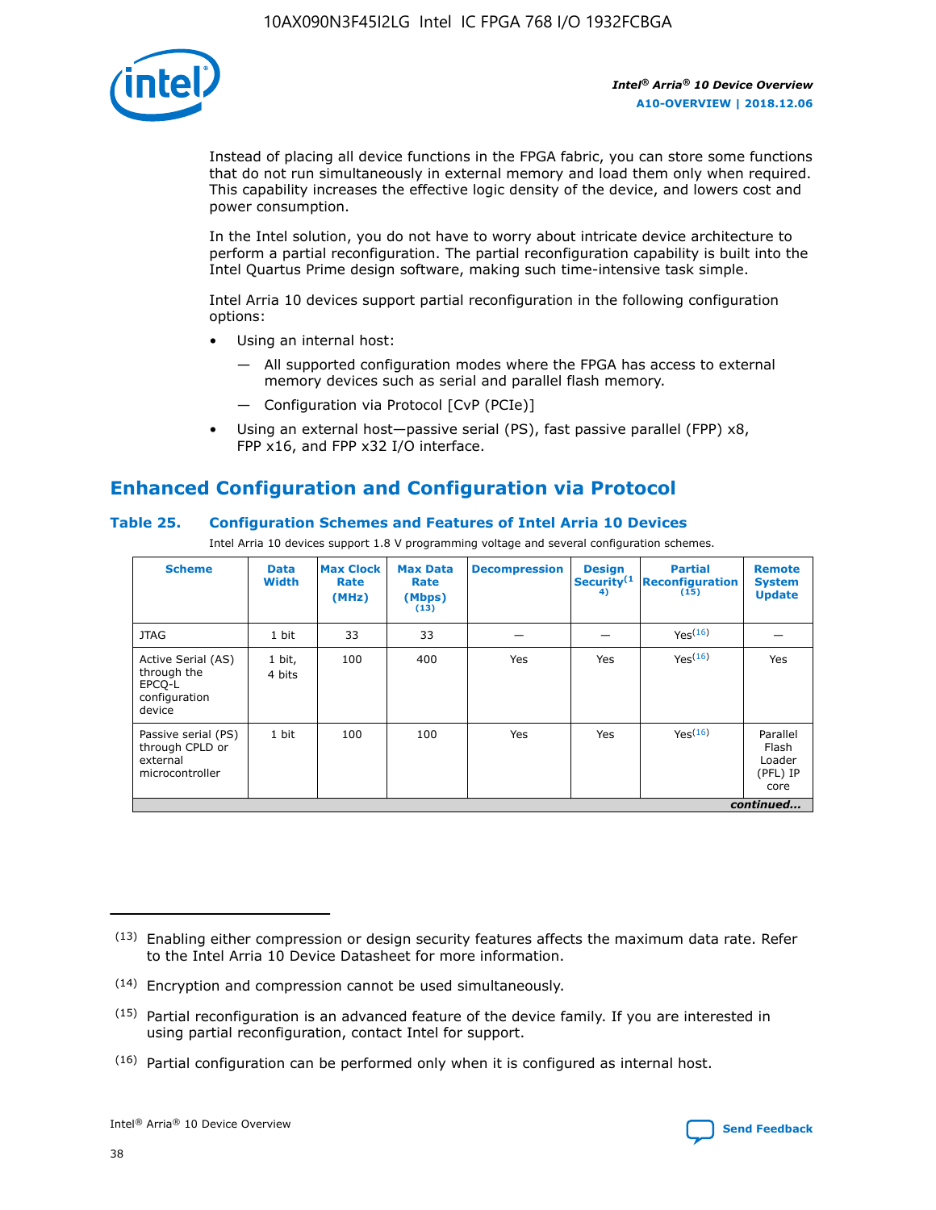Instead of placing all device functions in the FPGA fabric, you can store some functions that do not run simultaneously in external memory and load them only when required. This capability increases the effective logic density of the device, and lowers cost and power consumption.

In the Intel solution, you do not have to worry about intricate device architecture to perform a partial reconfiguration. The partial reconfiguration capability is built into the Intel Quartus Prime design software, making such time-intensive task simple.

Intel Arria 10 devices support partial reconfiguration in the following configuration options:

- Using an internal host:
  - — All supported configuration modes where the FPGA has access to external memory devices such as serial and parallel flash memory.
  - — Configuration via Protocol [CvP (PCIe)]
- Using an external host—passive serial (PS), fast passive parallel (FPP) x8, FPP x16, and FPP x32 I/O interface.

## Enhanced Configuration and Configuration via Protocol

### Table 25. Configuration Schemes and Features of Intel Arria 10 Devices

Intel Arria 10 devices support 1.8 V programming voltage and several configuration schemes.

| Scheme | Data Width | Max Clock Rate (MHz) | Max Data Rate (Mbps) (13) | Decompression | Design Security(14) | Partial Reconfiguration (15) | Remote System Update |
|---|---|---|---|---|---|---|---|
| JTAG | 1 bit | 33 | 33 | — | — | Yes(16) | — |
| Active Serial (AS) through the EPCQ-L configuration device | 1 bit, 4 bits | 100 | 400 | Yes | Yes | Yes(16) | Yes |
| Passive serial (PS) through CPLD or external microcontroller | 1 bit | 100 | 100 | Yes | Yes | Yes(16) | Parallel Flash Loader (PFL) IP core |

*continued...*

(13) Enabling either compression or design security features affects the maximum data rate. Refer to the Intel Arria 10 Device Datasheet for more information.

(14) Encryption and compression cannot be used simultaneously.

(15) Partial reconfiguration is an advanced feature of the device family. If you are interested in using partial reconfiguration, contact Intel for support.

(16) Partial configuration can be performed only when it is configured as internal host.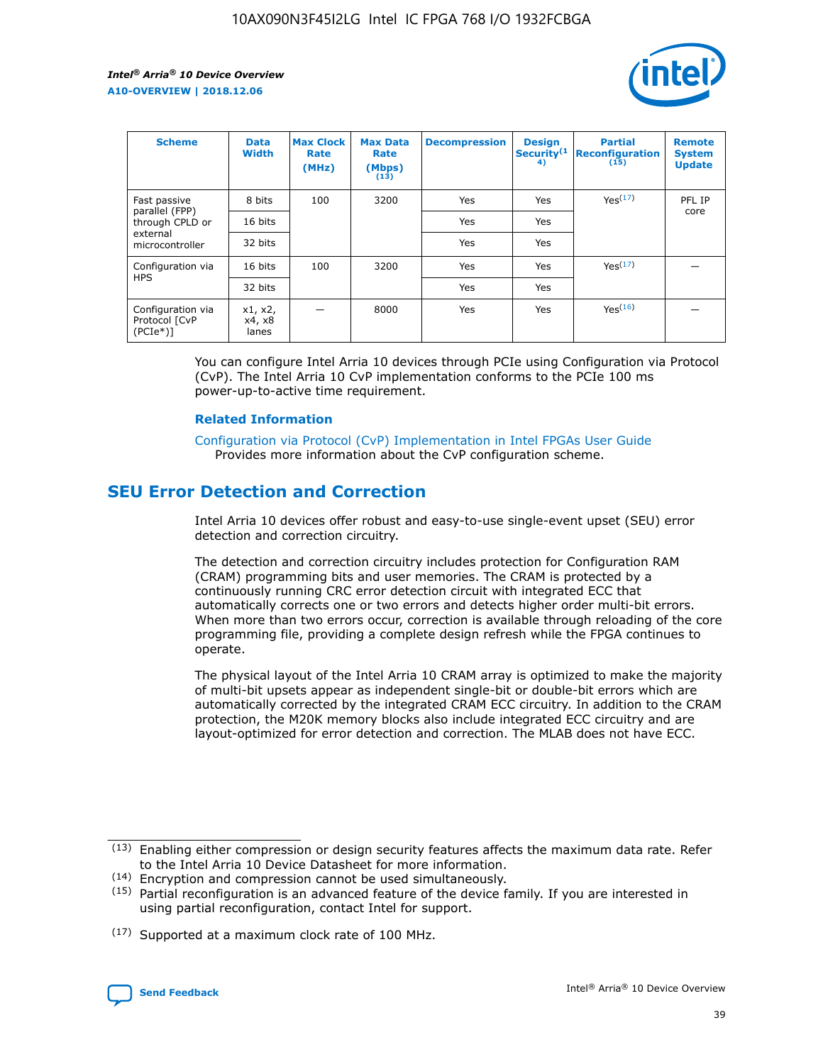| Scheme | Data Width | Max Clock Rate (MHz) | Max Data Rate (Mbps) (13) | Decompression | Design Security(14) | Partial Reconfiguration (15) | Remote System Update |
|---|---|---|---|---|---|---|---|
| Fast passive parallel (FPP) through CPLD or external microcontroller | 8 bits | 100 | 3200 | Yes | Yes | Yes(17) | PFL IP core |
| | 16 bits | | | Yes | Yes | | |
| | 32 bits | | | Yes | Yes | | |
| Configuration via HPS | 16 bits | 100 | 3200 | Yes | Yes | Yes(17) | — |
| | 32 bits | | | Yes | Yes | | |
| Configuration via Protocol [CvP (PCIe*)] | x1, x2, x4, x8 lanes | — | 8000 | Yes | Yes | Yes(16) | — |

You can configure Intel Arria 10 devices through PCIe using Configuration via Protocol (CvP). The Intel Arria 10 CvP implementation conforms to the PCIe 100 ms power-up-to-active time requirement.

### Related Information

Configuration via Protocol (CvP) Implementation in Intel FPGAs User Guide
Provides more information about the CvP configuration scheme.

## SEU Error Detection and Correction

Intel Arria 10 devices offer robust and easy-to-use single-event upset (SEU) error detection and correction circuitry.

The detection and correction circuitry includes protection for Configuration RAM (CRAM) programming bits and user memories. The CRAM is protected by a continuously running CRC error detection circuit with integrated ECC that automatically corrects one or two errors and detects higher order multi-bit errors. When more than two errors occur, correction is available through reloading of the core programming file, providing a complete design refresh while the FPGA continues to operate.

The physical layout of the Intel Arria 10 CRAM array is optimized to make the majority of multi-bit upsets appear as independent single-bit or double-bit errors which are automatically corrected by the integrated CRAM ECC circuitry. In addition to the CRAM protection, the M20K memory blocks also include integrated ECC circuitry and are layout-optimized for error detection and correction. The MLAB does not have ECC.

(13) Enabling either compression or design security features affects the maximum data rate. Refer to the Intel Arria 10 Device Datasheet for more information.

(14) Encryption and compression cannot be used simultaneously.

(15) Partial reconfiguration is an advanced feature of the device family. If you are interested in using partial reconfiguration, contact Intel for support.

(17) Supported at a maximum clock rate of 100 MHz.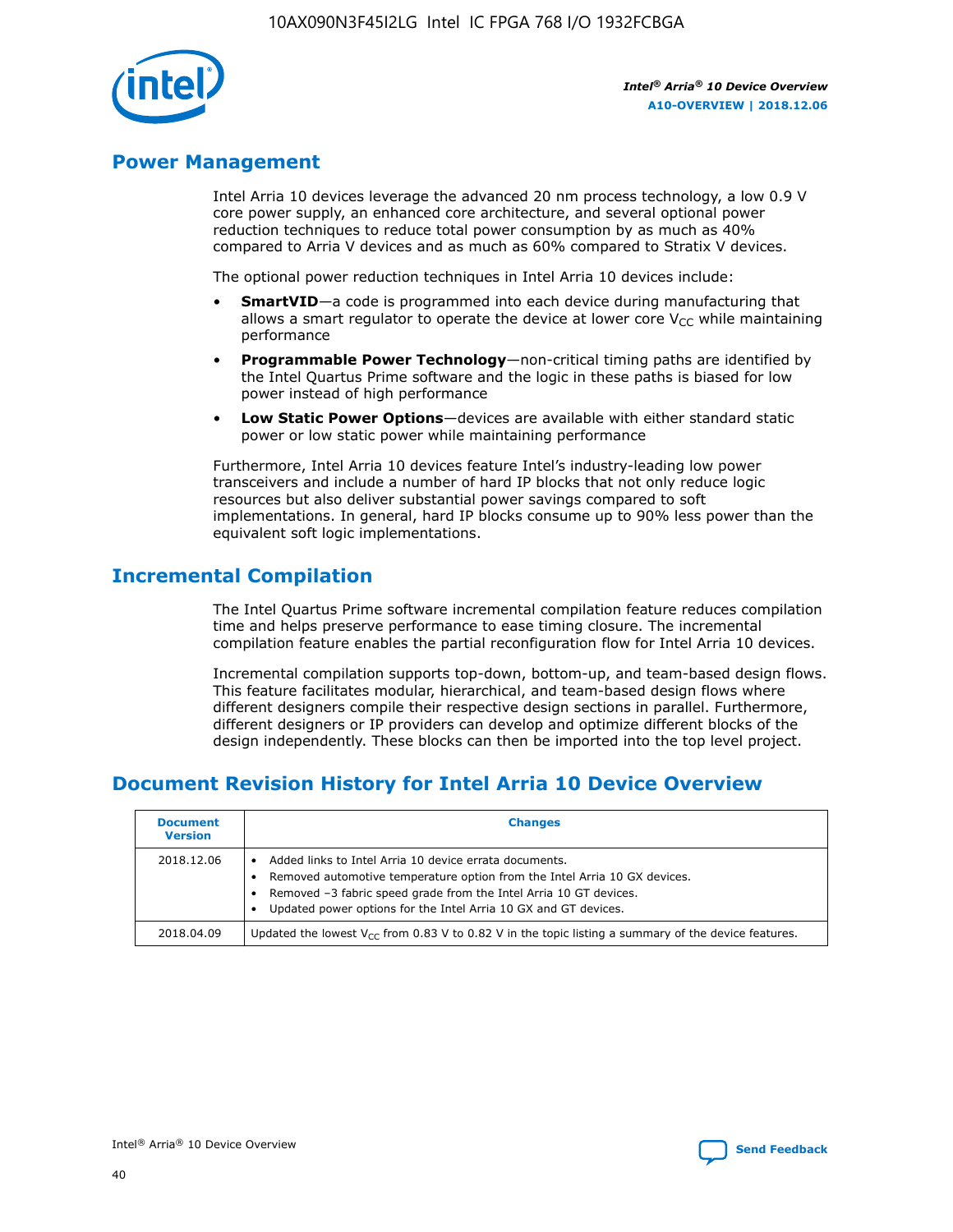## Power Management

Intel Arria 10 devices leverage the advanced 20 nm process technology, a low 0.9 V core power supply, an enhanced core architecture, and several optional power reduction techniques to reduce total power consumption by as much as 40% compared to Arria V devices and as much as 60% compared to Stratix V devices.

The optional power reduction techniques in Intel Arria 10 devices include:

- **SmartVID**—a code is programmed into each device during manufacturing that allows a smart regulator to operate the device at lower core $V_{CC}$ while maintaining performance
- **Programmable Power Technology**—non-critical timing paths are identified by the Intel Quartus Prime software and the logic in these paths is biased for low power instead of high performance
- **Low Static Power Options**—devices are available with either standard static power or low static power while maintaining performance

Furthermore, Intel Arria 10 devices feature Intel's industry-leading low power transceivers and include a number of hard IP blocks that not only reduce logic resources but also deliver substantial power savings compared to soft implementations. In general, hard IP blocks consume up to 90% less power than the equivalent soft logic implementations.

## Incremental Compilation

The Intel Quartus Prime software incremental compilation feature reduces compilation time and helps preserve performance to ease timing closure. The incremental compilation feature enables the partial reconfiguration flow for Intel Arria 10 devices.

Incremental compilation supports top-down, bottom-up, and team-based design flows. This feature facilitates modular, hierarchical, and team-based design flows where different designers compile their respective design sections in parallel. Furthermore, different designers or IP providers can develop and optimize different blocks of the design independently. These blocks can then be imported into the top level project.

## Document Revision History for Intel Arria 10 Device Overview

| Document Version | Changes |
|---|---|
| 2018.12.06 | • Added links to Intel Arria 10 device errata documents.<br>• Removed automotive temperature option from the Intel Arria 10 GX devices.<br>• Removed –3 fabric speed grade from the Intel Arria 10 GT devices.<br>• Updated power options for the Intel Arria 10 GX and GT devices. |
| 2018.04.09 | Updated the lowest $V_{CC}$ from 0.83 V to 0.82 V in the topic listing a summary of the device features. |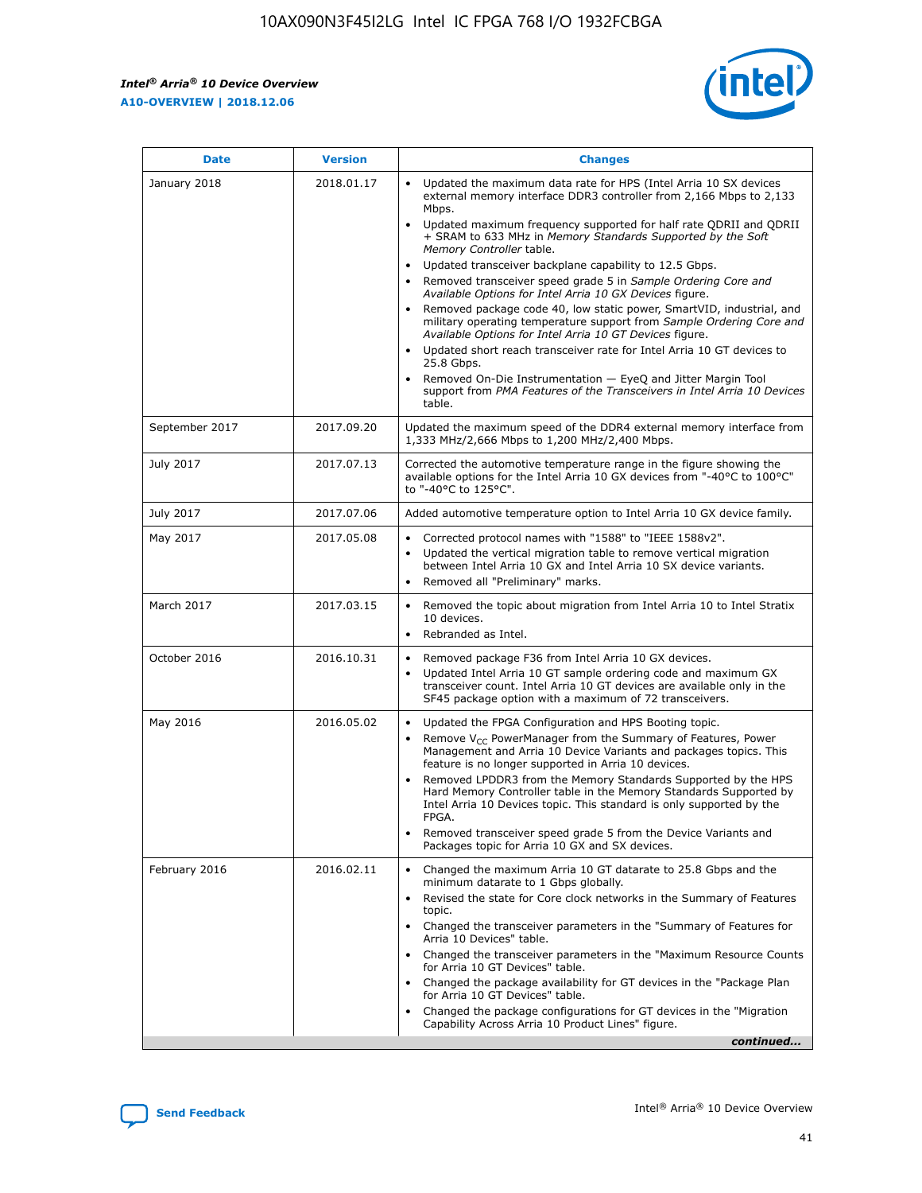| Date | Version | Changes |
| --- | --- | --- |
| January 2018 | 2018.01.17 | • Updated the maximum data rate for HPS (Intel Arria 10 SX devices external memory interface DDR3 controller from 2,166 Mbps to 2,133 Mbps.<br>• Updated maximum frequency supported for half rate QDRII and QDRII + SRAM to 633 MHz in *Memory Standards Supported by the Soft Memory Controller* table.<br>• Updated transceiver backplane capability to 12.5 Gbps.<br>• Removed transceiver speed grade 5 in *Sample Ordering Core and Available Options for Intel Arria 10 GX Devices* figure.<br>• Removed package code 40, low static power, SmartVID, industrial, and military operating temperature support from *Sample Ordering Core and Available Options for Intel Arria 10 GT Devices* figure.<br>• Updated short reach transceiver rate for Intel Arria 10 GT devices to 25.8 Gbps.<br>• Removed On-Die Instrumentation — EyeQ and Jitter Margin Tool support from *PMA Features of the Transceivers in Intel Arria 10 Devices* table. |
| September 2017 | 2017.09.20 | Updated the maximum speed of the DDR4 external memory interface from 1,333 MHz/2,666 Mbps to 1,200 MHz/2,400 Mbps. |
| July 2017 | 2017.07.13 | Corrected the automotive temperature range in the figure showing the available options for the Intel Arria 10 GX devices from "-40°C to 100°C" to "-40°C to 125°C". |
| July 2017 | 2017.07.06 | Added automotive temperature option to Intel Arria 10 GX device family. |
| May 2017 | 2017.05.08 | • Corrected protocol names with "1588" to "IEEE 1588v2".<br>• Updated the vertical migration table to remove vertical migration between Intel Arria 10 GX and Intel Arria 10 SX device variants.<br>• Removed all "Preliminary" marks. |
| March 2017 | 2017.03.15 | • Removed the topic about migration from Intel Arria 10 to Intel Stratix 10 devices.<br>• Rebranded as Intel. |
| October 2016 | 2016.10.31 | • Removed package F36 from Intel Arria 10 GX devices.<br>• Updated Intel Arria 10 GT sample ordering code and maximum GX transceiver count. Intel Arria 10 GT devices are available only in the SF45 package option with a maximum of 72 transceivers. |
| May 2016 | 2016.05.02 | • Updated the FPGA Configuration and HPS Booting topic.<br>• Remove $V_{CC}$ PowerManager from the Summary of Features, Power Management and Arria 10 Device Variants and packages topics. This feature is no longer supported in Arria 10 devices.<br>• Removed LPDDR3 from the Memory Standards Supported by the HPS Hard Memory Controller table in the Memory Standards Supported by Intel Arria 10 Devices topic. This standard is only supported by the FPGA.<br>• Removed transceiver speed grade 5 from the Device Variants and Packages topic for Arria 10 GX and SX devices. |
| February 2016 | 2016.02.11 | • Changed the maximum Arria 10 GT datarate to 25.8 Gbps and the minimum datarate to 1 Gbps globally.<br>• Revised the state for Core clock networks in the Summary of Features topic.<br>• Changed the transceiver parameters in the "Summary of Features for Arria 10 Devices" table.<br>• Changed the transceiver parameters in the "Maximum Resource Counts for Arria 10 GT Devices" table.<br>• Changed the package availability for GT devices in the "Package Plan for Arria 10 GT Devices" table.<br>• Changed the package configurations for GT devices in the "Migration Capability Across Arria 10 Product Lines" figure. |

*continued...*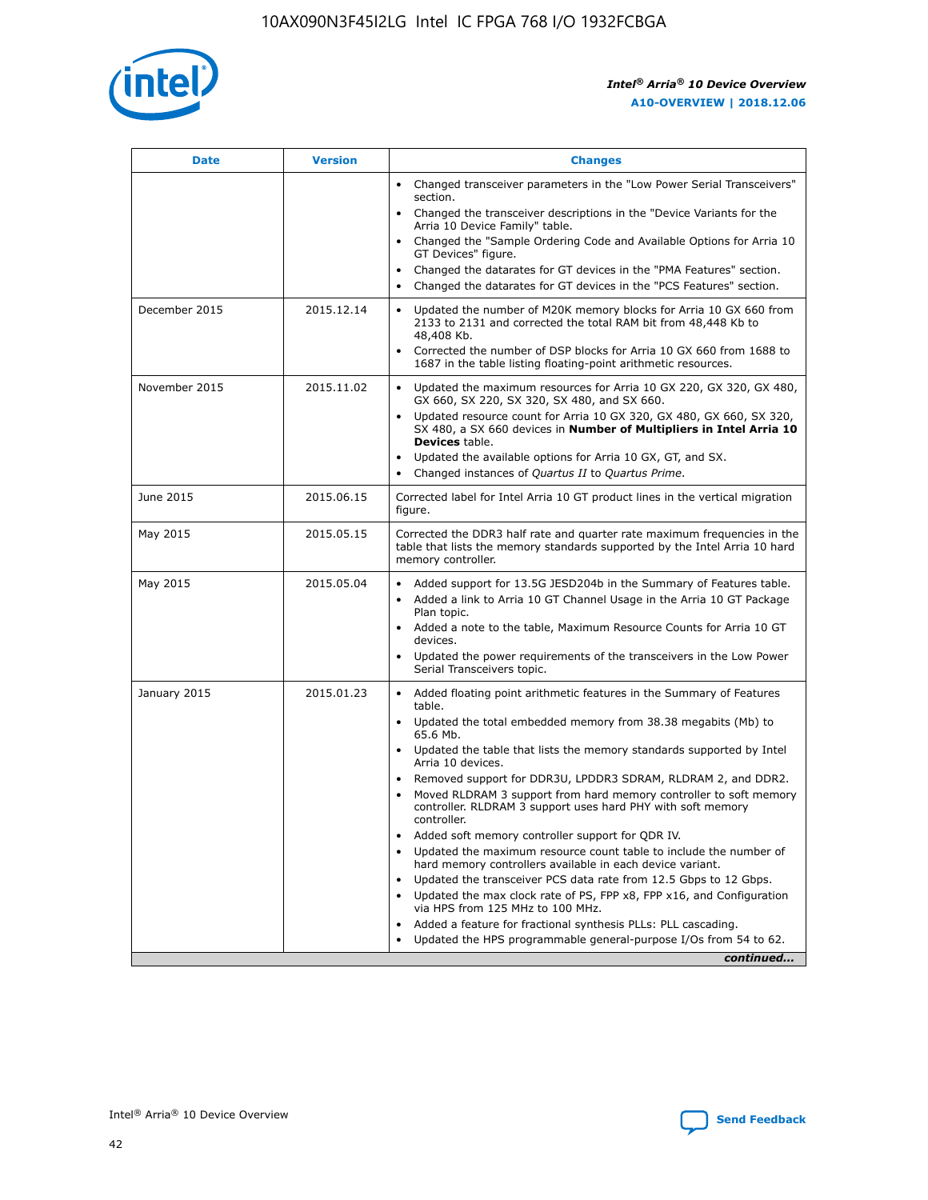| Date | Version | Changes |
| --- | --- | --- |
| | | • Changed transceiver parameters in the "Low Power Serial Transceivers" section.<br>• Changed the transceiver descriptions in the "Device Variants for the Arria 10 Device Family" table.<br>• Changed the "Sample Ordering Code and Available Options for Arria 10 GT Devices" figure.<br>• Changed the datarates for GT devices in the "PMA Features" section.<br>• Changed the datarates for GT devices in the "PCS Features" section. |
| December 2015 | 2015.12.14 | • Updated the number of M20K memory blocks for Arria 10 GX 660 from 2133 to 2131 and corrected the total RAM bit from 48,448 Kb to 48,408 Kb.<br>• Corrected the number of DSP blocks for Arria 10 GX 660 from 1688 to 1687 in the table listing floating-point arithmetic resources. |
| November 2015 | 2015.11.02 | • Updated the maximum resources for Arria 10 GX 220, GX 320, GX 480, GX 660, SX 220, SX 320, SX 480, and SX 660.<br>• Updated resource count for Arria 10 GX 320, GX 480, GX 660, SX 320, SX 480, a SX 660 devices in **Number of Multipliers in Intel Arria 10 Devices** table.<br>• Updated the available options for Arria 10 GX, GT, and SX.<br>• Changed instances of *Quartus II* to *Quartus Prime*. |
| June 2015 | 2015.06.15 | Corrected label for Intel Arria 10 GT product lines in the vertical migration figure. |
| May 2015 | 2015.05.15 | Corrected the DDR3 half rate and quarter rate maximum frequencies in the table that lists the memory standards supported by the Intel Arria 10 hard memory controller. |
| May 2015 | 2015.05.04 | • Added support for 13.5G JESD204b in the Summary of Features table.<br>• Added a link to Arria 10 GT Channel Usage in the Arria 10 GT Package Plan topic.<br>• Added a note to the table, Maximum Resource Counts for Arria 10 GT devices.<br>• Updated the power requirements of the transceivers in the Low Power Serial Transceivers topic. |
| January 2015 | 2015.01.23 | • Added floating point arithmetic features in the Summary of Features table.<br>• Updated the total embedded memory from 38.38 megabits (Mb) to 65.6 Mb.<br>• Updated the table that lists the memory standards supported by Intel Arria 10 devices.<br>• Removed support for DDR3U, LPDDR3 SDRAM, RLDRAM 2, and DDR2.<br>• Moved RLDRAM 3 support from hard memory controller to soft memory controller. RLDRAM 3 support uses hard PHY with soft memory controller.<br>• Added soft memory controller support for QDR IV.<br>• Updated the maximum resource count table to include the number of hard memory controllers available in each device variant.<br>• Updated the transceiver PCS data rate from 12.5 Gbps to 12 Gbps.<br>• Updated the max clock rate of PS, FPP x8, FPP x16, and Configuration via HPS from 125 MHz to 100 MHz.<br>• Added a feature for fractional synthesis PLLs: PLL cascading.<br>• Updated the HPS programmable general-purpose I/Os from 54 to 62. |

*continued...*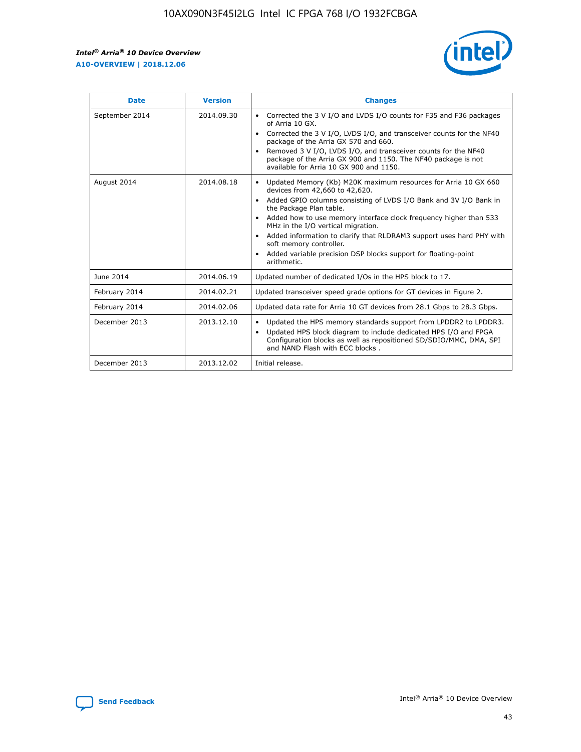| Date | Version | Changes |
| --- | --- | --- |
| September 2014 | 2014.09.30 | • Corrected the 3 V I/O and LVDS I/O counts for F35 and F36 packages of Arria 10 GX.<br>• Corrected the 3 V I/O, LVDS I/O, and transceiver counts for the NF40 package of the Arria GX 570 and 660.<br>• Removed 3 V I/O, LVDS I/O, and transceiver counts for the NF40 package of the Arria GX 900 and 1150. The NF40 package is not available for Arria 10 GX 900 and 1150. |
| August 2014 | 2014.08.18 | • Updated Memory (Kb) M20K maximum resources for Arria 10 GX 660 devices from 42,660 to 42,620.<br>• Added GPIO columns consisting of LVDS I/O Bank and 3V I/O Bank in the Package Plan table.<br>• Added how to use memory interface clock frequency higher than 533 MHz in the I/O vertical migration.<br>• Added information to clarify that RLDRAM3 support uses hard PHY with soft memory controller.<br>• Added variable precision DSP blocks support for floating-point arithmetic. |
| June 2014 | 2014.06.19 | Updated number of dedicated I/Os in the HPS block to 17. |
| February 2014 | 2014.02.21 | Updated transceiver speed grade options for GT devices in Figure 2. |
| February 2014 | 2014.02.06 | Updated data rate for Arria 10 GT devices from 28.1 Gbps to 28.3 Gbps. |
| December 2013 | 2013.12.10 | • Updated the HPS memory standards support from LPDDR2 to LPDDR3.<br>• Updated HPS block diagram to include dedicated HPS I/O and FPGA Configuration blocks as well as repositioned SD/SDIO/MMC, DMA, SPI and NAND Flash with ECC blocks . |
| December 2013 | 2013.12.02 | Initial release. |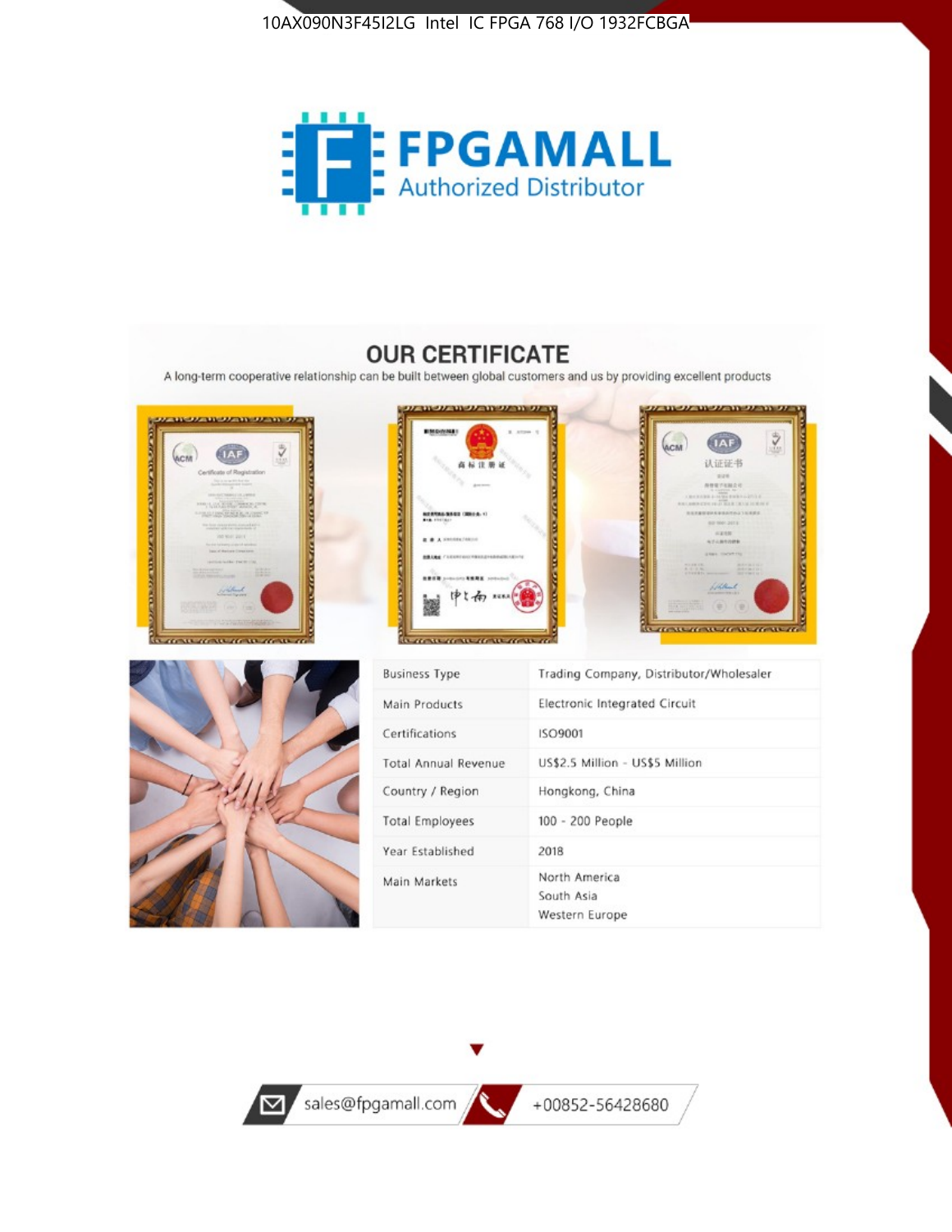10AX090N3F45I2LG Intel IC FPGA 768 I/O 1932FCBGA

FPGAMALL
Authorized Distributor

## OUR CERTIFICATE

A long-term cooperative relationship can be built between global customers and us by providing excellent products

| | |
|---|---|
| Business Type | Trading Company, Distributor/Wholesaler |
| Main Products | Electronic Integrated Circuit |
| Certifications | ISO9001 |
| Total Annual Revenue | US$2.5 Million - US$5 Million |
| Country / Region | Hongkong, China |
| Total Employees | 100 - 200 People |
| Year Established | 2018 |
| Main Markets | North America<br>South Asia<br>Western Europe |

sales@fpgamall.com +00852-56428680